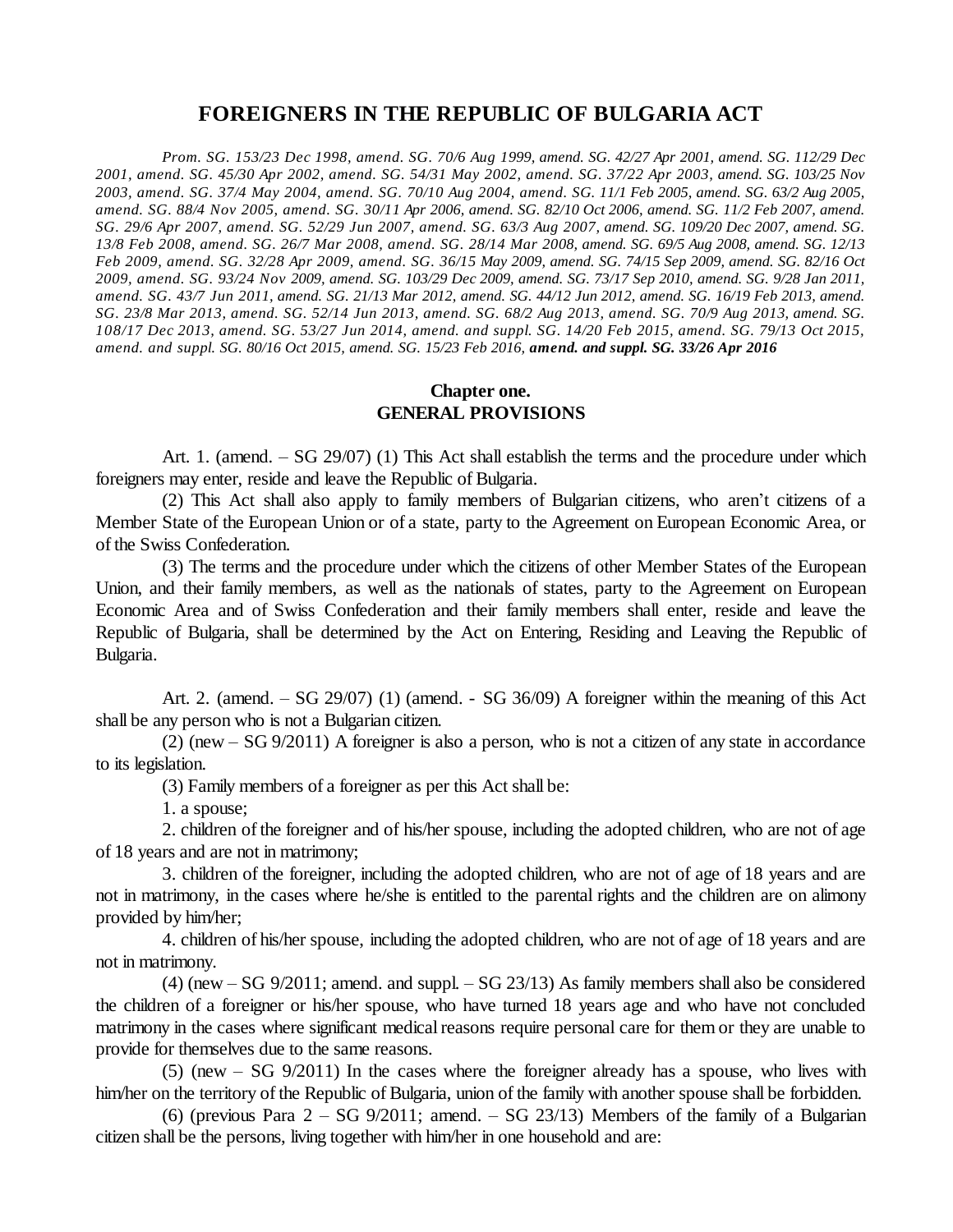# FOREIGNERS IN THE REPUBLIC OF BULGARIA ACT

*Prom. SG. 153/23 Dec 1998, amend. SG. 70/6 Aug 1999, amend. SG. 42/27 Apr 2001, amend. SG. 112/29 Dec 2001, amend. SG. 45/30 Apr 2002, amend. SG. 54/31 May 2002, amend. SG. 37/22 Apr 2003, amend. SG. 103/25 Nov 2003, amend. SG. 37/4 May 2004, amend. SG. 70/10 Aug 2004, amend. SG. 11/1 Feb 2005, amend. SG. 63/2 Aug 2005, amend. SG. 88/4 Nov 2005, amend. SG. 30/11 Apr 2006, amend. SG. 82/10 Oct 2006, amend. SG. 11/2 Feb 2007, amend. SG. 29/6 Apr 2007, amend. SG. 52/29 Jun 2007, amend. SG. 63/3 Aug 2007, amend. SG. 109/20 Dec 2007, amend. SG. 13/8 Feb 2008, amend. SG. 26/7 Mar 2008, amend. SG. 28/14 Mar 2008, amend. SG. 69/5 Aug 2008, amend. SG. 12/13 Feb 2009, amend. SG. 32/28 Apr 2009, amend. SG. 36/15 May 2009, amend. SG. 74/15 Sep 2009, amend. SG. 82/16 Oct 2009, amend. SG. 93/24 Nov 2009, amend. SG. 103/29 Dec 2009, amend. SG. 73/17 Sep 2010, amend. SG. 9/28 Jan 2011, amend. SG. 43/7 Jun 2011, amend. SG. 21/13 Mar 2012, amend. SG. 44/12 Jun 2012, amend. SG. 16/19 Feb 2013, amend. SG. 23/8 Mar 2013, amend. SG. 52/14 Jun 2013, amend. SG. 68/2 Aug 2013, amend. SG. 70/9 Aug 2013, amend. SG. 108/17 Dec 2013, amend. SG. 53/27 Jun 2014, amend. and suppl. SG. 14/20 Feb 2015, amend. SG. 79/13 Oct 2015, amend. and suppl. SG. 80/16 Oct 2015, amend. SG. 15/23 Feb 2016,* ***amend. and suppl. SG. 33/26 Apr 2016***

## Chapter one.
## GENERAL PROVISIONS

Art. 1. (amend. – SG 29/07) (1) This Act shall establish the terms and the procedure under which foreigners may enter, reside and leave the Republic of Bulgaria.

(2) This Act shall also apply to family members of Bulgarian citizens, who aren't citizens of a Member State of the European Union or of a state, party to the Agreement on European Economic Area, or of the Swiss Confederation.

(3) The terms and the procedure under which the citizens of other Member States of the European Union, and their family members, as well as the nationals of states, party to the Agreement on European Economic Area and of Swiss Confederation and their family members shall enter, reside and leave the Republic of Bulgaria, shall be determined by the Act on Entering, Residing and Leaving the Republic of Bulgaria.

Art. 2. (amend. – SG 29/07) (1) (amend. - SG 36/09) A foreigner within the meaning of this Act shall be any person who is not a Bulgarian citizen.

(2) (new – SG 9/2011) A foreigner is also a person, who is not a citizen of any state in accordance to its legislation.

(3) Family members of a foreigner as per this Act shall be:

1. a spouse;

2. children of the foreigner and of his/her spouse, including the adopted children, who are not of age of 18 years and are not in matrimony;

3. children of the foreigner, including the adopted children, who are not of age of 18 years and are not in matrimony, in the cases where he/she is entitled to the parental rights and the children are on alimony provided by him/her;

4. children of his/her spouse, including the adopted children, who are not of age of 18 years and are not in matrimony.

(4) (new – SG 9/2011; amend. and suppl. – SG 23/13) As family members shall also be considered the children of a foreigner or his/her spouse, who have turned 18 years age and who have not concluded matrimony in the cases where significant medical reasons require personal care for them or they are unable to provide for themselves due to the same reasons.

(5) (new – SG 9/2011) In the cases where the foreigner already has a spouse, who lives with him/her on the territory of the Republic of Bulgaria, union of the family with another spouse shall be forbidden.

(6) (previous Para 2 – SG 9/2011; amend. – SG 23/13) Members of the family of a Bulgarian citizen shall be the persons, living together with him/her in one household and are: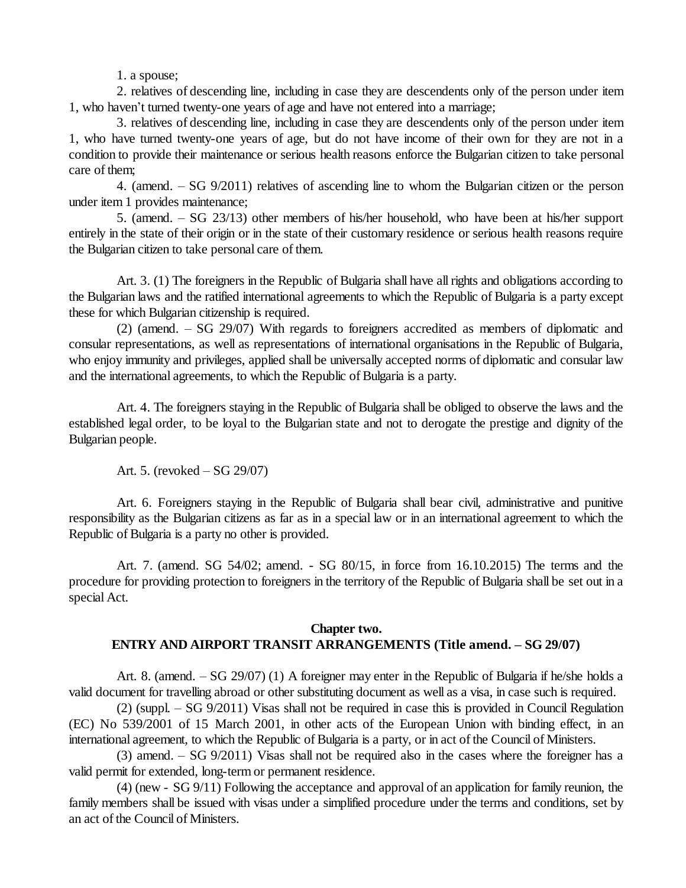1. a spouse;

2. relatives of descending line, including in case they are descendents only of the person under item 1, who haven't turned twenty-one years of age and have not entered into a marriage;

3. relatives of descending line, including in case they are descendents only of the person under item 1, who have turned twenty-one years of age, but do not have income of their own for they are not in a condition to provide their maintenance or serious health reasons enforce the Bulgarian citizen to take personal care of them;

4. (amend. – SG 9/2011) relatives of ascending line to whom the Bulgarian citizen or the person under item 1 provides maintenance;

5. (amend. – SG 23/13) other members of his/her household, who have been at his/her support entirely in the state of their origin or in the state of their customary residence or serious health reasons require the Bulgarian citizen to take personal care of them.

Art. 3. (1) The foreigners in the Republic of Bulgaria shall have all rights and obligations according to the Bulgarian laws and the ratified international agreements to which the Republic of Bulgaria is a party except these for which Bulgarian citizenship is required.

(2) (amend. – SG 29/07) With regards to foreigners accredited as members of diplomatic and consular representations, as well as representations of international organisations in the Republic of Bulgaria, who enjoy immunity and privileges, applied shall be universally accepted norms of diplomatic and consular law and the international agreements, to which the Republic of Bulgaria is a party.

Art. 4. The foreigners staying in the Republic of Bulgaria shall be obliged to observe the laws and the established legal order, to be loyal to the Bulgarian state and not to derogate the prestige and dignity of the Bulgarian people.

Art. 5. (revoked – SG 29/07)

Art. 6. Foreigners staying in the Republic of Bulgaria shall bear civil, administrative and punitive responsibility as the Bulgarian citizens as far as in a special law or in an international agreement to which the Republic of Bulgaria is a party no other is provided.

Art. 7. (amend. SG 54/02; amend. - SG 80/15, in force from 16.10.2015) The terms and the procedure for providing protection to foreigners in the territory of the Republic of Bulgaria shall be set out in a special Act.

## Chapter two.
## ENTRY AND AIRPORT TRANSIT ARRANGEMENTS (Title amend. – SG 29/07)

Art. 8. (amend. – SG 29/07) (1) A foreigner may enter in the Republic of Bulgaria if he/she holds a valid document for travelling abroad or other substituting document as well as a visa, in case such is required.

(2) (suppl. – SG 9/2011) Visas shall not be required in case this is provided in Council Regulation (EC) No 539/2001 of 15 March 2001, in other acts of the European Union with binding effect, in an international agreement, to which the Republic of Bulgaria is a party, or in act of the Council of Ministers.

(3) amend. – SG 9/2011) Visas shall not be required also in the cases where the foreigner has a valid permit for extended, long-term or permanent residence.

(4) (new - SG 9/11) Following the acceptance and approval of an application for family reunion, the family members shall be issued with visas under a simplified procedure under the terms and conditions, set by an act of the Council of Ministers.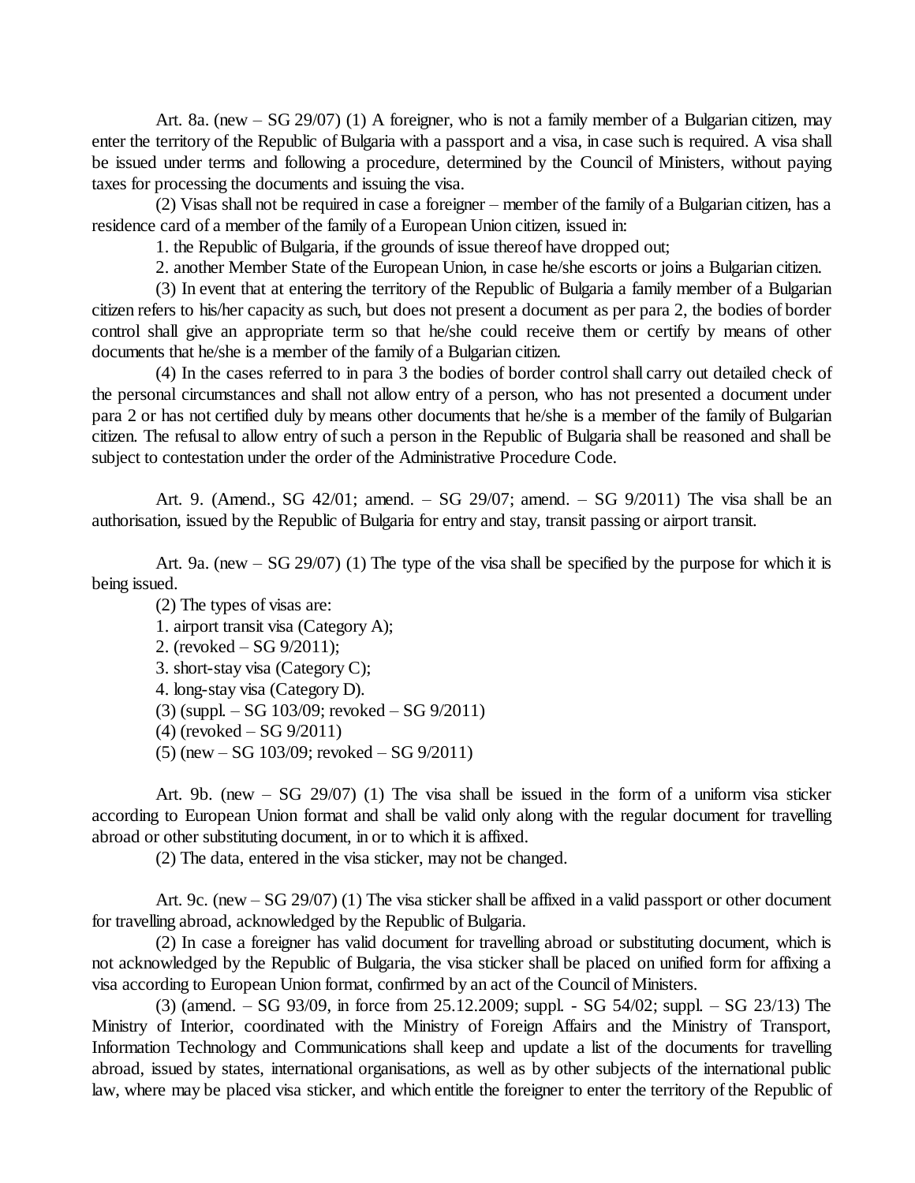Art. 8a. (new – SG 29/07) (1) A foreigner, who is not a family member of a Bulgarian citizen, may enter the territory of the Republic of Bulgaria with a passport and a visa, in case such is required. A visa shall be issued under terms and following a procedure, determined by the Council of Ministers, without paying taxes for processing the documents and issuing the visa.

(2) Visas shall not be required in case a foreigner – member of the family of a Bulgarian citizen, has a residence card of a member of the family of a European Union citizen, issued in:

1. the Republic of Bulgaria, if the grounds of issue thereof have dropped out;

2. another Member State of the European Union, in case he/she escorts or joins a Bulgarian citizen.

(3) In event that at entering the territory of the Republic of Bulgaria a family member of a Bulgarian citizen refers to his/her capacity as such, but does not present a document as per para 2, the bodies of border control shall give an appropriate term so that he/she could receive them or certify by means of other documents that he/she is a member of the family of a Bulgarian citizen.

(4) In the cases referred to in para 3 the bodies of border control shall carry out detailed check of the personal circumstances and shall not allow entry of a person, who has not presented a document under para 2 or has not certified duly by means other documents that he/she is a member of the family of Bulgarian citizen. The refusal to allow entry of such a person in the Republic of Bulgaria shall be reasoned and shall be subject to contestation under the order of the Administrative Procedure Code.

Art. 9. (Amend., SG 42/01; amend. – SG 29/07; amend. – SG 9/2011) The visa shall be an authorisation, issued by the Republic of Bulgaria for entry and stay, transit passing or airport transit.

Art. 9a. (new – SG 29/07) (1) The type of the visa shall be specified by the purpose for which it is being issued.

(2) The types of visas are:

1. airport transit visa (Category A);

2. (revoked – SG 9/2011);

3. short-stay visa (Category C);

4. long-stay visa (Category D).

(3) (suppl. – SG 103/09; revoked – SG 9/2011)

(4) (revoked – SG 9/2011)

(5) (new – SG 103/09; revoked – SG 9/2011)

Art. 9b. (new – SG 29/07) (1) The visa shall be issued in the form of a uniform visa sticker according to European Union format and shall be valid only along with the regular document for travelling abroad or other substituting document, in or to which it is affixed.

(2) The data, entered in the visa sticker, may not be changed.

Art. 9c. (new – SG 29/07) (1) The visa sticker shall be affixed in a valid passport or other document for travelling abroad, acknowledged by the Republic of Bulgaria.

(2) In case a foreigner has valid document for travelling abroad or substituting document, which is not acknowledged by the Republic of Bulgaria, the visa sticker shall be placed on unified form for affixing a visa according to European Union format, confirmed by an act of the Council of Ministers.

(3) (amend. – SG 93/09, in force from 25.12.2009; suppl. - SG 54/02; suppl. – SG 23/13) The Ministry of Interior, coordinated with the Ministry of Foreign Affairs and the Ministry of Transport, Information Technology and Communications shall keep and update a list of the documents for travelling abroad, issued by states, international organisations, as well as by other subjects of the international public law, where may be placed visa sticker, and which entitle the foreigner to enter the territory of the Republic of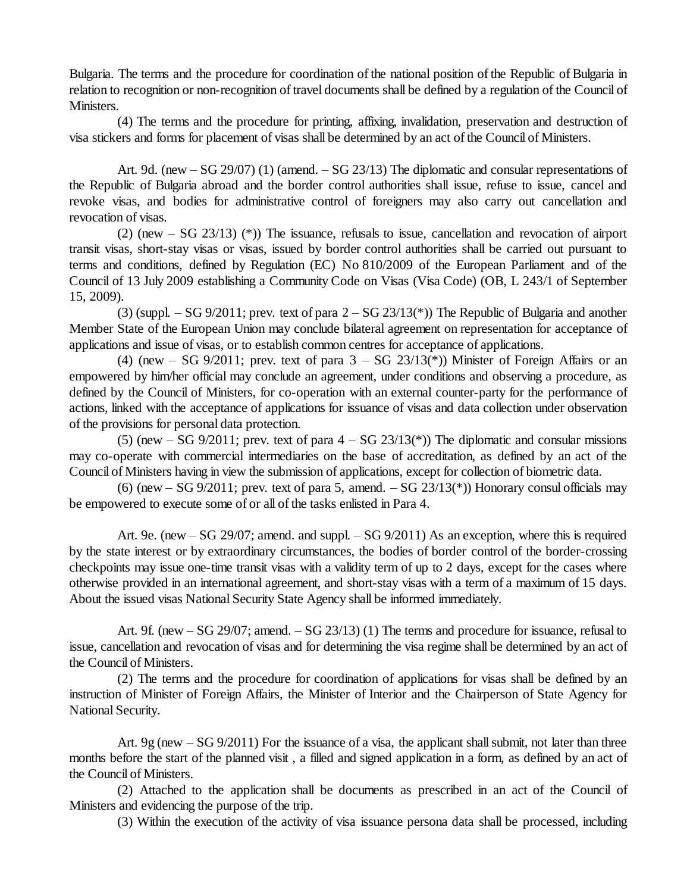Bulgaria. The terms and the procedure for coordination of the national position of the Republic of Bulgaria in relation to recognition or non-recognition of travel documents shall be defined by a regulation of the Council of Ministers.

(4) The terms and the procedure for printing, affixing, invalidation, preservation and destruction of visa stickers and forms for placement of visas shall be determined by an act of the Council of Ministers.

Art. 9d. (new – SG 29/07) (1) (amend. – SG 23/13) The diplomatic and consular representations of the Republic of Bulgaria abroad and the border control authorities shall issue, refuse to issue, cancel and revoke visas, and bodies for administrative control of foreigners may also carry out cancellation and revocation of visas.

(2) (new – SG 23/13) (*)) The issuance, refusals to issue, cancellation and revocation of airport transit visas, short-stay visas or visas, issued by border control authorities shall be carried out pursuant to terms and conditions, defined by Regulation (EC) No 810/2009 of the European Parliament and of the Council of 13 July 2009 establishing a Community Code on Visas (Visa Code) (OB, L 243/1 of September 15, 2009).

(3) (suppl. – SG 9/2011; prev. text of para 2 – SG 23/13(*)) The Republic of Bulgaria and another Member State of the European Union may conclude bilateral agreement on representation for acceptance of applications and issue of visas, or to establish common centres for acceptance of applications.

(4) (new – SG 9/2011; prev. text of para 3 – SG 23/13(*)) Minister of Foreign Affairs or an empowered by him/her official may conclude an agreement, under conditions and observing a procedure, as defined by the Council of Ministers, for co-operation with an external counter-party for the performance of actions, linked with the acceptance of applications for issuance of visas and data collection under observation of the provisions for personal data protection.

(5) (new – SG 9/2011; prev. text of para 4 – SG 23/13(*)) The diplomatic and consular missions may co-operate with commercial intermediaries on the base of accreditation, as defined by an act of the Council of Ministers having in view the submission of applications, except for collection of biometric data.

(6) (new – SG 9/2011; prev. text of para 5, amend. – SG 23/13(*)) Honorary consul officials may be empowered to execute some of or all of the tasks enlisted in Para 4.

Art. 9e. (new – SG 29/07; amend. and suppl. – SG 9/2011) As an exception, where this is required by the state interest or by extraordinary circumstances, the bodies of border control of the border-crossing checkpoints may issue one-time transit visas with a validity term of up to 2 days, except for the cases where otherwise provided in an international agreement, and short-stay visas with a term of a maximum of 15 days. About the issued visas National Security State Agency shall be informed immediately.

Art. 9f. (new – SG 29/07; amend. – SG 23/13) (1) The terms and procedure for issuance, refusal to issue, cancellation and revocation of visas and for determining the visa regime shall be determined by an act of the Council of Ministers.

(2) The terms and the procedure for coordination of applications for visas shall be defined by an instruction of Minister of Foreign Affairs, the Minister of Interior and the Chairperson of State Agency for National Security.

Art. 9g (new – SG 9/2011) For the issuance of a visa, the applicant shall submit, not later than three months before the start of the planned visit , a filled and signed application in a form, as defined by an act of the Council of Ministers.

(2) Attached to the application shall be documents as prescribed in an act of the Council of Ministers and evidencing the purpose of the trip.

(3) Within the execution of the activity of visa issuance persona data shall be processed, including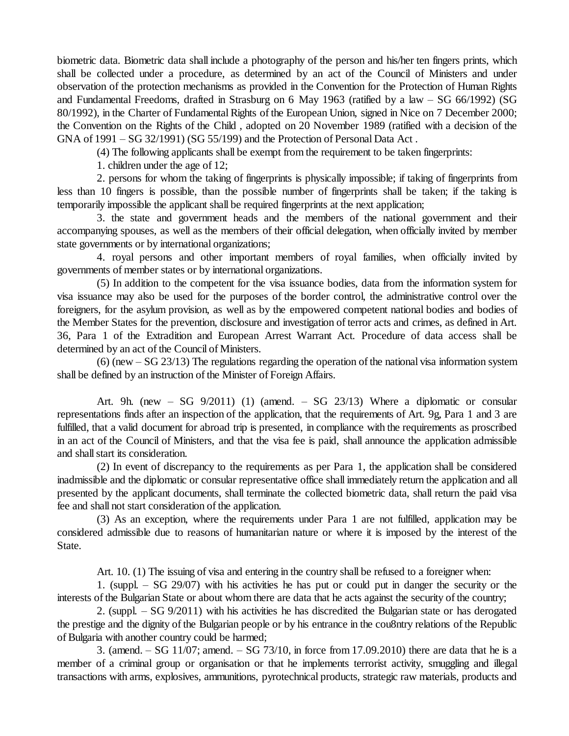biometric data. Biometric data shall include a photography of the person and his/her ten fingers prints, which shall be collected under a procedure, as determined by an act of the Council of Ministers and under observation of the protection mechanisms as provided in the Convention for the Protection of Human Rights and Fundamental Freedoms, drafted in Strasburg on 6 May 1963 (ratified by a law – SG 66/1992) (SG 80/1992), in the Charter of Fundamental Rights of the European Union, signed in Nice on 7 December 2000; the Convention on the Rights of the Child , adopted on 20 November 1989 (ratified with a decision of the GNA of 1991 – SG 32/1991) (SG 55/199) and the Protection of Personal Data Act .

(4) The following applicants shall be exempt from the requirement to be taken fingerprints:

1. children under the age of 12;

2. persons for whom the taking of fingerprints is physically impossible; if taking of fingerprints from less than 10 fingers is possible, than the possible number of fingerprints shall be taken; if the taking is temporarily impossible the applicant shall be required fingerprints at the next application;

3. the state and government heads and the members of the national government and their accompanying spouses, as well as the members of their official delegation, when officially invited by member state governments or by international organizations;

4. royal persons and other important members of royal families, when officially invited by governments of member states or by international organizations.

(5) In addition to the competent for the visa issuance bodies, data from the information system for visa issuance may also be used for the purposes of the border control, the administrative control over the foreigners, for the asylum provision, as well as by the empowered competent national bodies and bodies of the Member States for the prevention, disclosure and investigation of terror acts and crimes, as defined in Art. 36, Para 1 of the Extradition and European Arrest Warrant Act. Procedure of data access shall be determined by an act of the Council of Ministers.

(6) (new – SG 23/13) The regulations regarding the operation of the national visa information system shall be defined by an instruction of the Minister of Foreign Affairs.

Art. 9h. (new – SG 9/2011) (1) (amend. – SG 23/13) Where a diplomatic or consular representations finds after an inspection of the application, that the requirements of Art. 9g, Para 1 and 3 are fulfilled, that a valid document for abroad trip is presented, in compliance with the requirements as proscribed in an act of the Council of Ministers, and that the visa fee is paid, shall announce the application admissible and shall start its consideration.

(2) In event of discrepancy to the requirements as per Para 1, the application shall be considered inadmissible and the diplomatic or consular representative office shall immediately return the application and all presented by the applicant documents, shall terminate the collected biometric data, shall return the paid visa fee and shall not start consideration of the application.

(3) As an exception, where the requirements under Para 1 are not fulfilled, application may be considered admissible due to reasons of humanitarian nature or where it is imposed by the interest of the State.

Art. 10. (1) The issuing of visa and entering in the country shall be refused to a foreigner when:

1. (suppl. – SG 29/07) with his activities he has put or could put in danger the security or the interests of the Bulgarian State or about whom there are data that he acts against the security of the country;

2. (suppl. – SG 9/2011) with his activities he has discredited the Bulgarian state or has derogated the prestige and the dignity of the Bulgarian people or by his entrance in the cou8ntry relations of the Republic of Bulgaria with another country could be harmed;

3. (amend. – SG 11/07; amend. – SG 73/10, in force from 17.09.2010) there are data that he is a member of a criminal group or organisation or that he implements terrorist activity, smuggling and illegal transactions with arms, explosives, ammunitions, pyrotechnical products, strategic raw materials, products and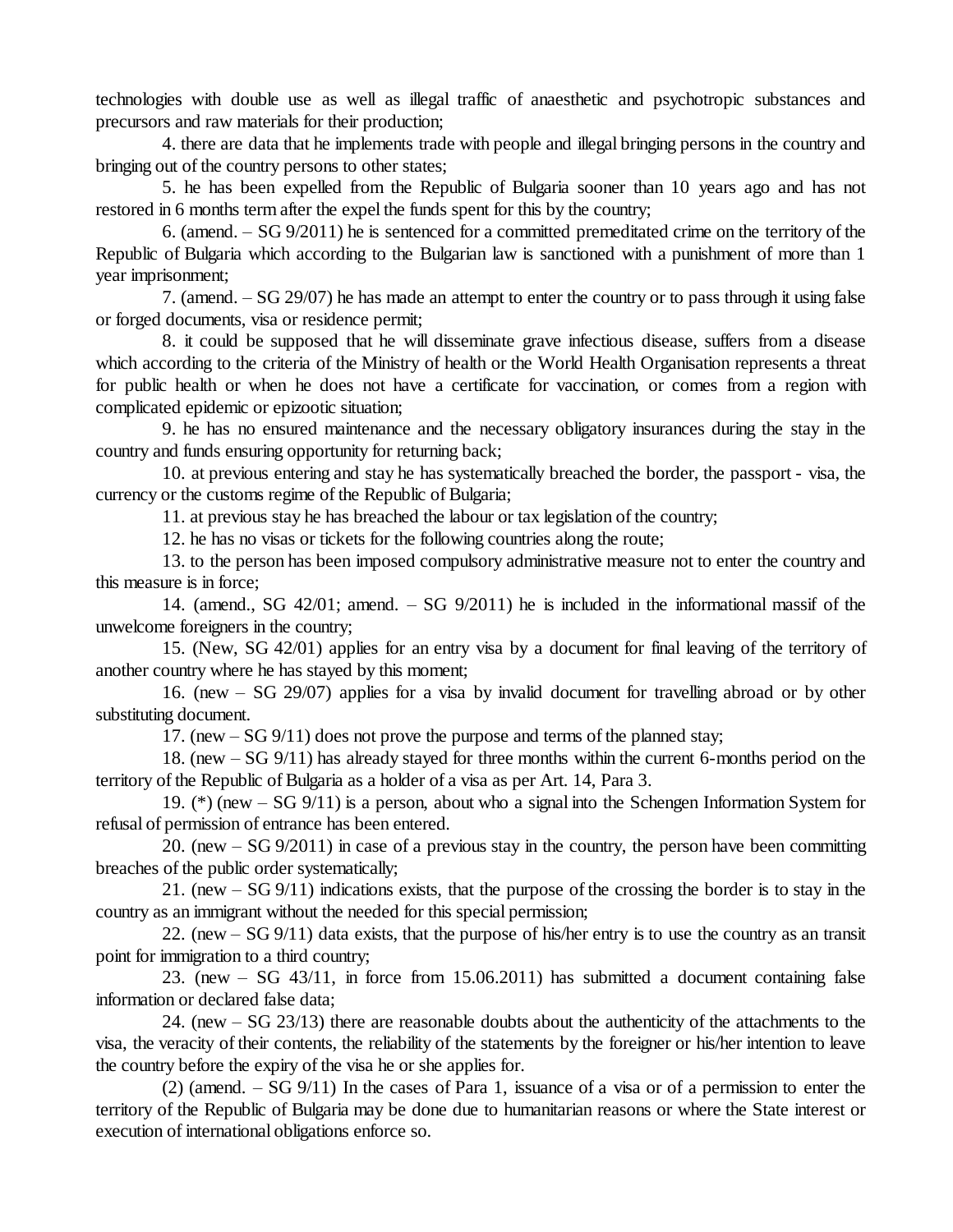technologies with double use as well as illegal traffic of anaesthetic and psychotropic substances and precursors and raw materials for their production;

4. there are data that he implements trade with people and illegal bringing persons in the country and bringing out of the country persons to other states;

5. he has been expelled from the Republic of Bulgaria sooner than 10 years ago and has not restored in 6 months term after the expel the funds spent for this by the country;

6. (amend. – SG 9/2011) he is sentenced for a committed premeditated crime on the territory of the Republic of Bulgaria which according to the Bulgarian law is sanctioned with a punishment of more than 1 year imprisonment;

7. (amend. – SG 29/07) he has made an attempt to enter the country or to pass through it using false or forged documents, visa or residence permit;

8. it could be supposed that he will disseminate grave infectious disease, suffers from a disease which according to the criteria of the Ministry of health or the World Health Organisation represents a threat for public health or when he does not have a certificate for vaccination, or comes from a region with complicated epidemic or epizootic situation;

9. he has no ensured maintenance and the necessary obligatory insurances during the stay in the country and funds ensuring opportunity for returning back;

10. at previous entering and stay he has systematically breached the border, the passport - visa, the currency or the customs regime of the Republic of Bulgaria;

11. at previous stay he has breached the labour or tax legislation of the country;

12. he has no visas or tickets for the following countries along the route;

13. to the person has been imposed compulsory administrative measure not to enter the country and this measure is in force;

14. (amend., SG 42/01; amend. – SG 9/2011) he is included in the informational massif of the unwelcome foreigners in the country;

15. (New, SG 42/01) applies for an entry visa by a document for final leaving of the territory of another country where he has stayed by this moment;

16. (new – SG 29/07) applies for a visa by invalid document for travelling abroad or by other substituting document.

17. (new – SG 9/11) does not prove the purpose and terms of the planned stay;

18. (new – SG 9/11) has already stayed for three months within the current 6-months period on the territory of the Republic of Bulgaria as a holder of a visa as per Art. 14, Para 3.

19. (*) (new – SG 9/11) is a person, about who a signal into the Schengen Information System for refusal of permission of entrance has been entered.

20. (new – SG 9/2011) in case of a previous stay in the country, the person have been committing breaches of the public order systematically;

21. (new – SG 9/11) indications exists, that the purpose of the crossing the border is to stay in the country as an immigrant without the needed for this special permission;

22. (new – SG 9/11) data exists, that the purpose of his/her entry is to use the country as an transit point for immigration to a third country;

23. (new – SG 43/11, in force from 15.06.2011) has submitted a document containing false information or declared false data;

24. (new – SG 23/13) there are reasonable doubts about the authenticity of the attachments to the visa, the veracity of their contents, the reliability of the statements by the foreigner or his/her intention to leave the country before the expiry of the visa he or she applies for.

(2) (amend. – SG 9/11) In the cases of Para 1, issuance of a visa or of a permission to enter the territory of the Republic of Bulgaria may be done due to humanitarian reasons or where the State interest or execution of international obligations enforce so.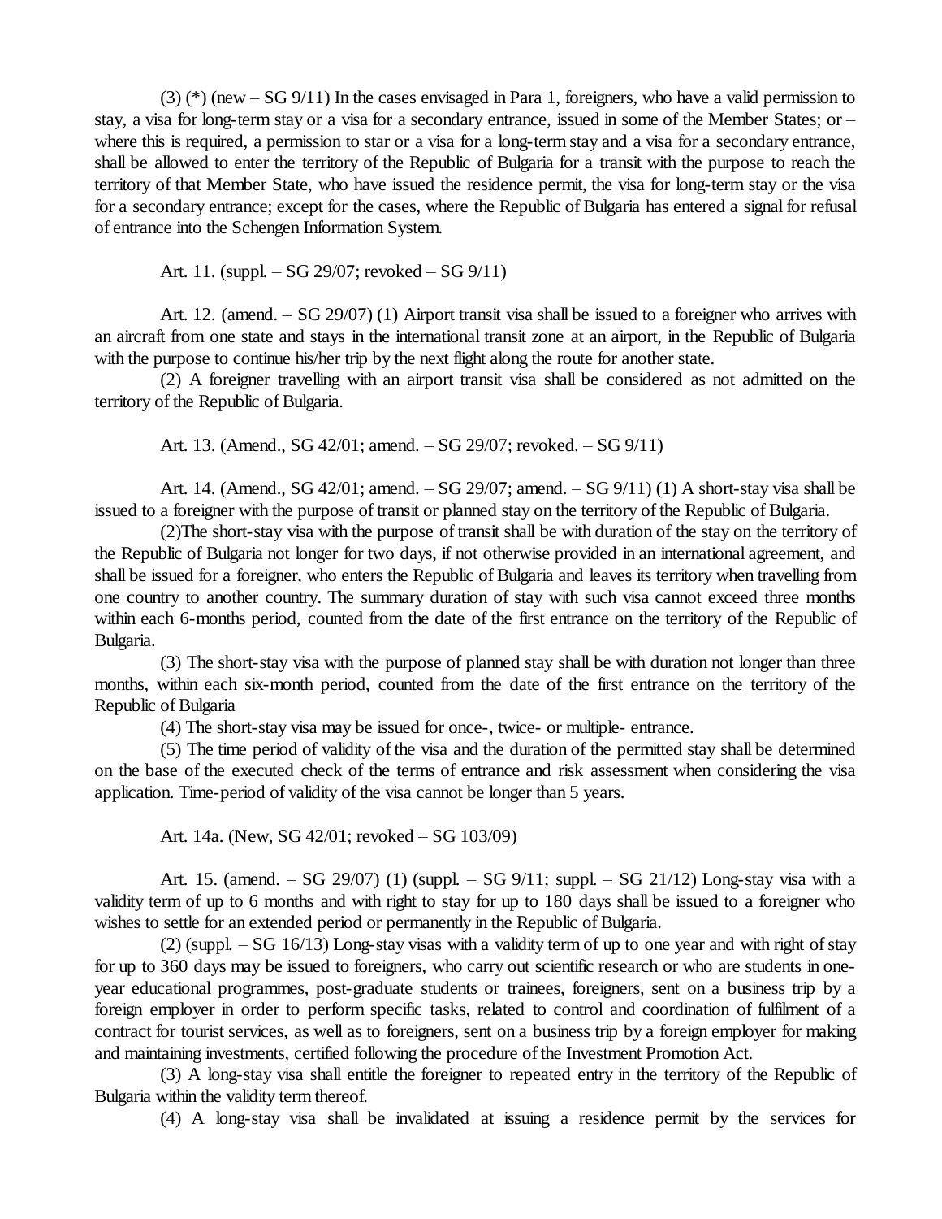(3) (*) (new – SG 9/11) In the cases envisaged in Para 1, foreigners, who have a valid permission to stay, a visa for long-term stay or a visa for a secondary entrance, issued in some of the Member States; or – where this is required, a permission to star or a visa for a long-term stay and a visa for a secondary entrance, shall be allowed to enter the territory of the Republic of Bulgaria for a transit with the purpose to reach the territory of that Member State, who have issued the residence permit, the visa for long-term stay or the visa for a secondary entrance; except for the cases, where the Republic of Bulgaria has entered a signal for refusal of entrance into the Schengen Information System.

Art. 11. (suppl. – SG 29/07; revoked – SG 9/11)

Art. 12. (amend. – SG 29/07) (1) Airport transit visa shall be issued to a foreigner who arrives with an aircraft from one state and stays in the international transit zone at an airport, in the Republic of Bulgaria with the purpose to continue his/her trip by the next flight along the route for another state.

(2) A foreigner travelling with an airport transit visa shall be considered as not admitted on the territory of the Republic of Bulgaria.

Art. 13. (Amend., SG 42/01; amend. – SG 29/07; revoked. – SG 9/11)

Art. 14. (Amend., SG 42/01; amend. – SG 29/07; amend. – SG 9/11) (1) A short-stay visa shall be issued to a foreigner with the purpose of transit or planned stay on the territory of the Republic of Bulgaria.

(2)The short-stay visa with the purpose of transit shall be with duration of the stay on the territory of the Republic of Bulgaria not longer for two days, if not otherwise provided in an international agreement, and shall be issued for a foreigner, who enters the Republic of Bulgaria and leaves its territory when travelling from one country to another country. The summary duration of stay with such visa cannot exceed three months within each 6-months period, counted from the date of the first entrance on the territory of the Republic of Bulgaria.

(3) The short-stay visa with the purpose of planned stay shall be with duration not longer than three months, within each six-month period, counted from the date of the first entrance on the territory of the Republic of Bulgaria

(4) The short-stay visa may be issued for once-, twice- or multiple- entrance.

(5) The time period of validity of the visa and the duration of the permitted stay shall be determined on the base of the executed check of the terms of entrance and risk assessment when considering the visa application. Time-period of validity of the visa cannot be longer than 5 years.

Art. 14a. (New, SG 42/01; revoked – SG 103/09)

Art. 15. (amend. – SG 29/07) (1) (suppl. – SG 9/11; suppl. – SG 21/12) Long-stay visa with a validity term of up to 6 months and with right to stay for up to 180 days shall be issued to a foreigner who wishes to settle for an extended period or permanently in the Republic of Bulgaria.

(2) (suppl. – SG 16/13) Long-stay visas with a validity term of up to one year and with right of stay for up to 360 days may be issued to foreigners, who carry out scientific research or who are students in one-year educational programmes, post-graduate students or trainees, foreigners, sent on a business trip by a foreign employer in order to perform specific tasks, related to control and coordination of fulfilment of a contract for tourist services, as well as to foreigners, sent on a business trip by a foreign employer for making and maintaining investments, certified following the procedure of the Investment Promotion Act.

(3) A long-stay visa shall entitle the foreigner to repeated entry in the territory of the Republic of Bulgaria within the validity term thereof.

(4) A long-stay visa shall be invalidated at issuing a residence permit by the services for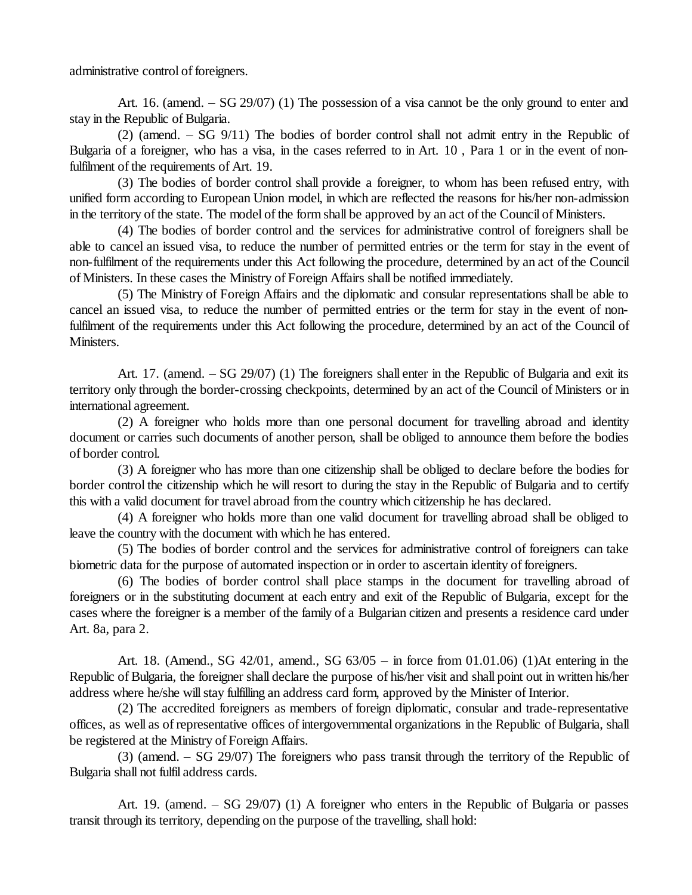administrative control of foreigners.

Art. 16. (amend. – SG 29/07) (1) The possession of a visa cannot be the only ground to enter and stay in the Republic of Bulgaria.

(2) (amend. – SG 9/11) The bodies of border control shall not admit entry in the Republic of Bulgaria of a foreigner, who has a visa, in the cases referred to in Art. 10 , Para 1 or in the event of non-fulfilment of the requirements of Art. 19.

(3) The bodies of border control shall provide a foreigner, to whom has been refused entry, with unified form according to European Union model, in which are reflected the reasons for his/her non-admission in the territory of the state. The model of the form shall be approved by an act of the Council of Ministers.

(4) The bodies of border control and the services for administrative control of foreigners shall be able to cancel an issued visa, to reduce the number of permitted entries or the term for stay in the event of non-fulfilment of the requirements under this Act following the procedure, determined by an act of the Council of Ministers. In these cases the Ministry of Foreign Affairs shall be notified immediately.

(5) The Ministry of Foreign Affairs and the diplomatic and consular representations shall be able to cancel an issued visa, to reduce the number of permitted entries or the term for stay in the event of non-fulfilment of the requirements under this Act following the procedure, determined by an act of the Council of Ministers.

Art. 17. (amend. – SG 29/07) (1) The foreigners shall enter in the Republic of Bulgaria and exit its territory only through the border-crossing checkpoints, determined by an act of the Council of Ministers or in international agreement.

(2) A foreigner who holds more than one personal document for travelling abroad and identity document or carries such documents of another person, shall be obliged to announce them before the bodies of border control.

(3) A foreigner who has more than one citizenship shall be obliged to declare before the bodies for border control the citizenship which he will resort to during the stay in the Republic of Bulgaria and to certify this with a valid document for travel abroad from the country which citizenship he has declared.

(4) A foreigner who holds more than one valid document for travelling abroad shall be obliged to leave the country with the document with which he has entered.

(5) The bodies of border control and the services for administrative control of foreigners can take biometric data for the purpose of automated inspection or in order to ascertain identity of foreigners.

(6) The bodies of border control shall place stamps in the document for travelling abroad of foreigners or in the substituting document at each entry and exit of the Republic of Bulgaria, except for the cases where the foreigner is a member of the family of a Bulgarian citizen and presents a residence card under Art. 8a, para 2.

Art. 18. (Amend., SG 42/01, amend., SG 63/05 – in force from 01.01.06) (1)At entering in the Republic of Bulgaria, the foreigner shall declare the purpose of his/her visit and shall point out in written his/her address where he/she will stay fulfilling an address card form, approved by the Minister of Interior.

(2) The accredited foreigners as members of foreign diplomatic, consular and trade-representative offices, as well as of representative offices of intergovernmental organizations in the Republic of Bulgaria, shall be registered at the Ministry of Foreign Affairs.

(3) (amend. – SG 29/07) The foreigners who pass transit through the territory of the Republic of Bulgaria shall not fulfil address cards.

Art. 19. (amend. – SG 29/07) (1) A foreigner who enters in the Republic of Bulgaria or passes transit through its territory, depending on the purpose of the travelling, shall hold: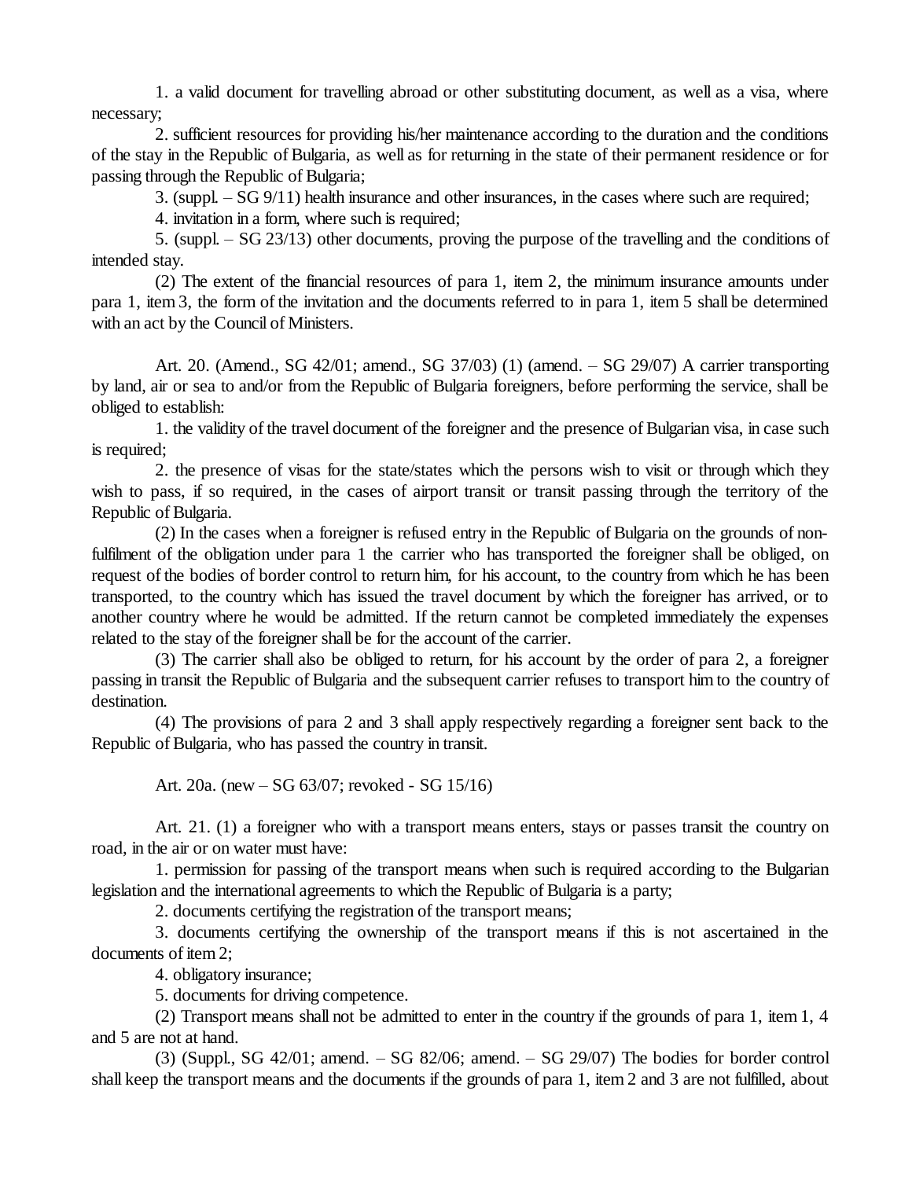1. a valid document for travelling abroad or other substituting document, as well as a visa, where necessary;

2. sufficient resources for providing his/her maintenance according to the duration and the conditions of the stay in the Republic of Bulgaria, as well as for returning in the state of their permanent residence or for passing through the Republic of Bulgaria;

3. (suppl. – SG 9/11) health insurance and other insurances, in the cases where such are required;

4. invitation in a form, where such is required;

5. (suppl. – SG 23/13) other documents, proving the purpose of the travelling and the conditions of intended stay.

(2) The extent of the financial resources of para 1, item 2, the minimum insurance amounts under para 1, item 3, the form of the invitation and the documents referred to in para 1, item 5 shall be determined with an act by the Council of Ministers.

Art. 20. (Amend., SG 42/01; amend., SG 37/03) (1) (amend. – SG 29/07) A carrier transporting by land, air or sea to and/or from the Republic of Bulgaria foreigners, before performing the service, shall be obliged to establish:

1. the validity of the travel document of the foreigner and the presence of Bulgarian visa, in case such is required;

2. the presence of visas for the state/states which the persons wish to visit or through which they wish to pass, if so required, in the cases of airport transit or transit passing through the territory of the Republic of Bulgaria.

(2) In the cases when a foreigner is refused entry in the Republic of Bulgaria on the grounds of non-fulfilment of the obligation under para 1 the carrier who has transported the foreigner shall be obliged, on request of the bodies of border control to return him, for his account, to the country from which he has been transported, to the country which has issued the travel document by which the foreigner has arrived, or to another country where he would be admitted. If the return cannot be completed immediately the expenses related to the stay of the foreigner shall be for the account of the carrier.

(3) The carrier shall also be obliged to return, for his account by the order of para 2, a foreigner passing in transit the Republic of Bulgaria and the subsequent carrier refuses to transport him to the country of destination.

(4) The provisions of para 2 and 3 shall apply respectively regarding a foreigner sent back to the Republic of Bulgaria, who has passed the country in transit.

Art. 20a. (new – SG 63/07; revoked - SG 15/16)

Art. 21. (1) a foreigner who with a transport means enters, stays or passes transit the country on road, in the air or on water must have:

1. permission for passing of the transport means when such is required according to the Bulgarian legislation and the international agreements to which the Republic of Bulgaria is a party;

2. documents certifying the registration of the transport means;

3. documents certifying the ownership of the transport means if this is not ascertained in the documents of item 2;

4. obligatory insurance;

5. documents for driving competence.

(2) Transport means shall not be admitted to enter in the country if the grounds of para 1, item 1, 4 and 5 are not at hand.

(3) (Suppl., SG 42/01; amend. – SG 82/06; amend. – SG 29/07) The bodies for border control shall keep the transport means and the documents if the grounds of para 1, item 2 and 3 are not fulfilled, about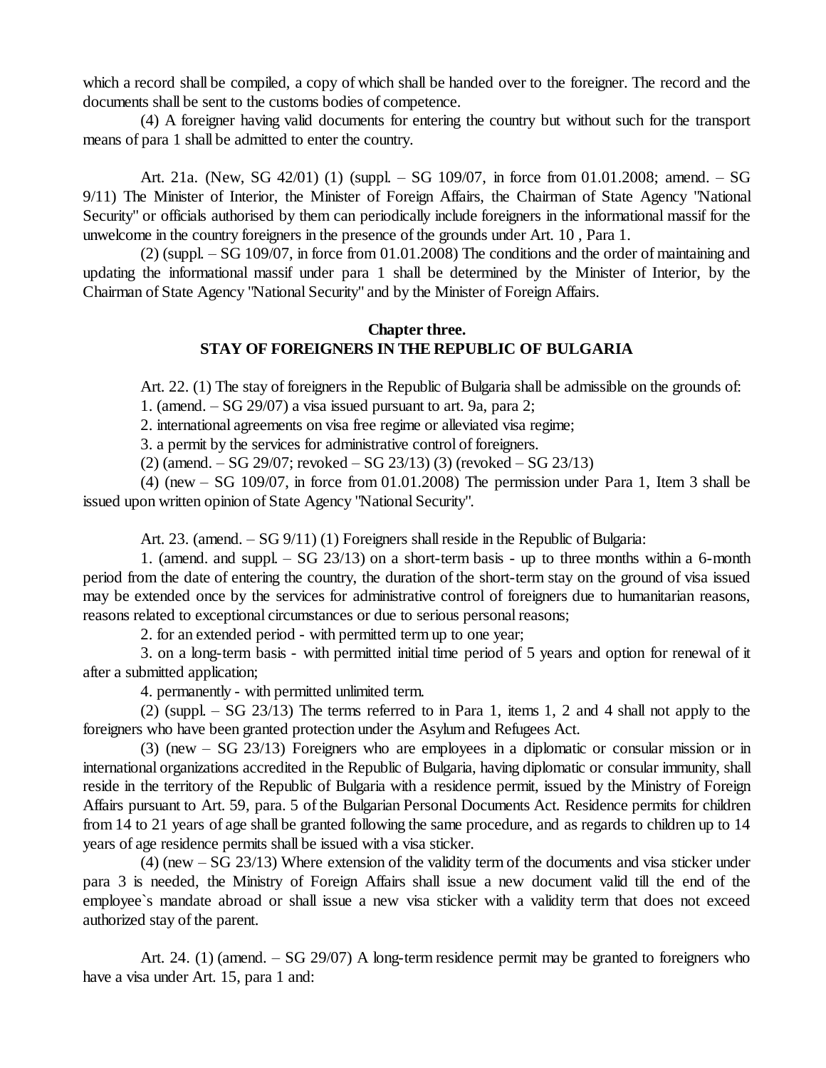which a record shall be compiled, a copy of which shall be handed over to the foreigner. The record and the documents shall be sent to the customs bodies of competence.

(4) A foreigner having valid documents for entering the country but without such for the transport means of para 1 shall be admitted to enter the country.

Art. 21a. (New, SG 42/01) (1) (suppl. – SG 109/07, in force from 01.01.2008; amend. – SG 9/11) The Minister of Interior, the Minister of Foreign Affairs, the Chairman of State Agency "National Security" or officials authorised by them can periodically include foreigners in the informational massif for the unwelcome in the country foreigners in the presence of the grounds under Art. 10 , Para 1.

(2) (suppl. – SG 109/07, in force from 01.01.2008) The conditions and the order of maintaining and updating the informational massif under para 1 shall be determined by the Minister of Interior, by the Chairman of State Agency "National Security" and by the Minister of Foreign Affairs.

## Chapter three.
## STAY OF FOREIGNERS IN THE REPUBLIC OF BULGARIA

Art. 22. (1) The stay of foreigners in the Republic of Bulgaria shall be admissible on the grounds of:

1. (amend. – SG 29/07) a visa issued pursuant to art. 9a, para 2;

2. international agreements on visa free regime or alleviated visa regime;

3. a permit by the services for administrative control of foreigners.

(2) (amend. – SG 29/07; revoked – SG 23/13) (3) (revoked – SG 23/13)

(4) (new – SG 109/07, in force from 01.01.2008) The permission under Para 1, Item 3 shall be issued upon written opinion of State Agency "National Security".

Art. 23. (amend. – SG 9/11) (1) Foreigners shall reside in the Republic of Bulgaria:

1. (amend. and suppl. – SG 23/13) on a short-term basis - up to three months within a 6-month period from the date of entering the country, the duration of the short-term stay on the ground of visa issued may be extended once by the services for administrative control of foreigners due to humanitarian reasons, reasons related to exceptional circumstances or due to serious personal reasons;

2. for an extended period - with permitted term up to one year;

3. on a long-term basis - with permitted initial time period of 5 years and option for renewal of it after a submitted application;

4. permanently - with permitted unlimited term.

(2) (suppl. – SG 23/13) The terms referred to in Para 1, items 1, 2 and 4 shall not apply to the foreigners who have been granted protection under the Asylum and Refugees Act.

(3) (new – SG 23/13) Foreigners who are employees in a diplomatic or consular mission or in international organizations accredited in the Republic of Bulgaria, having diplomatic or consular immunity, shall reside in the territory of the Republic of Bulgaria with a residence permit, issued by the Ministry of Foreign Affairs pursuant to Art. 59, para. 5 of the Bulgarian Personal Documents Act. Residence permits for children from 14 to 21 years of age shall be granted following the same procedure, and as regards to children up to 14 years of age residence permits shall be issued with a visa sticker.

(4) (new – SG 23/13) Where extension of the validity term of the documents and visa sticker under para 3 is needed, the Ministry of Foreign Affairs shall issue a new document valid till the end of the employee`s mandate abroad or shall issue a new visa sticker with a validity term that does not exceed authorized stay of the parent.

Art. 24. (1) (amend. – SG 29/07) A long-term residence permit may be granted to foreigners who have a visa under Art. 15, para 1 and: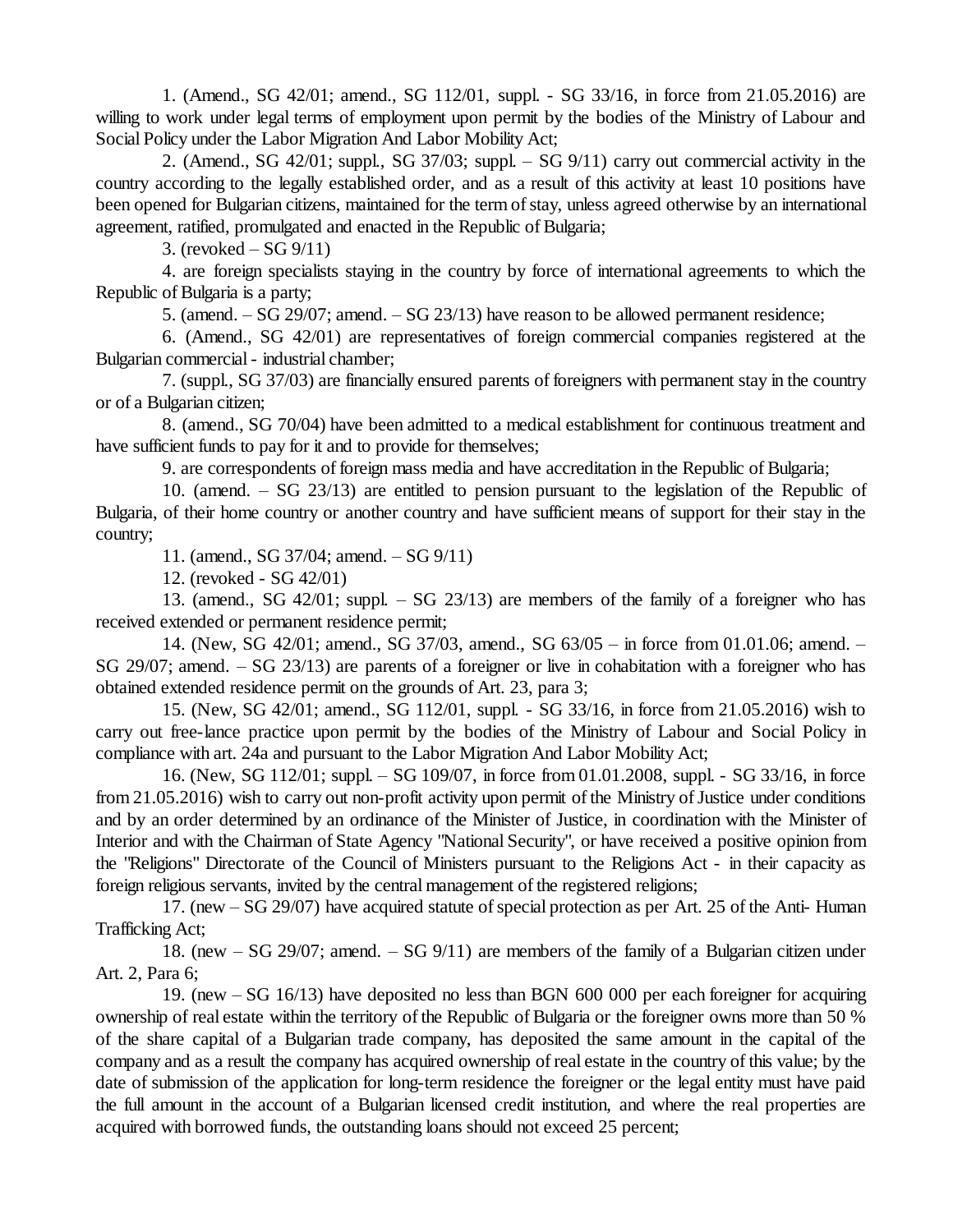1. (Amend., SG 42/01; amend., SG 112/01, suppl. - SG 33/16, in force from 21.05.2016) are willing to work under legal terms of employment upon permit by the bodies of the Ministry of Labour and Social Policy under the Labor Migration And Labor Mobility Act;

2. (Amend., SG 42/01; suppl., SG 37/03; suppl. – SG 9/11) carry out commercial activity in the country according to the legally established order, and as a result of this activity at least 10 positions have been opened for Bulgarian citizens, maintained for the term of stay, unless agreed otherwise by an international agreement, ratified, promulgated and enacted in the Republic of Bulgaria;

3. (revoked – SG 9/11)

4. are foreign specialists staying in the country by force of international agreements to which the Republic of Bulgaria is a party;

5. (amend. – SG 29/07; amend. – SG 23/13) have reason to be allowed permanent residence;

6. (Amend., SG 42/01) are representatives of foreign commercial companies registered at the Bulgarian commercial - industrial chamber;

7. (suppl., SG 37/03) are financially ensured parents of foreigners with permanent stay in the country or of a Bulgarian citizen;

8. (amend., SG 70/04) have been admitted to a medical establishment for continuous treatment and have sufficient funds to pay for it and to provide for themselves;

9. are correspondents of foreign mass media and have accreditation in the Republic of Bulgaria;

10. (amend. – SG 23/13) are entitled to pension pursuant to the legislation of the Republic of Bulgaria, of their home country or another country and have sufficient means of support for their stay in the country;

11. (amend., SG 37/04; amend. – SG 9/11)

12. (revoked - SG 42/01)

13. (amend., SG 42/01; suppl. – SG 23/13) are members of the family of a foreigner who has received extended or permanent residence permit;

14. (New, SG 42/01; amend., SG 37/03, amend., SG 63/05 – in force from 01.01.06; amend. – SG 29/07; amend. – SG 23/13) are parents of a foreigner or live in cohabitation with a foreigner who has obtained extended residence permit on the grounds of Art. 23, para 3;

15. (New, SG 42/01; amend., SG 112/01, suppl. - SG 33/16, in force from 21.05.2016) wish to carry out free-lance practice upon permit by the bodies of the Ministry of Labour and Social Policy in compliance with art. 24a and pursuant to the Labor Migration And Labor Mobility Act;

16. (New, SG 112/01; suppl. – SG 109/07, in force from 01.01.2008, suppl. - SG 33/16, in force from 21.05.2016) wish to carry out non-profit activity upon permit of the Ministry of Justice under conditions and by an order determined by an ordinance of the Minister of Justice, in coordination with the Minister of Interior and with the Chairman of State Agency "National Security", or have received a positive opinion from the "Religions" Directorate of the Council of Ministers pursuant to the Religions Act - in their capacity as foreign religious servants, invited by the central management of the registered religions;

17. (new – SG 29/07) have acquired statute of special protection as per Art. 25 of the Anti- Human Trafficking Act;

18. (new – SG 29/07; amend. – SG 9/11) are members of the family of a Bulgarian citizen under Art. 2, Para 6;

19. (new – SG 16/13) have deposited no less than BGN 600 000 per each foreigner for acquiring ownership of real estate within the territory of the Republic of Bulgaria or the foreigner owns more than 50 % of the share capital of a Bulgarian trade company, has deposited the same amount in the capital of the company and as a result the company has acquired ownership of real estate in the country of this value; by the date of submission of the application for long-term residence the foreigner or the legal entity must have paid the full amount in the account of a Bulgarian licensed credit institution, and where the real properties are acquired with borrowed funds, the outstanding loans should not exceed 25 percent;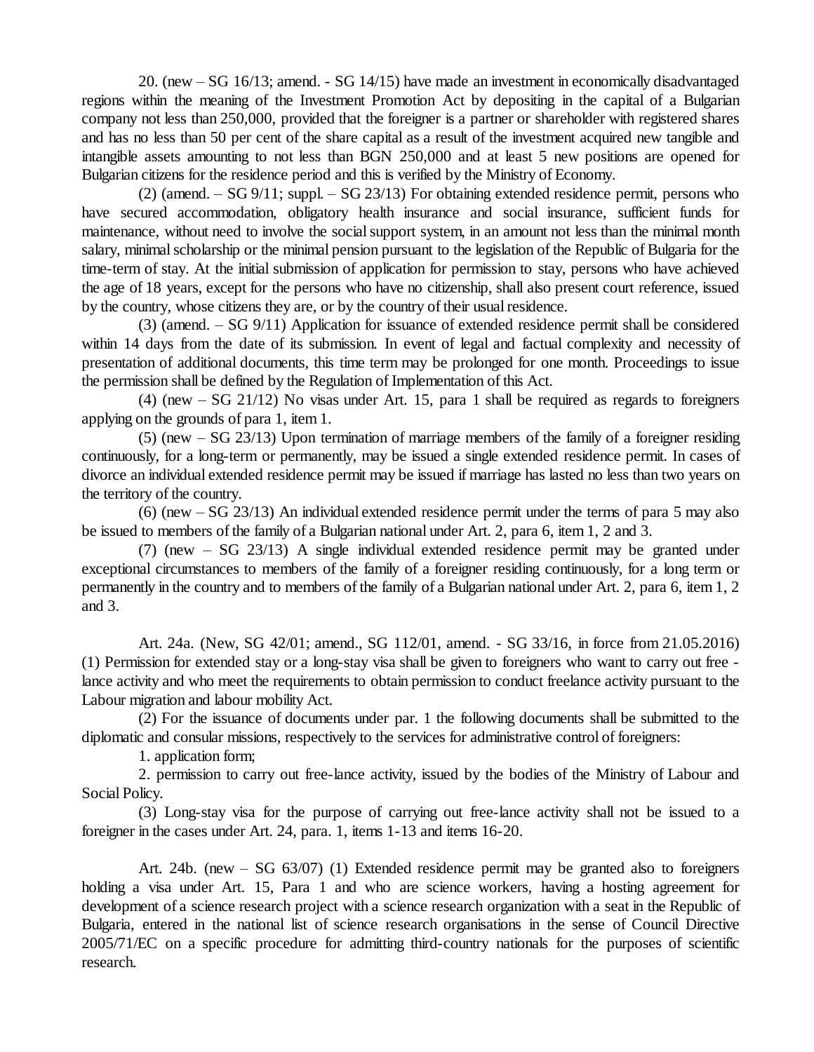20. (new – SG 16/13; amend. - SG 14/15) have made an investment in economically disadvantaged regions within the meaning of the Investment Promotion Act by depositing in the capital of a Bulgarian company not less than 250,000, provided that the foreigner is a partner or shareholder with registered shares and has no less than 50 per cent of the share capital as a result of the investment acquired new tangible and intangible assets amounting to not less than BGN 250,000 and at least 5 new positions are opened for Bulgarian citizens for the residence period and this is verified by the Ministry of Economy.

(2) (amend. – SG 9/11; suppl. – SG 23/13) For obtaining extended residence permit, persons who have secured accommodation, obligatory health insurance and social insurance, sufficient funds for maintenance, without need to involve the social support system, in an amount not less than the minimal month salary, minimal scholarship or the minimal pension pursuant to the legislation of the Republic of Bulgaria for the time-term of stay. At the initial submission of application for permission to stay, persons who have achieved the age of 18 years, except for the persons who have no citizenship, shall also present court reference, issued by the country, whose citizens they are, or by the country of their usual residence.

(3) (amend. – SG 9/11) Application for issuance of extended residence permit shall be considered within 14 days from the date of its submission. In event of legal and factual complexity and necessity of presentation of additional documents, this time term may be prolonged for one month. Proceedings to issue the permission shall be defined by the Regulation of Implementation of this Act.

(4) (new – SG 21/12) No visas under Art. 15, para 1 shall be required as regards to foreigners applying on the grounds of para 1, item 1.

(5) (new – SG 23/13) Upon termination of marriage members of the family of a foreigner residing continuously, for a long-term or permanently, may be issued a single extended residence permit. In cases of divorce an individual extended residence permit may be issued if marriage has lasted no less than two years on the territory of the country.

(6) (new – SG 23/13) An individual extended residence permit under the terms of para 5 may also be issued to members of the family of a Bulgarian national under Art. 2, para 6, item 1, 2 and 3.

(7) (new – SG 23/13) A single individual extended residence permit may be granted under exceptional circumstances to members of the family of a foreigner residing continuously, for a long term or permanently in the country and to members of the family of a Bulgarian national under Art. 2, para 6, item 1, 2 and 3.

Art. 24a. (New, SG 42/01; amend., SG 112/01, amend. - SG 33/16, in force from 21.05.2016) (1) Permission for extended stay or a long-stay visa shall be given to foreigners who want to carry out free - lance activity and who meet the requirements to obtain permission to conduct freelance activity pursuant to the Labour migration and labour mobility Act.

(2) For the issuance of documents under par. 1 the following documents shall be submitted to the diplomatic and consular missions, respectively to the services for administrative control of foreigners:

1. application form;

2. permission to carry out free-lance activity, issued by the bodies of the Ministry of Labour and Social Policy.

(3) Long-stay visa for the purpose of carrying out free-lance activity shall not be issued to a foreigner in the cases under Art. 24, para. 1, items 1-13 and items 16-20.

Art. 24b. (new – SG 63/07) (1) Extended residence permit may be granted also to foreigners holding a visa under Art. 15, Para 1 and who are science workers, having a hosting agreement for development of a science research project with a science research organization with a seat in the Republic of Bulgaria, entered in the national list of science research organisations in the sense of Council Directive 2005/71/EC on a specific procedure for admitting third-country nationals for the purposes of scientific research.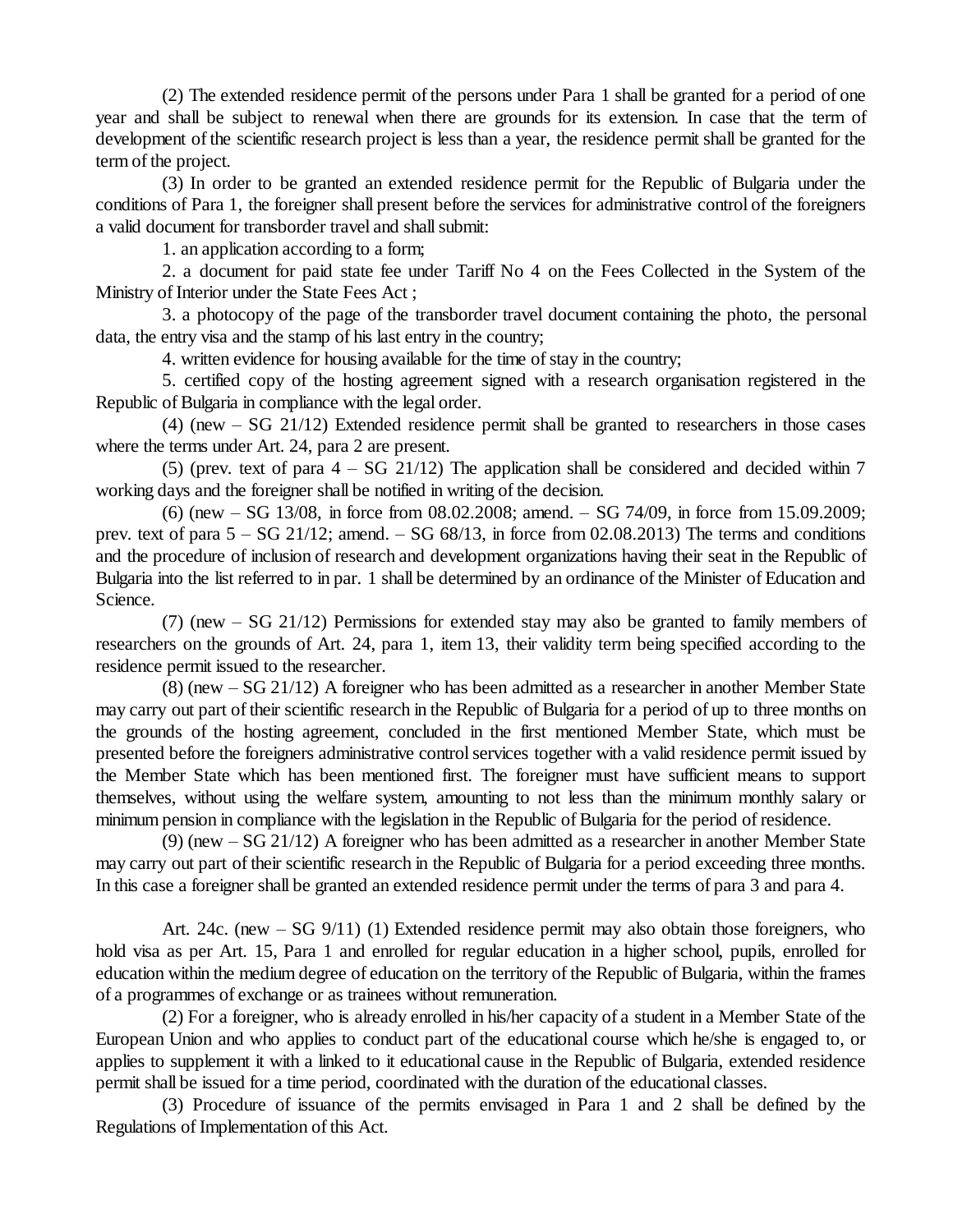(2) The extended residence permit of the persons under Para 1 shall be granted for a period of one year and shall be subject to renewal when there are grounds for its extension. In case that the term of development of the scientific research project is less than a year, the residence permit shall be granted for the term of the project.

(3) In order to be granted an extended residence permit for the Republic of Bulgaria under the conditions of Para 1, the foreigner shall present before the services for administrative control of the foreigners a valid document for transborder travel and shall submit:

1. an application according to a form;

2. a document for paid state fee under Tariff No 4 on the Fees Collected in the System of the Ministry of Interior under the State Fees Act ;

3. a photocopy of the page of the transborder travel document containing the photo, the personal data, the entry visa and the stamp of his last entry in the country;

4. written evidence for housing available for the time of stay in the country;

5. certified copy of the hosting agreement signed with a research organisation registered in the Republic of Bulgaria in compliance with the legal order.

(4) (new – SG 21/12) Extended residence permit shall be granted to researchers in those cases where the terms under Art. 24, para 2 are present.

(5) (prev. text of para 4 – SG 21/12) The application shall be considered and decided within 7 working days and the foreigner shall be notified in writing of the decision.

(6) (new – SG 13/08, in force from 08.02.2008; amend. – SG 74/09, in force from 15.09.2009; prev. text of para 5 – SG 21/12; amend. – SG 68/13, in force from 02.08.2013) The terms and conditions and the procedure of inclusion of research and development organizations having their seat in the Republic of Bulgaria into the list referred to in par. 1 shall be determined by an ordinance of the Minister of Education and Science.

(7) (new – SG 21/12) Permissions for extended stay may also be granted to family members of researchers on the grounds of Art. 24, para 1, item 13, their validity term being specified according to the residence permit issued to the researcher.

(8) (new – SG 21/12) A foreigner who has been admitted as a researcher in another Member State may carry out part of their scientific research in the Republic of Bulgaria for a period of up to three months on the grounds of the hosting agreement, concluded in the first mentioned Member State, which must be presented before the foreigners administrative control services together with a valid residence permit issued by the Member State which has been mentioned first. The foreigner must have sufficient means to support themselves, without using the welfare system, amounting to not less than the minimum monthly salary or minimum pension in compliance with the legislation in the Republic of Bulgaria for the period of residence.

(9) (new – SG 21/12) A foreigner who has been admitted as a researcher in another Member State may carry out part of their scientific research in the Republic of Bulgaria for a period exceeding three months. In this case a foreigner shall be granted an extended residence permit under the terms of para 3 and para 4.

Art. 24c. (new – SG 9/11) (1) Extended residence permit may also obtain those foreigners, who hold visa as per Art. 15, Para 1 and enrolled for regular education in a higher school, pupils, enrolled for education within the medium degree of education on the territory of the Republic of Bulgaria, within the frames of a programmes of exchange or as trainees without remuneration.

(2) For a foreigner, who is already enrolled in his/her capacity of a student in a Member State of the European Union and who applies to conduct part of the educational course which he/she is engaged to, or applies to supplement it with a linked to it educational cause in the Republic of Bulgaria, extended residence permit shall be issued for a time period, coordinated with the duration of the educational classes.

(3) Procedure of issuance of the permits envisaged in Para 1 and 2 shall be defined by the Regulations of Implementation of this Act.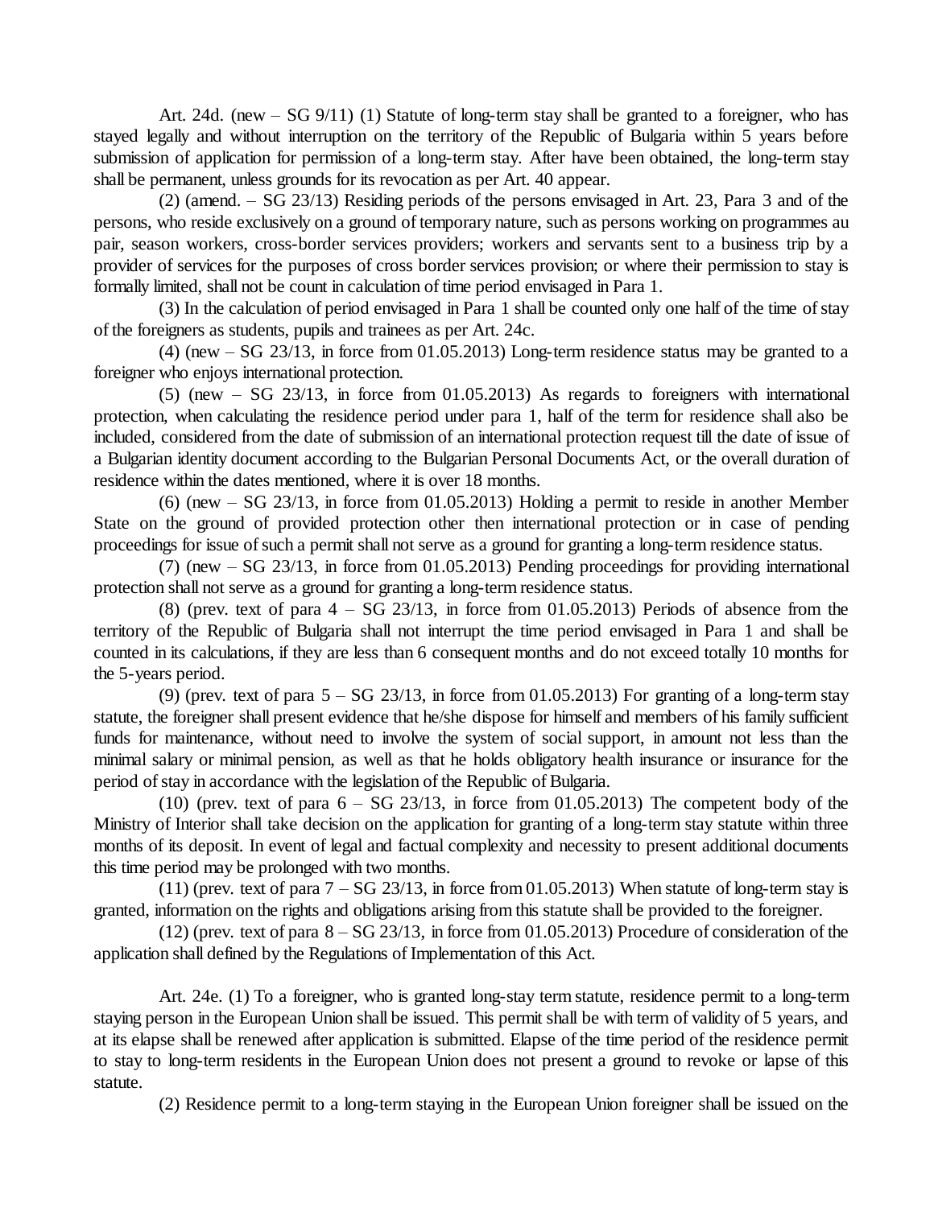Art. 24d. (new – SG 9/11) (1) Statute of long-term stay shall be granted to a foreigner, who has stayed legally and without interruption on the territory of the Republic of Bulgaria within 5 years before submission of application for permission of a long-term stay. After have been obtained, the long-term stay shall be permanent, unless grounds for its revocation as per Art. 40 appear.

(2) (amend. – SG 23/13) Residing periods of the persons envisaged in Art. 23, Para 3 and of the persons, who reside exclusively on a ground of temporary nature, such as persons working on programmes au pair, season workers, cross-border services providers; workers and servants sent to a business trip by a provider of services for the purposes of cross border services provision; or where their permission to stay is formally limited, shall not be count in calculation of time period envisaged in Para 1.

(3) In the calculation of period envisaged in Para 1 shall be counted only one half of the time of stay of the foreigners as students, pupils and trainees as per Art. 24c.

(4) (new – SG 23/13, in force from 01.05.2013) Long-term residence status may be granted to a foreigner who enjoys international protection.

(5) (new – SG 23/13, in force from 01.05.2013) As regards to foreigners with international protection, when calculating the residence period under para 1, half of the term for residence shall also be included, considered from the date of submission of an international protection request till the date of issue of a Bulgarian identity document according to the Bulgarian Personal Documents Act, or the overall duration of residence within the dates mentioned, where it is over 18 months.

(6) (new – SG 23/13, in force from 01.05.2013) Holding a permit to reside in another Member State on the ground of provided protection other then international protection or in case of pending proceedings for issue of such a permit shall not serve as a ground for granting a long-term residence status.

(7) (new – SG 23/13, in force from 01.05.2013) Pending proceedings for providing international protection shall not serve as a ground for granting a long-term residence status.

(8) (prev. text of para 4 – SG 23/13, in force from 01.05.2013) Periods of absence from the territory of the Republic of Bulgaria shall not interrupt the time period envisaged in Para 1 and shall be counted in its calculations, if they are less than 6 consequent months and do not exceed totally 10 months for the 5-years period.

(9) (prev. text of para 5 – SG 23/13, in force from 01.05.2013) For granting of a long-term stay statute, the foreigner shall present evidence that he/she dispose for himself and members of his family sufficient funds for maintenance, without need to involve the system of social support, in amount not less than the minimal salary or minimal pension, as well as that he holds obligatory health insurance or insurance for the period of stay in accordance with the legislation of the Republic of Bulgaria.

(10) (prev. text of para 6 – SG 23/13, in force from 01.05.2013) The competent body of the Ministry of Interior shall take decision on the application for granting of a long-term stay statute within three months of its deposit. In event of legal and factual complexity and necessity to present additional documents this time period may be prolonged with two months.

(11) (prev. text of para 7 – SG 23/13, in force from 01.05.2013) When statute of long-term stay is granted, information on the rights and obligations arising from this statute shall be provided to the foreigner.

(12) (prev. text of para 8 – SG 23/13, in force from 01.05.2013) Procedure of consideration of the application shall defined by the Regulations of Implementation of this Act.

Art. 24e. (1) To a foreigner, who is granted long-stay term statute, residence permit to a long-term staying person in the European Union shall be issued. This permit shall be with term of validity of 5 years, and at its elapse shall be renewed after application is submitted. Elapse of the time period of the residence permit to stay to long-term residents in the European Union does not present a ground to revoke or lapse of this statute.

(2) Residence permit to a long-term staying in the European Union foreigner shall be issued on the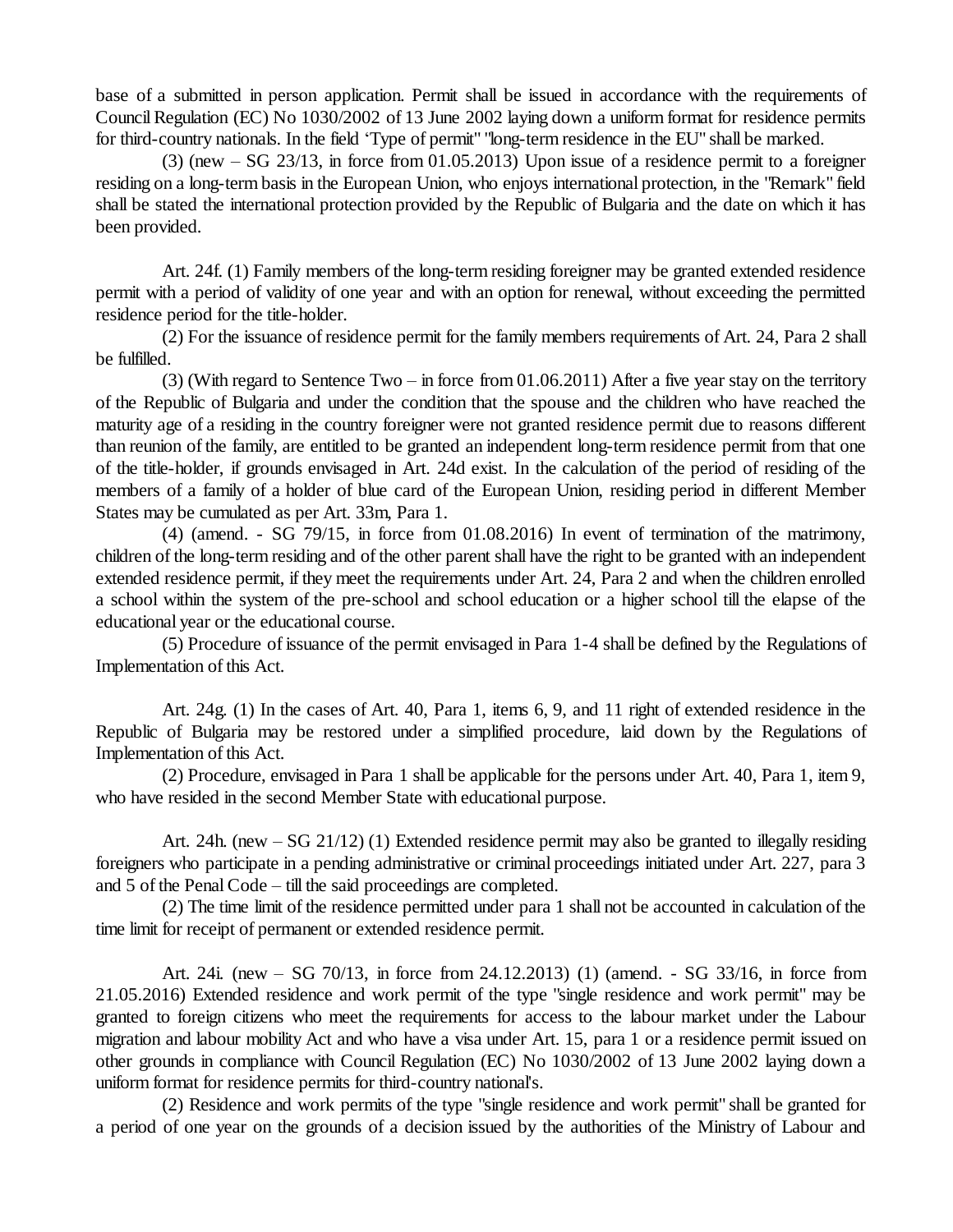base of a submitted in person application. Permit shall be issued in accordance with the requirements of Council Regulation (EC) No 1030/2002 of 13 June 2002 laying down a uniform format for residence permits for third-country nationals. In the field 'Type of permit" "long-term residence in the EU" shall be marked.

(3) (new – SG 23/13, in force from 01.05.2013) Upon issue of a residence permit to a foreigner residing on a long-term basis in the European Union, who enjoys international protection, in the "Remark" field shall be stated the international protection provided by the Republic of Bulgaria and the date on which it has been provided.

Art. 24f. (1) Family members of the long-term residing foreigner may be granted extended residence permit with a period of validity of one year and with an option for renewal, without exceeding the permitted residence period for the title-holder.

(2) For the issuance of residence permit for the family members requirements of Art. 24, Para 2 shall be fulfilled.

(3) (With regard to Sentence Two – in force from 01.06.2011) After a five year stay on the territory of the Republic of Bulgaria and under the condition that the spouse and the children who have reached the maturity age of a residing in the country foreigner were not granted residence permit due to reasons different than reunion of the family, are entitled to be granted an independent long-term residence permit from that one of the title-holder, if grounds envisaged in Art. 24d exist. In the calculation of the period of residing of the members of a family of a holder of blue card of the European Union, residing period in different Member States may be cumulated as per Art. 33m, Para 1.

(4) (amend. - SG 79/15, in force from 01.08.2016) In event of termination of the matrimony, children of the long-term residing and of the other parent shall have the right to be granted with an independent extended residence permit, if they meet the requirements under Art. 24, Para 2 and when the children enrolled a school within the system of the pre-school and school education or a higher school till the elapse of the educational year or the educational course.

(5) Procedure of issuance of the permit envisaged in Para 1-4 shall be defined by the Regulations of Implementation of this Act.

Art. 24g. (1) In the cases of Art. 40, Para 1, items 6, 9, and 11 right of extended residence in the Republic of Bulgaria may be restored under a simplified procedure, laid down by the Regulations of Implementation of this Act.

(2) Procedure, envisaged in Para 1 shall be applicable for the persons under Art. 40, Para 1, item 9, who have resided in the second Member State with educational purpose.

Art. 24h. (new – SG 21/12) (1) Extended residence permit may also be granted to illegally residing foreigners who participate in a pending administrative or criminal proceedings initiated under Art. 227, para 3 and 5 of the Penal Code – till the said proceedings are completed.

(2) The time limit of the residence permitted under para 1 shall not be accounted in calculation of the time limit for receipt of permanent or extended residence permit.

Art. 24i. (new – SG 70/13, in force from 24.12.2013) (1) (amend. - SG 33/16, in force from 21.05.2016) Extended residence and work permit of the type "single residence and work permit" may be granted to foreign citizens who meet the requirements for access to the labour market under the Labour migration and labour mobility Act and who have a visa under Art. 15, para 1 or a residence permit issued on other grounds in compliance with Council Regulation (EC) No 1030/2002 of 13 June 2002 laying down a uniform format for residence permits for third-country national's.

(2) Residence and work permits of the type "single residence and work permit" shall be granted for a period of one year on the grounds of a decision issued by the authorities of the Ministry of Labour and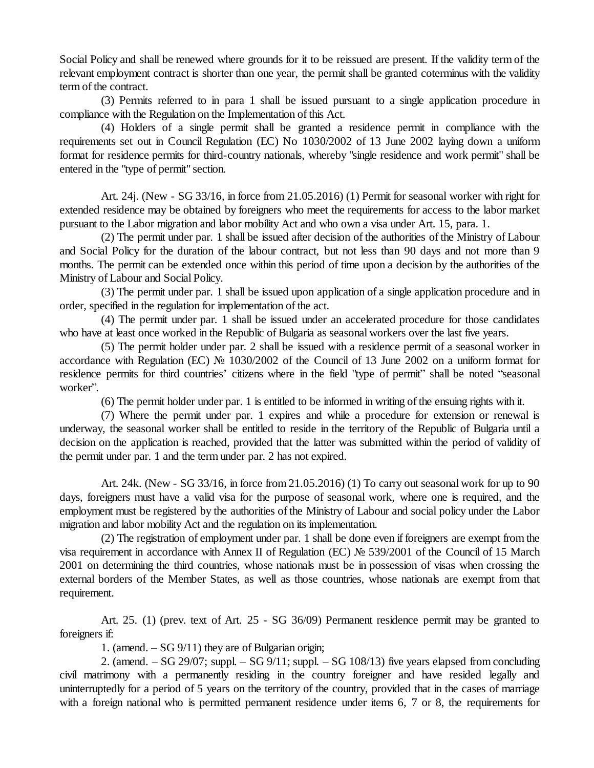Social Policy and shall be renewed where grounds for it to be reissued are present. If the validity term of the relevant employment contract is shorter than one year, the permit shall be granted coterminus with the validity term of the contract.

(3) Permits referred to in para 1 shall be issued pursuant to a single application procedure in compliance with the Regulation on the Implementation of this Act.

(4) Holders of a single permit shall be granted a residence permit in compliance with the requirements set out in Council Regulation (EC) No 1030/2002 of 13 June 2002 laying down a uniform format for residence permits for third-country nationals, whereby "single residence and work permit" shall be entered in the "type of permit" section.

Art. 24j. (New - SG 33/16, in force from 21.05.2016) (1) Permit for seasonal worker with right for extended residence may be obtained by foreigners who meet the requirements for access to the labor market pursuant to the Labor migration and labor mobility Act and who own a visa under Art. 15, para. 1.

(2) The permit under par. 1 shall be issued after decision of the authorities of the Ministry of Labour and Social Policy for the duration of the labour contract, but not less than 90 days and not more than 9 months. The permit can be extended once within this period of time upon a decision by the authorities of the Ministry of Labour and Social Policy.

(3) The permit under par. 1 shall be issued upon application of a single application procedure and in order, specified in the regulation for implementation of the act.

(4) The permit under par. 1 shall be issued under an accelerated procedure for those candidates who have at least once worked in the Republic of Bulgaria as seasonal workers over the last five years.

(5) The permit holder under par. 2 shall be issued with a residence permit of a seasonal worker in accordance with Regulation (EC) № 1030/2002 of the Council of 13 June 2002 on a uniform format for residence permits for third countries' citizens where in the field "type of permit" shall be noted "seasonal worker".

(6) The permit holder under par. 1 is entitled to be informed in writing of the ensuing rights with it.

(7) Where the permit under par. 1 expires and while a procedure for extension or renewal is underway, the seasonal worker shall be entitled to reside in the territory of the Republic of Bulgaria until a decision on the application is reached, provided that the latter was submitted within the period of validity of the permit under par. 1 and the term under par. 2 has not expired.

Art. 24k. (New - SG 33/16, in force from 21.05.2016) (1) To carry out seasonal work for up to 90 days, foreigners must have a valid visa for the purpose of seasonal work, where one is required, and the employment must be registered by the authorities of the Ministry of Labour and social policy under the Labor migration and labor mobility Act and the regulation on its implementation.

(2) The registration of employment under par. 1 shall be done even if foreigners are exempt from the visa requirement in accordance with Annex II of Regulation (EC) № 539/2001 of the Council of 15 March 2001 on determining the third countries, whose nationals must be in possession of visas when crossing the external borders of the Member States, as well as those countries, whose nationals are exempt from that requirement.

Art. 25. (1) (prev. text of Art. 25 - SG 36/09) Permanent residence permit may be granted to foreigners if:

1. (amend. – SG 9/11) they are of Bulgarian origin;

2. (amend. – SG 29/07; suppl. – SG 9/11; suppl. – SG 108/13) five years elapsed from concluding civil matrimony with a permanently residing in the country foreigner and have resided legally and uninterruptedly for a period of 5 years on the territory of the country, provided that in the cases of marriage with a foreign national who is permitted permanent residence under items 6, 7 or 8, the requirements for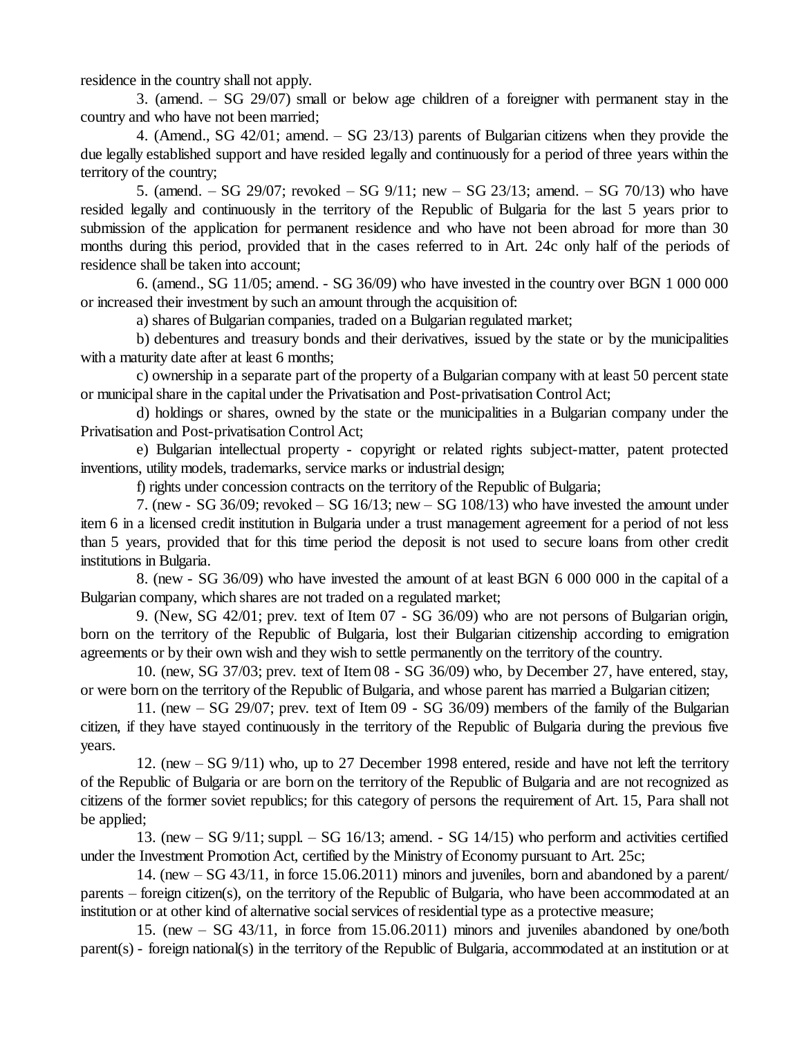residence in the country shall not apply.

3. (amend. – SG 29/07) small or below age children of a foreigner with permanent stay in the country and who have not been married;

4. (Amend., SG 42/01; amend. – SG 23/13) parents of Bulgarian citizens when they provide the due legally established support and have resided legally and continuously for a period of three years within the territory of the country;

5. (amend. – SG 29/07; revoked – SG 9/11; new – SG 23/13; amend. – SG 70/13) who have resided legally and continuously in the territory of the Republic of Bulgaria for the last 5 years prior to submission of the application for permanent residence and who have not been abroad for more than 30 months during this period, provided that in the cases referred to in Art. 24c only half of the periods of residence shall be taken into account;

6. (amend., SG 11/05; amend. - SG 36/09) who have invested in the country over BGN 1 000 000 or increased their investment by such an amount through the acquisition of:

a) shares of Bulgarian companies, traded on a Bulgarian regulated market;

b) debentures and treasury bonds and their derivatives, issued by the state or by the municipalities with a maturity date after at least 6 months;

c) ownership in a separate part of the property of a Bulgarian company with at least 50 percent state or municipal share in the capital under the Privatisation and Post-privatisation Control Act;

d) holdings or shares, owned by the state or the municipalities in a Bulgarian company under the Privatisation and Post-privatisation Control Act;

e) Bulgarian intellectual property - copyright or related rights subject-matter, patent protected inventions, utility models, trademarks, service marks or industrial design;

f) rights under concession contracts on the territory of the Republic of Bulgaria;

7. (new - SG 36/09; revoked – SG 16/13; new – SG 108/13) who have invested the amount under item 6 in a licensed credit institution in Bulgaria under a trust management agreement for a period of not less than 5 years, provided that for this time period the deposit is not used to secure loans from other credit institutions in Bulgaria.

8. (new - SG 36/09) who have invested the amount of at least BGN 6 000 000 in the capital of a Bulgarian company, which shares are not traded on a regulated market;

9. (New, SG 42/01; prev. text of Item 07 - SG 36/09) who are not persons of Bulgarian origin, born on the territory of the Republic of Bulgaria, lost their Bulgarian citizenship according to emigration agreements or by their own wish and they wish to settle permanently on the territory of the country.

10. (new, SG 37/03; prev. text of Item 08 - SG 36/09) who, by December 27, have entered, stay, or were born on the territory of the Republic of Bulgaria, and whose parent has married a Bulgarian citizen;

11. (new – SG 29/07; prev. text of Item 09 - SG 36/09) members of the family of the Bulgarian citizen, if they have stayed continuously in the territory of the Republic of Bulgaria during the previous five years.

12. (new – SG 9/11) who, up to 27 December 1998 entered, reside and have not left the territory of the Republic of Bulgaria or are born on the territory of the Republic of Bulgaria and are not recognized as citizens of the former soviet republics; for this category of persons the requirement of Art. 15, Para shall not be applied;

13. (new – SG 9/11; suppl. – SG 16/13; amend. - SG 14/15) who perform and activities certified under the Investment Promotion Act, certified by the Ministry of Economy pursuant to Art. 25c;

14. (new – SG 43/11, in force 15.06.2011) minors and juveniles, born and abandoned by a parent/ parents – foreign citizen(s), on the territory of the Republic of Bulgaria, who have been accommodated at an institution or at other kind of alternative social services of residential type as a protective measure;

15. (new – SG 43/11, in force from 15.06.2011) minors and juveniles abandoned by one/both parent(s) - foreign national(s) in the territory of the Republic of Bulgaria, accommodated at an institution or at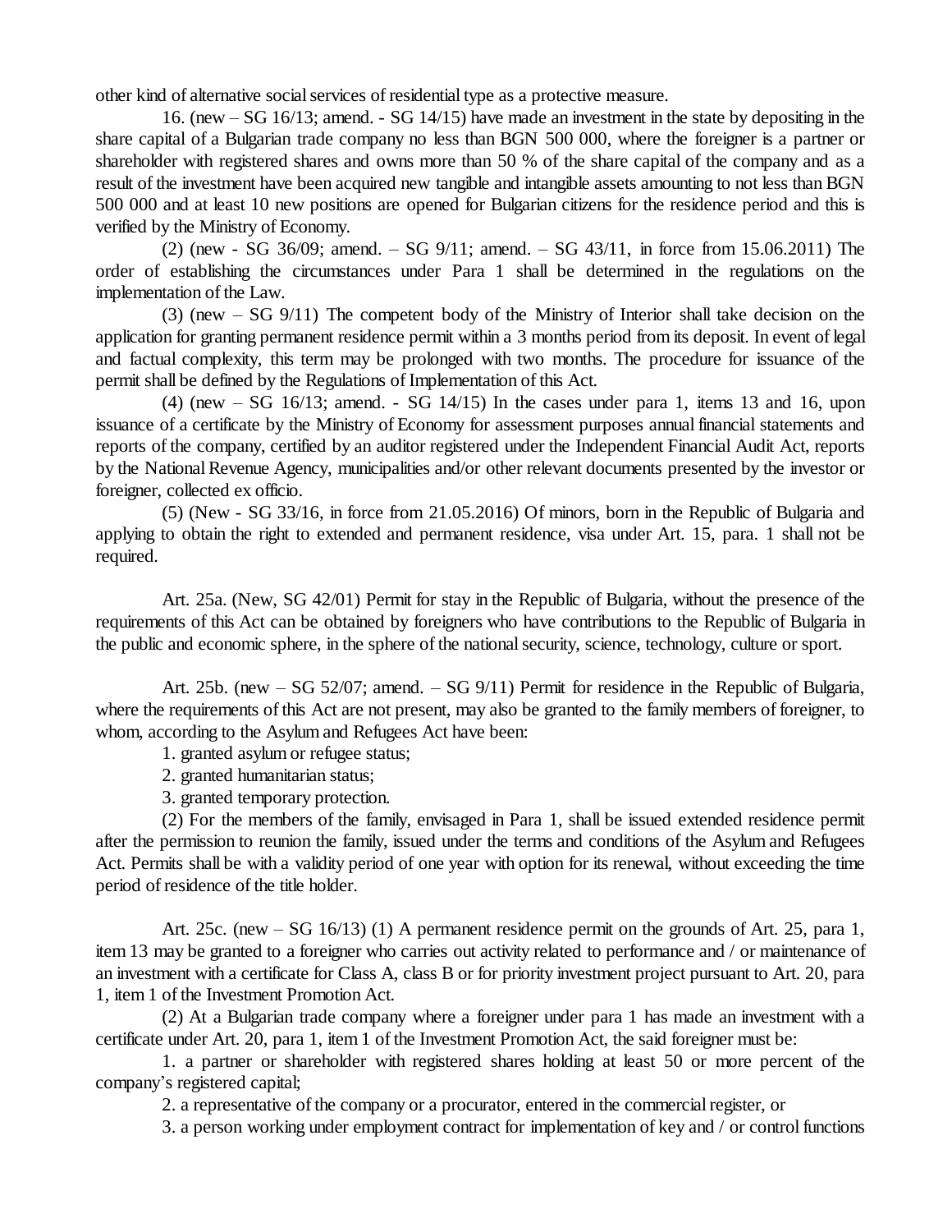other kind of alternative social services of residential type as a protective measure.

16. (new – SG 16/13; amend. - SG 14/15) have made an investment in the state by depositing in the share capital of a Bulgarian trade company no less than BGN 500 000, where the foreigner is a partner or shareholder with registered shares and owns more than 50 % of the share capital of the company and as a result of the investment have been acquired new tangible and intangible assets amounting to not less than BGN 500 000 and at least 10 new positions are opened for Bulgarian citizens for the residence period and this is verified by the Ministry of Economy.

(2) (new - SG 36/09; amend. – SG 9/11; amend. – SG 43/11, in force from 15.06.2011) The order of establishing the circumstances under Para 1 shall be determined in the regulations on the implementation of the Law.

(3) (new – SG 9/11) The competent body of the Ministry of Interior shall take decision on the application for granting permanent residence permit within a 3 months period from its deposit. In event of legal and factual complexity, this term may be prolonged with two months. The procedure for issuance of the permit shall be defined by the Regulations of Implementation of this Act.

(4) (new – SG 16/13; amend. - SG 14/15) In the cases under para 1, items 13 and 16, upon issuance of a certificate by the Ministry of Economy for assessment purposes annual financial statements and reports of the company, certified by an auditor registered under the Independent Financial Audit Act, reports by the National Revenue Agency, municipalities and/or other relevant documents presented by the investor or foreigner, collected ex officio.

(5) (New - SG 33/16, in force from 21.05.2016) Of minors, born in the Republic of Bulgaria and applying to obtain the right to extended and permanent residence, visa under Art. 15, para. 1 shall not be required.

Art. 25a. (New, SG 42/01) Permit for stay in the Republic of Bulgaria, without the presence of the requirements of this Act can be obtained by foreigners who have contributions to the Republic of Bulgaria in the public and economic sphere, in the sphere of the national security, science, technology, culture or sport.

Art. 25b. (new – SG 52/07; amend. – SG 9/11) Permit for residence in the Republic of Bulgaria, where the requirements of this Act are not present, may also be granted to the family members of foreigner, to whom, according to the Asylum and Refugees Act have been:

1. granted asylum or refugee status;

2. granted humanitarian status;

3. granted temporary protection.

(2) For the members of the family, envisaged in Para 1, shall be issued extended residence permit after the permission to reunion the family, issued under the terms and conditions of the Asylum and Refugees Act. Permits shall be with a validity period of one year with option for its renewal, without exceeding the time period of residence of the title holder.

Art. 25c. (new – SG 16/13) (1) A permanent residence permit on the grounds of Art. 25, para 1, item 13 may be granted to a foreigner who carries out activity related to performance and / or maintenance of an investment with a certificate for Class A, class B or for priority investment project pursuant to Art. 20, para 1, item 1 of the Investment Promotion Act.

(2) At a Bulgarian trade company where a foreigner under para 1 has made an investment with a certificate under Art. 20, para 1, item 1 of the Investment Promotion Act, the said foreigner must be:

1. a partner or shareholder with registered shares holding at least 50 or more percent of the company's registered capital;

2. a representative of the company or a procurator, entered in the commercial register, or

3. a person working under employment contract for implementation of key and / or control functions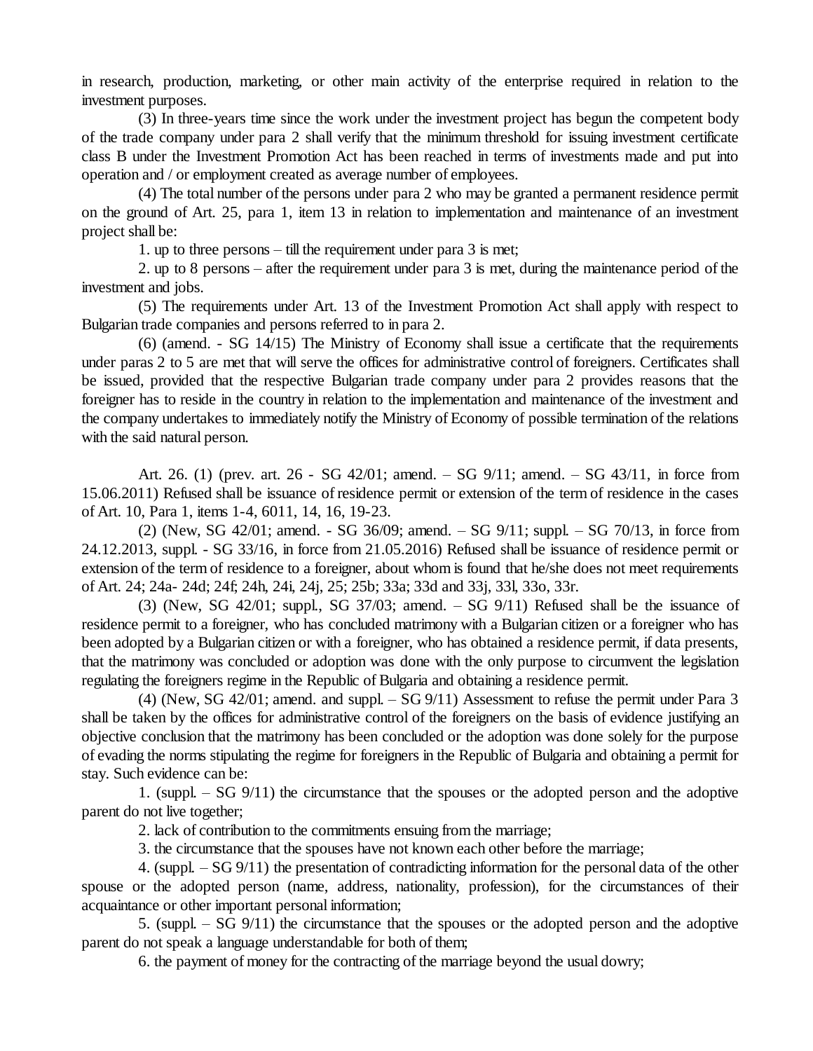in research, production, marketing, or other main activity of the enterprise required in relation to the investment purposes.

(3) In three-years time since the work under the investment project has begun the competent body of the trade company under para 2 shall verify that the minimum threshold for issuing investment certificate class B under the Investment Promotion Act has been reached in terms of investments made and put into operation and / or employment created as average number of employees.

(4) The total number of the persons under para 2 who may be granted a permanent residence permit on the ground of Art. 25, para 1, item 13 in relation to implementation and maintenance of an investment project shall be:

1. up to three persons – till the requirement under para 3 is met;

2. up to 8 persons – after the requirement under para 3 is met, during the maintenance period of the investment and jobs.

(5) The requirements under Art. 13 of the Investment Promotion Act shall apply with respect to Bulgarian trade companies and persons referred to in para 2.

(6) (amend. - SG 14/15) The Ministry of Economy shall issue a certificate that the requirements under paras 2 to 5 are met that will serve the offices for administrative control of foreigners. Certificates shall be issued, provided that the respective Bulgarian trade company under para 2 provides reasons that the foreigner has to reside in the country in relation to the implementation and maintenance of the investment and the company undertakes to immediately notify the Ministry of Economy of possible termination of the relations with the said natural person.

Art. 26. (1) (prev. art. 26 - SG 42/01; amend. – SG 9/11; amend. – SG 43/11, in force from 15.06.2011) Refused shall be issuance of residence permit or extension of the term of residence in the cases of Art. 10, Para 1, items 1-4, 6011, 14, 16, 19-23.

(2) (New, SG 42/01; amend. - SG 36/09; amend. – SG 9/11; suppl. – SG 70/13, in force from 24.12.2013, suppl. - SG 33/16, in force from 21.05.2016) Refused shall be issuance of residence permit or extension of the term of residence to a foreigner, about whom is found that he/she does not meet requirements of Art. 24; 24a- 24d; 24f; 24h, 24i, 24j, 25; 25b; 33a; 33d and 33j, 33l, 33o, 33r.

(3) (New, SG 42/01; suppl., SG 37/03; amend. – SG 9/11) Refused shall be the issuance of residence permit to a foreigner, who has concluded matrimony with a Bulgarian citizen or a foreigner who has been adopted by a Bulgarian citizen or with a foreigner, who has obtained a residence permit, if data presents, that the matrimony was concluded or adoption was done with the only purpose to circumvent the legislation regulating the foreigners regime in the Republic of Bulgaria and obtaining a residence permit.

(4) (New, SG 42/01; amend. and suppl. – SG 9/11) Assessment to refuse the permit under Para 3 shall be taken by the offices for administrative control of the foreigners on the basis of evidence justifying an objective conclusion that the matrimony has been concluded or the adoption was done solely for the purpose of evading the norms stipulating the regime for foreigners in the Republic of Bulgaria and obtaining a permit for stay. Such evidence can be:

1. (suppl. – SG 9/11) the circumstance that the spouses or the adopted person and the adoptive parent do not live together;

2. lack of contribution to the commitments ensuing from the marriage;

3. the circumstance that the spouses have not known each other before the marriage;

4. (suppl. – SG 9/11) the presentation of contradicting information for the personal data of the other spouse or the adopted person (name, address, nationality, profession), for the circumstances of their acquaintance or other important personal information;

5. (suppl. – SG 9/11) the circumstance that the spouses or the adopted person and the adoptive parent do not speak a language understandable for both of them;

6. the payment of money for the contracting of the marriage beyond the usual dowry;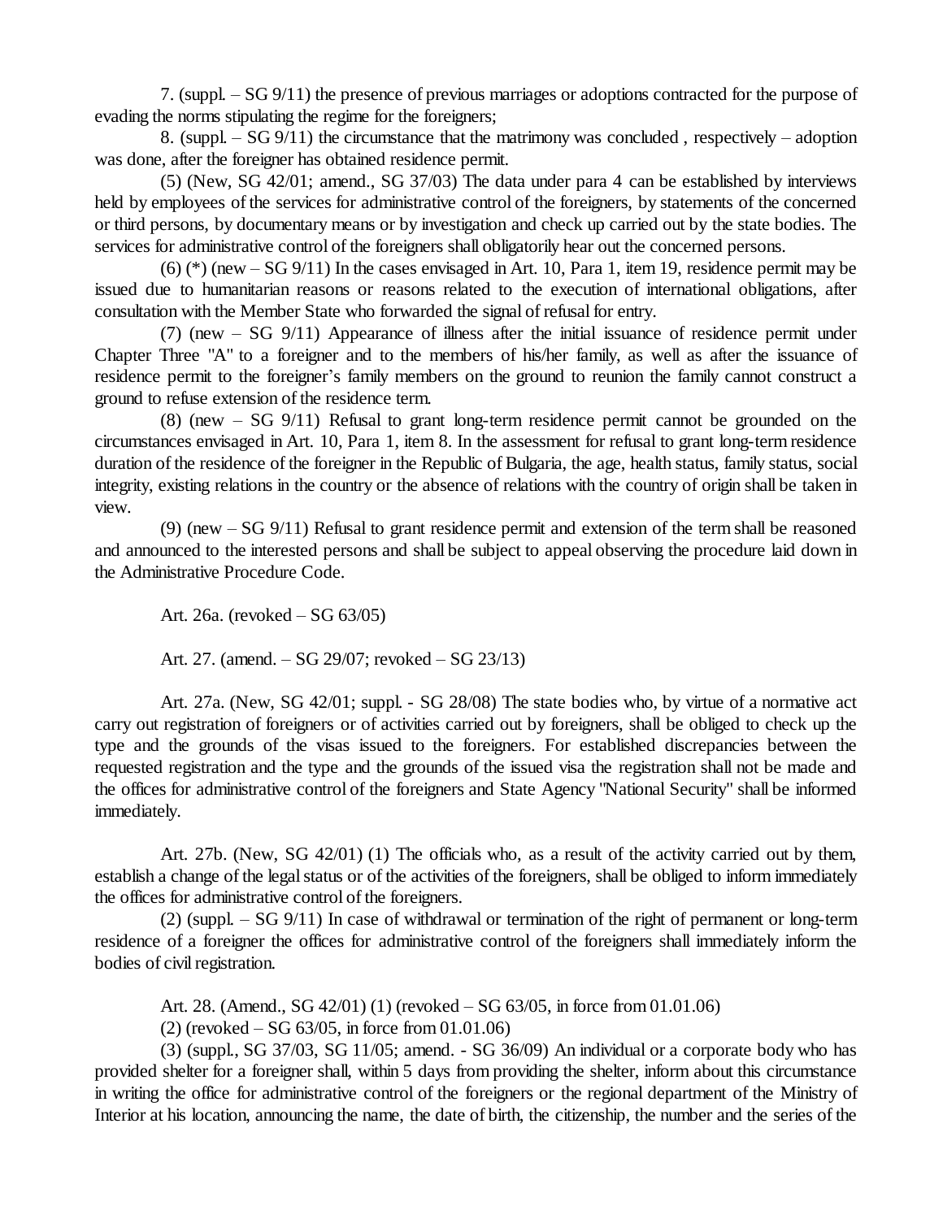7. (suppl. – SG 9/11) the presence of previous marriages or adoptions contracted for the purpose of evading the norms stipulating the regime for the foreigners;

8. (suppl. – SG 9/11) the circumstance that the matrimony was concluded , respectively – adoption was done, after the foreigner has obtained residence permit.

(5) (New, SG 42/01; amend., SG 37/03) The data under para 4 can be established by interviews held by employees of the services for administrative control of the foreigners, by statements of the concerned or third persons, by documentary means or by investigation and check up carried out by the state bodies. The services for administrative control of the foreigners shall obligatorily hear out the concerned persons.

(6) (*) (new – SG 9/11) In the cases envisaged in Art. 10, Para 1, item 19, residence permit may be issued due to humanitarian reasons or reasons related to the execution of international obligations, after consultation with the Member State who forwarded the signal of refusal for entry.

(7) (new – SG 9/11) Appearance of illness after the initial issuance of residence permit under Chapter Three "A" to a foreigner and to the members of his/her family, as well as after the issuance of residence permit to the foreigner's family members on the ground to reunion the family cannot construct a ground to refuse extension of the residence term.

(8) (new – SG 9/11) Refusal to grant long-term residence permit cannot be grounded on the circumstances envisaged in Art. 10, Para 1, item 8. In the assessment for refusal to grant long-term residence duration of the residence of the foreigner in the Republic of Bulgaria, the age, health status, family status, social integrity, existing relations in the country or the absence of relations with the country of origin shall be taken in view.

(9) (new – SG 9/11) Refusal to grant residence permit and extension of the term shall be reasoned and announced to the interested persons and shall be subject to appeal observing the procedure laid down in the Administrative Procedure Code.

Art. 26a. (revoked – SG 63/05)

Art. 27. (amend. – SG 29/07; revoked – SG 23/13)

Art. 27a. (New, SG 42/01; suppl. - SG 28/08) The state bodies who, by virtue of a normative act carry out registration of foreigners or of activities carried out by foreigners, shall be obliged to check up the type and the grounds of the visas issued to the foreigners. For established discrepancies between the requested registration and the type and the grounds of the issued visa the registration shall not be made and the offices for administrative control of the foreigners and State Agency "National Security" shall be informed immediately.

Art. 27b. (New, SG 42/01) (1) The officials who, as a result of the activity carried out by them, establish a change of the legal status or of the activities of the foreigners, shall be obliged to inform immediately the offices for administrative control of the foreigners.

(2) (suppl. – SG 9/11) In case of withdrawal or termination of the right of permanent or long-term residence of a foreigner the offices for administrative control of the foreigners shall immediately inform the bodies of civil registration.

Art. 28. (Amend., SG 42/01) (1) (revoked – SG 63/05, in force from 01.01.06)

(2) (revoked – SG 63/05, in force from 01.01.06)

(3) (suppl., SG 37/03, SG 11/05; amend. - SG 36/09) An individual or a corporate body who has provided shelter for a foreigner shall, within 5 days from providing the shelter, inform about this circumstance in writing the office for administrative control of the foreigners or the regional department of the Ministry of Interior at his location, announcing the name, the date of birth, the citizenship, the number and the series of the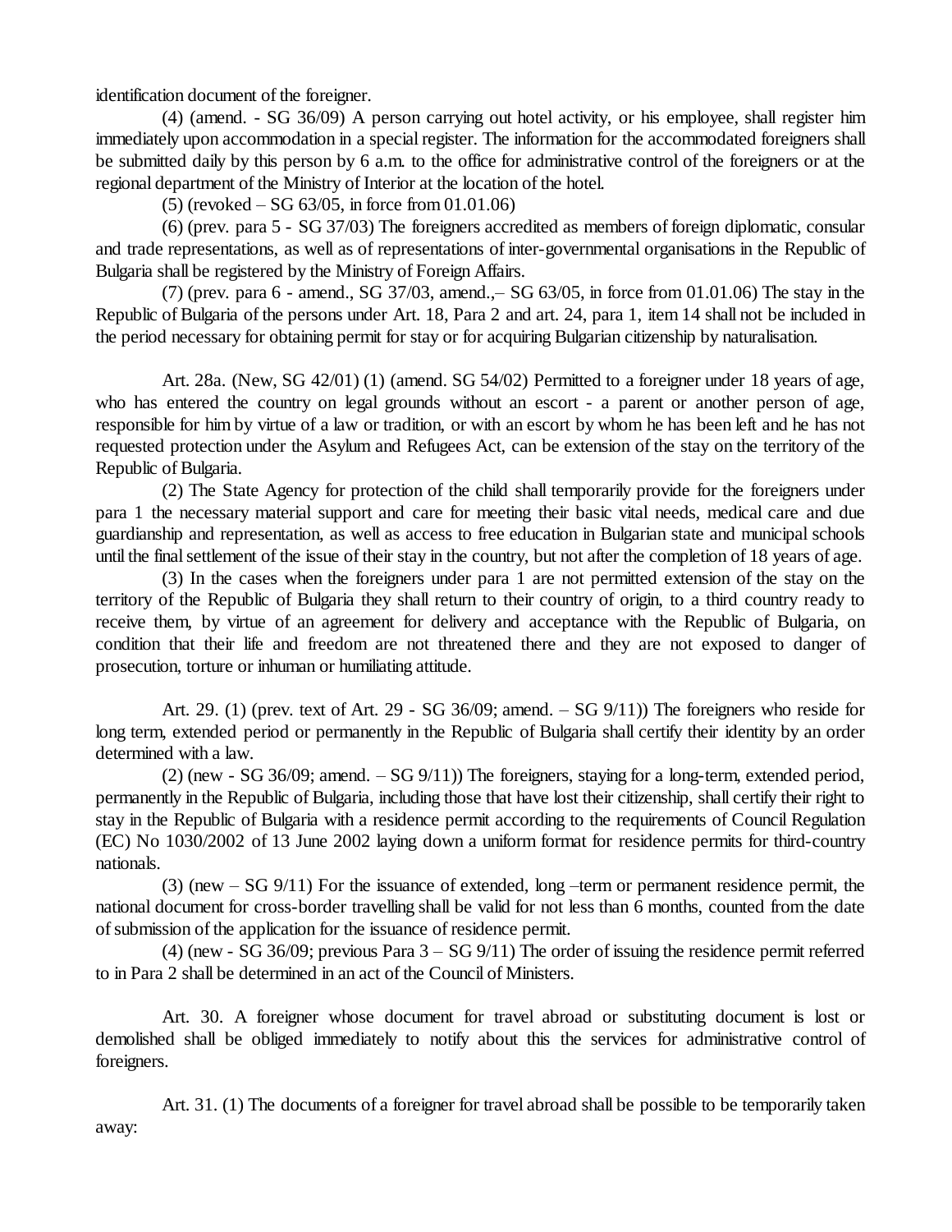identification document of the foreigner.

(4) (amend. - SG 36/09) A person carrying out hotel activity, or his employee, shall register him immediately upon accommodation in a special register. The information for the accommodated foreigners shall be submitted daily by this person by 6 a.m. to the office for administrative control of the foreigners or at the regional department of the Ministry of Interior at the location of the hotel.

(5) (revoked – SG 63/05, in force from 01.01.06)

(6) (prev. para 5 - SG 37/03) The foreigners accredited as members of foreign diplomatic, consular and trade representations, as well as of representations of inter-governmental organisations in the Republic of Bulgaria shall be registered by the Ministry of Foreign Affairs.

(7) (prev. para 6 - amend., SG 37/03, amend.,– SG 63/05, in force from 01.01.06) The stay in the Republic of Bulgaria of the persons under Art. 18, Para 2 and art. 24, para 1, item 14 shall not be included in the period necessary for obtaining permit for stay or for acquiring Bulgarian citizenship by naturalisation.

Art. 28a. (New, SG 42/01) (1) (amend. SG 54/02) Permitted to a foreigner under 18 years of age, who has entered the country on legal grounds without an escort - a parent or another person of age, responsible for him by virtue of a law or tradition, or with an escort by whom he has been left and he has not requested protection under the Asylum and Refugees Act, can be extension of the stay on the territory of the Republic of Bulgaria.

(2) The State Agency for protection of the child shall temporarily provide for the foreigners under para 1 the necessary material support and care for meeting their basic vital needs, medical care and due guardianship and representation, as well as access to free education in Bulgarian state and municipal schools until the final settlement of the issue of their stay in the country, but not after the completion of 18 years of age.

(3) In the cases when the foreigners under para 1 are not permitted extension of the stay on the territory of the Republic of Bulgaria they shall return to their country of origin, to a third country ready to receive them, by virtue of an agreement for delivery and acceptance with the Republic of Bulgaria, on condition that their life and freedom are not threatened there and they are not exposed to danger of prosecution, torture or inhuman or humiliating attitude.

Art. 29. (1) (prev. text of Art. 29 - SG 36/09; amend. – SG 9/11)) The foreigners who reside for long term, extended period or permanently in the Republic of Bulgaria shall certify their identity by an order determined with a law.

(2) (new - SG 36/09; amend. – SG 9/11)) The foreigners, staying for a long-term, extended period, permanently in the Republic of Bulgaria, including those that have lost their citizenship, shall certify their right to stay in the Republic of Bulgaria with a residence permit according to the requirements of Council Regulation (EC) No 1030/2002 of 13 June 2002 laying down a uniform format for residence permits for third-country nationals.

(3) (new – SG 9/11) For the issuance of extended, long –term or permanent residence permit, the national document for cross-border travelling shall be valid for not less than 6 months, counted from the date of submission of the application for the issuance of residence permit.

(4) (new - SG 36/09; previous Para 3 – SG 9/11) The order of issuing the residence permit referred to in Para 2 shall be determined in an act of the Council of Ministers.

Art. 30. A foreigner whose document for travel abroad or substituting document is lost or demolished shall be obliged immediately to notify about this the services for administrative control of foreigners.

Art. 31. (1) The documents of a foreigner for travel abroad shall be possible to be temporarily taken away: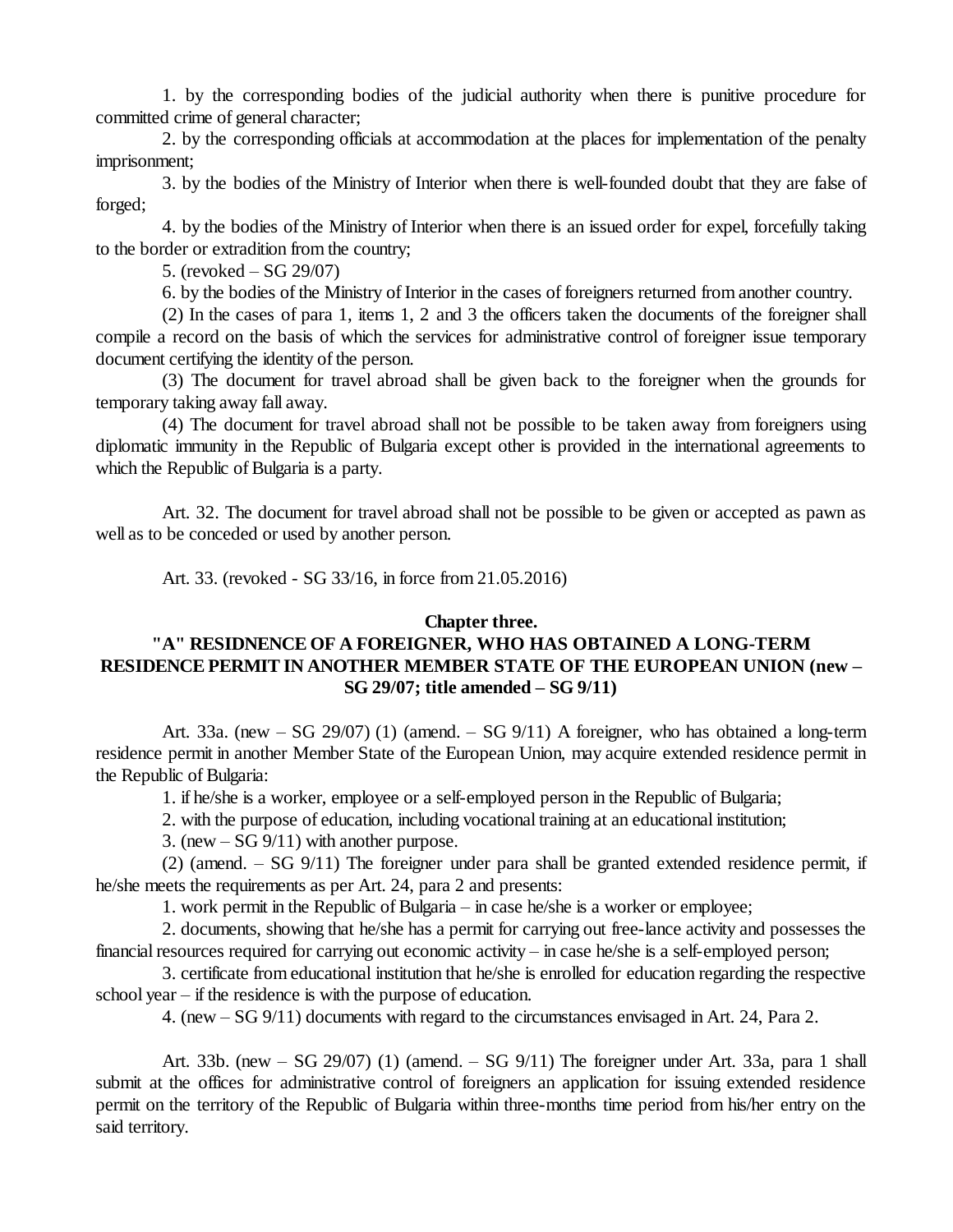1. by the corresponding bodies of the judicial authority when there is punitive procedure for committed crime of general character;

2. by the corresponding officials at accommodation at the places for implementation of the penalty imprisonment;

3. by the bodies of the Ministry of Interior when there is well-founded doubt that they are false of forged;

4. by the bodies of the Ministry of Interior when there is an issued order for expel, forcefully taking to the border or extradition from the country;

5. (revoked – SG 29/07)

6. by the bodies of the Ministry of Interior in the cases of foreigners returned from another country.

(2) In the cases of para 1, items 1, 2 and 3 the officers taken the documents of the foreigner shall compile a record on the basis of which the services for administrative control of foreigner issue temporary document certifying the identity of the person.

(3) The document for travel abroad shall be given back to the foreigner when the grounds for temporary taking away fall away.

(4) The document for travel abroad shall not be possible to be taken away from foreigners using diplomatic immunity in the Republic of Bulgaria except other is provided in the international agreements to which the Republic of Bulgaria is a party.

Art. 32. The document for travel abroad shall not be possible to be given or accepted as pawn as well as to be conceded or used by another person.

Art. 33. (revoked - SG 33/16, in force from 21.05.2016)

## Chapter three.
## "A" RESIDNENCE OF A FOREIGNER, WHO HAS OBTAINED A LONG-TERM RESIDENCE PERMIT IN ANOTHER MEMBER STATE OF THE EUROPEAN UNION (new – SG 29/07; title amended – SG 9/11)

Art. 33a. (new – SG 29/07) (1) (amend. – SG 9/11) A foreigner, who has obtained a long-term residence permit in another Member State of the European Union, may acquire extended residence permit in the Republic of Bulgaria:

1. if he/she is a worker, employee or a self-employed person in the Republic of Bulgaria;

2. with the purpose of education, including vocational training at an educational institution;

3. (new – SG 9/11) with another purpose.

(2) (amend. – SG 9/11) The foreigner under para shall be granted extended residence permit, if he/she meets the requirements as per Art. 24, para 2 and presents:

1. work permit in the Republic of Bulgaria – in case he/she is a worker or employee;

2. documents, showing that he/she has a permit for carrying out free-lance activity and possesses the financial resources required for carrying out economic activity – in case he/she is a self-employed person;

3. certificate from educational institution that he/she is enrolled for education regarding the respective school year – if the residence is with the purpose of education.

4. (new – SG 9/11) documents with regard to the circumstances envisaged in Art. 24, Para 2.

Art. 33b. (new – SG 29/07) (1) (amend. – SG 9/11) The foreigner under Art. 33a, para 1 shall submit at the offices for administrative control of foreigners an application for issuing extended residence permit on the territory of the Republic of Bulgaria within three-months time period from his/her entry on the said territory.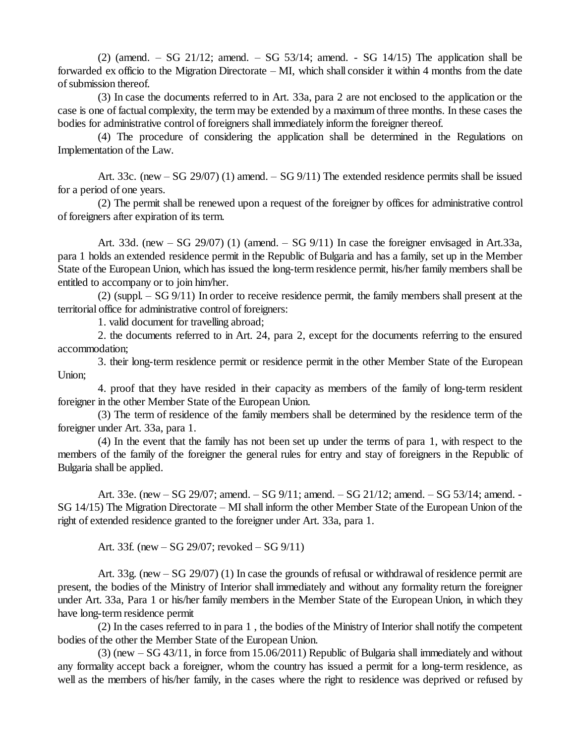(2) (amend. – SG 21/12; amend. – SG 53/14; amend. - SG 14/15) The application shall be forwarded ex officio to the Migration Directorate – MI, which shall consider it within 4 months from the date of submission thereof.

(3) In case the documents referred to in Art. 33a, para 2 are not enclosed to the application or the case is one of factual complexity, the term may be extended by a maximum of three months. In these cases the bodies for administrative control of foreigners shall immediately inform the foreigner thereof.

(4) The procedure of considering the application shall be determined in the Regulations on Implementation of the Law.

Art. 33c. (new – SG 29/07) (1) amend. – SG 9/11) The extended residence permits shall be issued for a period of one years.

(2) The permit shall be renewed upon a request of the foreigner by offices for administrative control of foreigners after expiration of its term.

Art. 33d. (new – SG 29/07) (1) (amend. – SG 9/11) In case the foreigner envisaged in Art.33a, para 1 holds an extended residence permit in the Republic of Bulgaria and has a family, set up in the Member State of the European Union, which has issued the long-term residence permit, his/her family members shall be entitled to accompany or to join him/her.

(2) (suppl. – SG 9/11) In order to receive residence permit, the family members shall present at the territorial office for administrative control of foreigners:

1. valid document for travelling abroad;

2. the documents referred to in Art. 24, para 2, except for the documents referring to the ensured accommodation;

3. their long-term residence permit or residence permit in the other Member State of the European Union;

4. proof that they have resided in their capacity as members of the family of long-term resident foreigner in the other Member State of the European Union.

(3) The term of residence of the family members shall be determined by the residence term of the foreigner under Art. 33a, para 1.

(4) In the event that the family has not been set up under the terms of para 1, with respect to the members of the family of the foreigner the general rules for entry and stay of foreigners in the Republic of Bulgaria shall be applied.

Art. 33e. (new – SG 29/07; amend. – SG 9/11; amend. – SG 21/12; amend. – SG 53/14; amend. - SG 14/15) The Migration Directorate – MI shall inform the other Member State of the European Union of the right of extended residence granted to the foreigner under Art. 33a, para 1.

Art. 33f. (new – SG 29/07; revoked – SG 9/11)

Art. 33g. (new – SG 29/07) (1) In case the grounds of refusal or withdrawal of residence permit are present, the bodies of the Ministry of Interior shall immediately and without any formality return the foreigner under Art. 33a, Para 1 or his/her family members in the Member State of the European Union, in which they have long-term residence permit

(2) In the cases referred to in para 1 , the bodies of the Ministry of Interior shall notify the competent bodies of the other the Member State of the European Union.

(3) (new – SG 43/11, in force from 15.06/2011) Republic of Bulgaria shall immediately and without any formality accept back a foreigner, whom the country has issued a permit for a long-term residence, as well as the members of his/her family, in the cases where the right to residence was deprived or refused by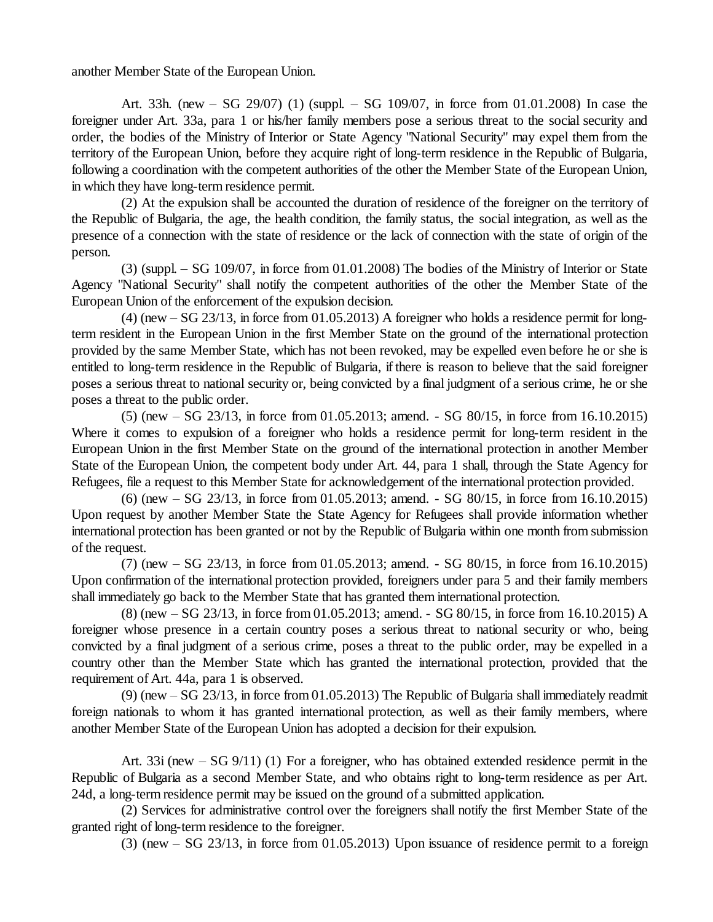another Member State of the European Union.

Art. 33h. (new – SG 29/07) (1) (suppl. – SG 109/07, in force from 01.01.2008) In case the foreigner under Art. 33a, para 1 or his/her family members pose a serious threat to the social security and order, the bodies of the Ministry of Interior or State Agency "National Security" may expel them from the territory of the European Union, before they acquire right of long-term residence in the Republic of Bulgaria, following a coordination with the competent authorities of the other the Member State of the European Union, in which they have long-term residence permit.

(2) At the expulsion shall be accounted the duration of residence of the foreigner on the territory of the Republic of Bulgaria, the age, the health condition, the family status, the social integration, as well as the presence of a connection with the state of residence or the lack of connection with the state of origin of the person.

(3) (suppl. – SG 109/07, in force from 01.01.2008) The bodies of the Ministry of Interior or State Agency "National Security" shall notify the competent authorities of the other the Member State of the European Union of the enforcement of the expulsion decision.

(4) (new – SG 23/13, in force from 01.05.2013) A foreigner who holds a residence permit for long-term resident in the European Union in the first Member State on the ground of the international protection provided by the same Member State, which has not been revoked, may be expelled even before he or she is entitled to long-term residence in the Republic of Bulgaria, if there is reason to believe that the said foreigner poses a serious threat to national security or, being convicted by a final judgment of a serious crime, he or she poses a threat to the public order.

(5) (new – SG 23/13, in force from 01.05.2013; amend. - SG 80/15, in force from 16.10.2015) Where it comes to expulsion of a foreigner who holds a residence permit for long-term resident in the European Union in the first Member State on the ground of the international protection in another Member State of the European Union, the competent body under Art. 44, para 1 shall, through the State Agency for Refugees, file a request to this Member State for acknowledgement of the international protection provided.

(6) (new – SG 23/13, in force from 01.05.2013; amend. - SG 80/15, in force from 16.10.2015) Upon request by another Member State the State Agency for Refugees shall provide information whether international protection has been granted or not by the Republic of Bulgaria within one month from submission of the request.

(7) (new – SG 23/13, in force from 01.05.2013; amend. - SG 80/15, in force from 16.10.2015) Upon confirmation of the international protection provided, foreigners under para 5 and their family members shall immediately go back to the Member State that has granted them international protection.

(8) (new – SG 23/13, in force from 01.05.2013; amend. - SG 80/15, in force from 16.10.2015) A foreigner whose presence in a certain country poses a serious threat to national security or who, being convicted by a final judgment of a serious crime, poses a threat to the public order, may be expelled in a country other than the Member State which has granted the international protection, provided that the requirement of Art. 44a, para 1 is observed.

(9) (new – SG 23/13, in force from 01.05.2013) The Republic of Bulgaria shall immediately readmit foreign nationals to whom it has granted international protection, as well as their family members, where another Member State of the European Union has adopted a decision for their expulsion.

Art. 33i (new – SG 9/11) (1) For a foreigner, who has obtained extended residence permit in the Republic of Bulgaria as a second Member State, and who obtains right to long-term residence as per Art. 24d, a long-term residence permit may be issued on the ground of a submitted application.

(2) Services for administrative control over the foreigners shall notify the first Member State of the granted right of long-term residence to the foreigner.

(3) (new – SG 23/13, in force from 01.05.2013) Upon issuance of residence permit to a foreign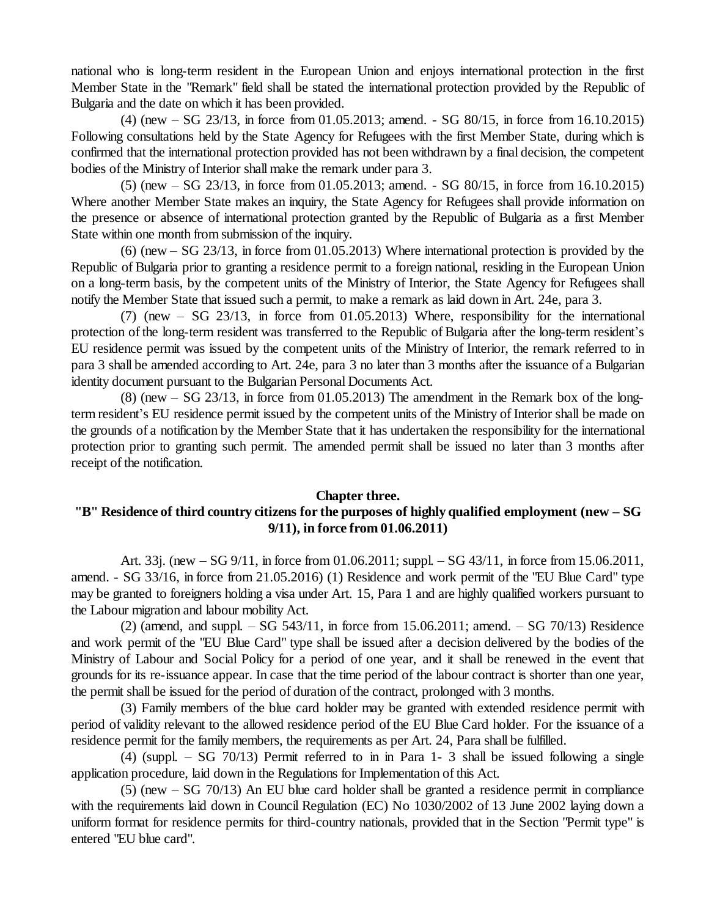national who is long-term resident in the European Union and enjoys international protection in the first Member State in the "Remark" field shall be stated the international protection provided by the Republic of Bulgaria and the date on which it has been provided.

(4) (new – SG 23/13, in force from 01.05.2013; amend. - SG 80/15, in force from 16.10.2015) Following consultations held by the State Agency for Refugees with the first Member State, during which is confirmed that the international protection provided has not been withdrawn by a final decision, the competent bodies of the Ministry of Interior shall make the remark under para 3.

(5) (new – SG 23/13, in force from 01.05.2013; amend. - SG 80/15, in force from 16.10.2015) Where another Member State makes an inquiry, the State Agency for Refugees shall provide information on the presence or absence of international protection granted by the Republic of Bulgaria as a first Member State within one month from submission of the inquiry.

(6) (new – SG 23/13, in force from 01.05.2013) Where international protection is provided by the Republic of Bulgaria prior to granting a residence permit to a foreign national, residing in the European Union on a long-term basis, by the competent units of the Ministry of Interior, the State Agency for Refugees shall notify the Member State that issued such a permit, to make a remark as laid down in Art. 24e, para 3.

(7) (new – SG 23/13, in force from 01.05.2013) Where, responsibility for the international protection of the long-term resident was transferred to the Republic of Bulgaria after the long-term resident's EU residence permit was issued by the competent units of the Ministry of Interior, the remark referred to in para 3 shall be amended according to Art. 24e, para 3 no later than 3 months after the issuance of a Bulgarian identity document pursuant to the Bulgarian Personal Documents Act.

(8) (new – SG 23/13, in force from 01.05.2013) The amendment in the Remark box of the long-term resident's EU residence permit issued by the competent units of the Ministry of Interior shall be made on the grounds of a notification by the Member State that it has undertaken the responsibility for the international protection prior to granting such permit. The amended permit shall be issued no later than 3 months after receipt of the notification.

## Chapter three.
## "B" Residence of third country citizens for the purposes of highly qualified employment (new – SG 9/11), in force from 01.06.2011)

Art. 33j. (new – SG 9/11, in force from 01.06.2011; suppl. – SG 43/11, in force from 15.06.2011, amend. - SG 33/16, in force from 21.05.2016) (1) Residence and work permit of the "EU Blue Card" type may be granted to foreigners holding a visa under Art. 15, Para 1 and are highly qualified workers pursuant to the Labour migration and labour mobility Act.

(2) (amend, and suppl. – SG 543/11, in force from 15.06.2011; amend. – SG 70/13) Residence and work permit of the "EU Blue Card" type shall be issued after a decision delivered by the bodies of the Ministry of Labour and Social Policy for a period of one year, and it shall be renewed in the event that grounds for its re-issuance appear. In case that the time period of the labour contract is shorter than one year, the permit shall be issued for the period of duration of the contract, prolonged with 3 months.

(3) Family members of the blue card holder may be granted with extended residence permit with period of validity relevant to the allowed residence period of the EU Blue Card holder. For the issuance of a residence permit for the family members, the requirements as per Art. 24, Para shall be fulfilled.

(4) (suppl. – SG 70/13) Permit referred to in in Para 1- 3 shall be issued following a single application procedure, laid down in the Regulations for Implementation of this Act.

(5) (new – SG 70/13) An EU blue card holder shall be granted a residence permit in compliance with the requirements laid down in Council Regulation (EC) No 1030/2002 of 13 June 2002 laying down a uniform format for residence permits for third-country nationals, provided that in the Section "Permit type" is entered "EU blue card".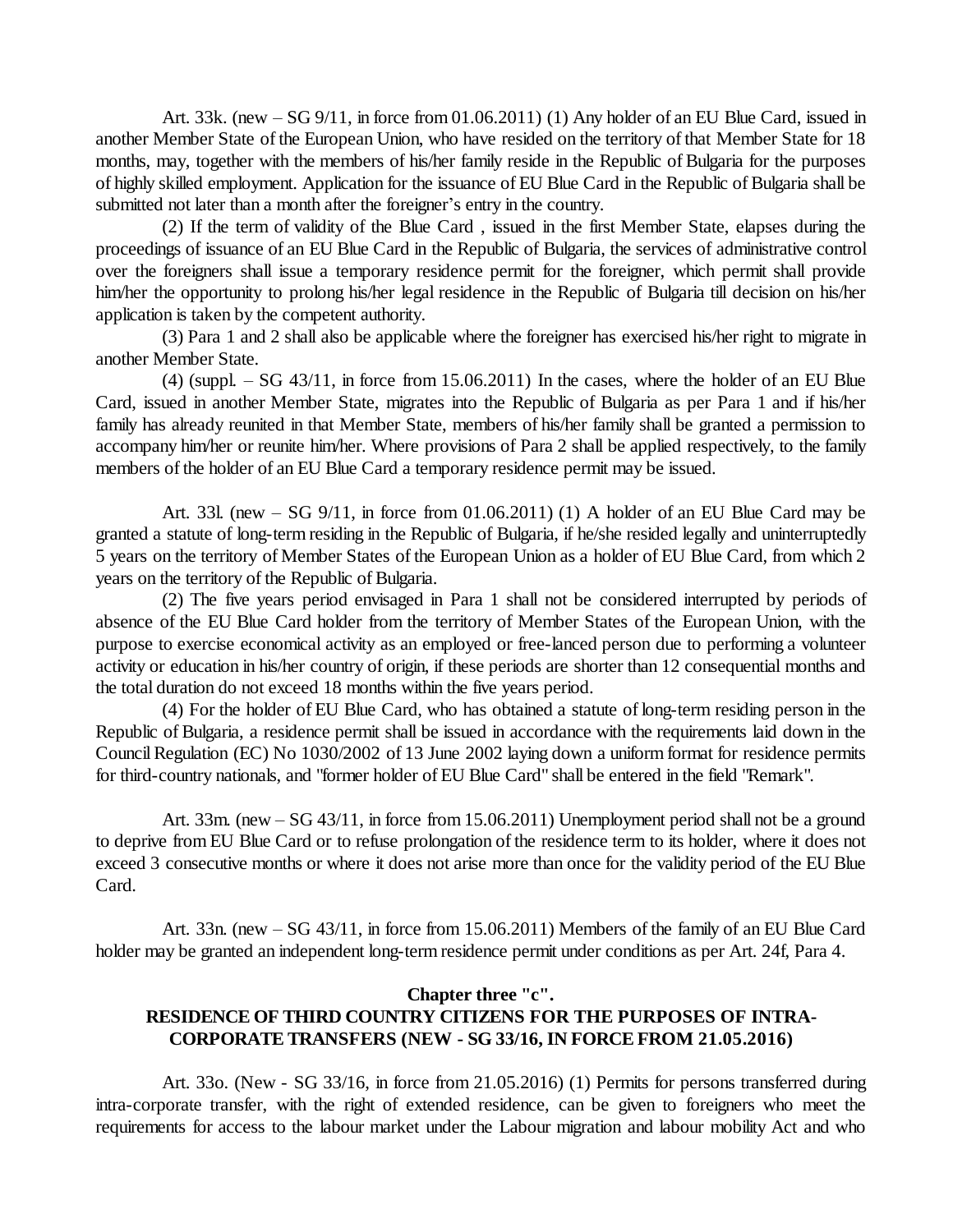Art. 33k. (new – SG 9/11, in force from 01.06.2011) (1) Any holder of an EU Blue Card, issued in another Member State of the European Union, who have resided on the territory of that Member State for 18 months, may, together with the members of his/her family reside in the Republic of Bulgaria for the purposes of highly skilled employment. Application for the issuance of EU Blue Card in the Republic of Bulgaria shall be submitted not later than a month after the foreigner's entry in the country.

(2) If the term of validity of the Blue Card , issued in the first Member State, elapses during the proceedings of issuance of an EU Blue Card in the Republic of Bulgaria, the services of administrative control over the foreigners shall issue a temporary residence permit for the foreigner, which permit shall provide him/her the opportunity to prolong his/her legal residence in the Republic of Bulgaria till decision on his/her application is taken by the competent authority.

(3) Para 1 and 2 shall also be applicable where the foreigner has exercised his/her right to migrate in another Member State.

(4) (suppl. – SG 43/11, in force from 15.06.2011) In the cases, where the holder of an EU Blue Card, issued in another Member State, migrates into the Republic of Bulgaria as per Para 1 and if his/her family has already reunited in that Member State, members of his/her family shall be granted a permission to accompany him/her or reunite him/her. Where provisions of Para 2 shall be applied respectively, to the family members of the holder of an EU Blue Card a temporary residence permit may be issued.

Art. 33l. (new – SG 9/11, in force from 01.06.2011) (1) A holder of an EU Blue Card may be granted a statute of long-term residing in the Republic of Bulgaria, if he/she resided legally and uninterruptedly 5 years on the territory of Member States of the European Union as a holder of EU Blue Card, from which 2 years on the territory of the Republic of Bulgaria.

(2) The five years period envisaged in Para 1 shall not be considered interrupted by periods of absence of the EU Blue Card holder from the territory of Member States of the European Union, with the purpose to exercise economical activity as an employed or free-lanced person due to performing a volunteer activity or education in his/her country of origin, if these periods are shorter than 12 consequential months and the total duration do not exceed 18 months within the five years period.

(4) For the holder of EU Blue Card, who has obtained a statute of long-term residing person in the Republic of Bulgaria, a residence permit shall be issued in accordance with the requirements laid down in the Council Regulation (EC) No 1030/2002 of 13 June 2002 laying down a uniform format for residence permits for third-country nationals, and "former holder of EU Blue Card" shall be entered in the field "Remark".

Art. 33m. (new – SG 43/11, in force from 15.06.2011) Unemployment period shall not be a ground to deprive from EU Blue Card or to refuse prolongation of the residence term to its holder, where it does not exceed 3 consecutive months or where it does not arise more than once for the validity period of the EU Blue Card.

Art. 33n. (new – SG 43/11, in force from 15.06.2011) Members of the family of an EU Blue Card holder may be granted an independent long-term residence permit under conditions as per Art. 24f, Para 4.

## Chapter three "c". RESIDENCE OF THIRD COUNTRY CITIZENS FOR THE PURPOSES OF INTRA-CORPORATE TRANSFERS (NEW - SG 33/16, IN FORCE FROM 21.05.2016)

Art. 33o. (New - SG 33/16, in force from 21.05.2016) (1) Permits for persons transferred during intra-corporate transfer, with the right of extended residence, can be given to foreigners who meet the requirements for access to the labour market under the Labour migration and labour mobility Act and who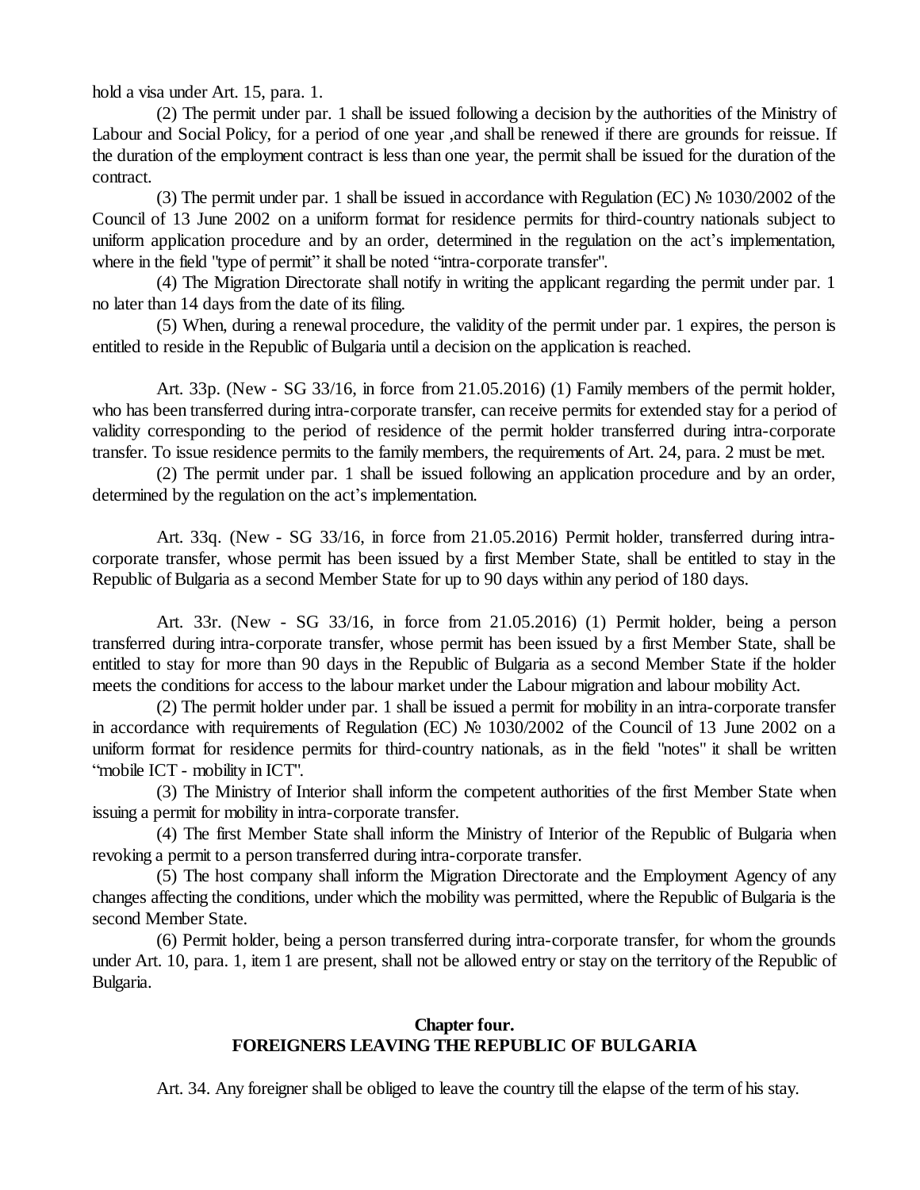hold a visa under Art. 15, para. 1.

(2) The permit under par. 1 shall be issued following a decision by the authorities of the Ministry of Labour and Social Policy, for a period of one year ,and shall be renewed if there are grounds for reissue. If the duration of the employment contract is less than one year, the permit shall be issued for the duration of the contract.

(3) The permit under par. 1 shall be issued in accordance with Regulation (EC) № 1030/2002 of the Council of 13 June 2002 on a uniform format for residence permits for third-country nationals subject to uniform application procedure and by an order, determined in the regulation on the act's implementation, where in the field "type of permit" it shall be noted "intra-corporate transfer".

(4) The Migration Directorate shall notify in writing the applicant regarding the permit under par. 1 no later than 14 days from the date of its filing.

(5) When, during a renewal procedure, the validity of the permit under par. 1 expires, the person is entitled to reside in the Republic of Bulgaria until a decision on the application is reached.

Art. 33p. (New - SG 33/16, in force from 21.05.2016) (1) Family members of the permit holder, who has been transferred during intra-corporate transfer, can receive permits for extended stay for a period of validity corresponding to the period of residence of the permit holder transferred during intra-corporate transfer. To issue residence permits to the family members, the requirements of Art. 24, para. 2 must be met.

(2) The permit under par. 1 shall be issued following an application procedure and by an order, determined by the regulation on the act's implementation.

Art. 33q. (New - SG 33/16, in force from 21.05.2016) Permit holder, transferred during intra-corporate transfer, whose permit has been issued by a first Member State, shall be entitled to stay in the Republic of Bulgaria as a second Member State for up to 90 days within any period of 180 days.

Art. 33r. (New - SG 33/16, in force from 21.05.2016) (1) Permit holder, being a person transferred during intra-corporate transfer, whose permit has been issued by a first Member State, shall be entitled to stay for more than 90 days in the Republic of Bulgaria as a second Member State if the holder meets the conditions for access to the labour market under the Labour migration and labour mobility Act.

(2) The permit holder under par. 1 shall be issued a permit for mobility in an intra-corporate transfer in accordance with requirements of Regulation (EC) № 1030/2002 of the Council of 13 June 2002 on a uniform format for residence permits for third-country nationals, as in the field "notes" it shall be written "mobile ICT - mobility in ICT".

(3) The Ministry of Interior shall inform the competent authorities of the first Member State when issuing a permit for mobility in intra-corporate transfer.

(4) The first Member State shall inform the Ministry of Interior of the Republic of Bulgaria when revoking a permit to a person transferred during intra-corporate transfer.

(5) The host company shall inform the Migration Directorate and the Employment Agency of any changes affecting the conditions, under which the mobility was permitted, where the Republic of Bulgaria is the second Member State.

(6) Permit holder, being a person transferred during intra-corporate transfer, for whom the grounds under Art. 10, para. 1, item 1 are present, shall not be allowed entry or stay on the territory of the Republic of Bulgaria.

## Chapter four.
## FOREIGNERS LEAVING THE REPUBLIC OF BULGARIA

Art. 34. Any foreigner shall be obliged to leave the country till the elapse of the term of his stay.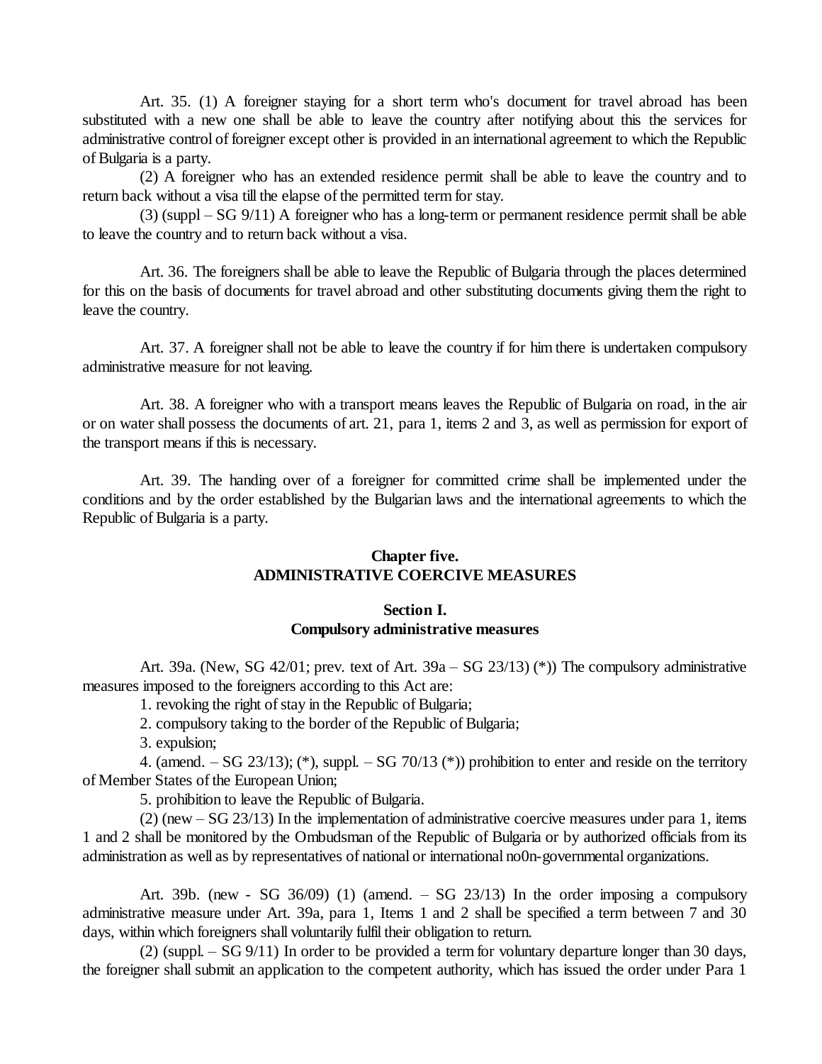Art. 35. (1) A foreigner staying for a short term who's document for travel abroad has been substituted with a new one shall be able to leave the country after notifying about this the services for administrative control of foreigner except other is provided in an international agreement to which the Republic of Bulgaria is a party.

(2) A foreigner who has an extended residence permit shall be able to leave the country and to return back without a visa till the elapse of the permitted term for stay.

(3) (suppl – SG 9/11) A foreigner who has a long-term or permanent residence permit shall be able to leave the country and to return back without a visa.

Art. 36. The foreigners shall be able to leave the Republic of Bulgaria through the places determined for this on the basis of documents for travel abroad and other substituting documents giving them the right to leave the country.

Art. 37. A foreigner shall not be able to leave the country if for him there is undertaken compulsory administrative measure for not leaving.

Art. 38. A foreigner who with a transport means leaves the Republic of Bulgaria on road, in the air or on water shall possess the documents of art. 21, para 1, items 2 and 3, as well as permission for export of the transport means if this is necessary.

Art. 39. The handing over of a foreigner for committed crime shall be implemented under the conditions and by the order established by the Bulgarian laws and the international agreements to which the Republic of Bulgaria is a party.

## Chapter five.
## ADMINISTRATIVE COERCIVE MEASURES

### Section I.
### Compulsory administrative measures

Art. 39a. (New, SG 42/01; prev. text of Art. 39a – SG 23/13) (*)) The compulsory administrative measures imposed to the foreigners according to this Act are:

1. revoking the right of stay in the Republic of Bulgaria;

2. compulsory taking to the border of the Republic of Bulgaria;

3. expulsion;

4. (amend. – SG 23/13); (*), suppl. – SG 70/13 (*)) prohibition to enter and reside on the territory of Member States of the European Union;

5. prohibition to leave the Republic of Bulgaria.

(2) (new – SG 23/13) In the implementation of administrative coercive measures under para 1, items 1 and 2 shall be monitored by the Ombudsman of the Republic of Bulgaria or by authorized officials from its administration as well as by representatives of national or international no0n-governmental organizations.

Art. 39b. (new - SG 36/09) (1) (amend. – SG 23/13) In the order imposing a compulsory administrative measure under Art. 39a, para 1, Items 1 and 2 shall be specified a term between 7 and 30 days, within which foreigners shall voluntarily fulfil their obligation to return.

(2) (suppl. – SG 9/11) In order to be provided a term for voluntary departure longer than 30 days, the foreigner shall submit an application to the competent authority, which has issued the order under Para 1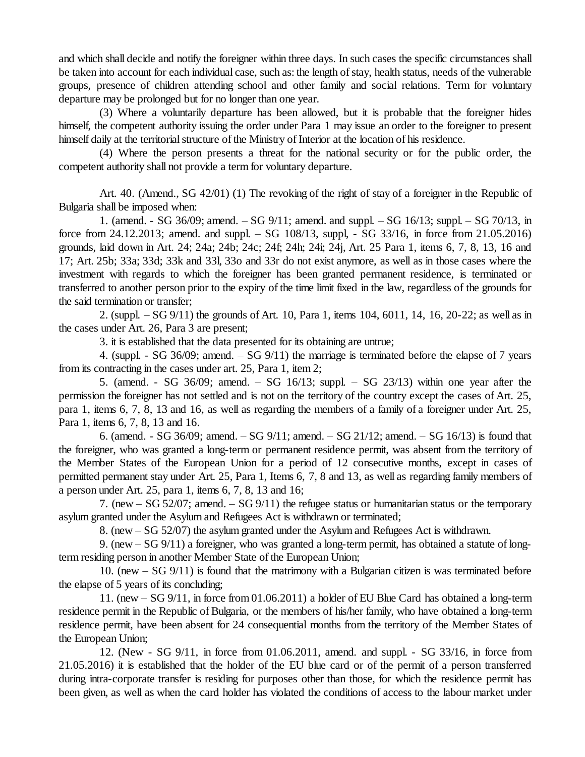and which shall decide and notify the foreigner within three days. In such cases the specific circumstances shall be taken into account for each individual case, such as: the length of stay, health status, needs of the vulnerable groups, presence of children attending school and other family and social relations. Term for voluntary departure may be prolonged but for no longer than one year.

(3) Where a voluntarily departure has been allowed, but it is probable that the foreigner hides himself, the competent authority issuing the order under Para 1 may issue an order to the foreigner to present himself daily at the territorial structure of the Ministry of Interior at the location of his residence.

(4) Where the person presents a threat for the national security or for the public order, the competent authority shall not provide a term for voluntary departure.

Art. 40. (Amend., SG 42/01) (1) The revoking of the right of stay of a foreigner in the Republic of Bulgaria shall be imposed when:

1. (amend. - SG 36/09; amend. – SG 9/11; amend. and suppl. – SG 16/13; suppl. – SG 70/13, in force from 24.12.2013; amend. and suppl. – SG 108/13, suppl, - SG 33/16, in force from 21.05.2016) grounds, laid down in Art. 24; 24a; 24b; 24c; 24f; 24h; 24i; 24j, Art. 25 Para 1, items 6, 7, 8, 13, 16 and 17; Art. 25b; 33a; 33d; 33k and 33l, 33o and 33r do not exist anymore, as well as in those cases where the investment with regards to which the foreigner has been granted permanent residence, is terminated or transferred to another person prior to the expiry of the time limit fixed in the law, regardless of the grounds for the said termination or transfer;

2. (suppl. – SG 9/11) the grounds of Art. 10, Para 1, items 104, 6011, 14, 16, 20-22; as well as in the cases under Art. 26, Para 3 are present;

3. it is established that the data presented for its obtaining are untrue;

4. (suppl. - SG 36/09; amend. – SG 9/11) the marriage is terminated before the elapse of 7 years from its contracting in the cases under art. 25, Para 1, item 2;

5. (amend. - SG 36/09; amend. – SG 16/13; suppl. – SG 23/13) within one year after the permission the foreigner has not settled and is not on the territory of the country except the cases of Art. 25, para 1, items 6, 7, 8, 13 and 16, as well as regarding the members of a family of a foreigner under Art. 25, Para 1, items 6, 7, 8, 13 and 16.

6. (amend. - SG 36/09; amend. – SG 9/11; amend. – SG 21/12; amend. – SG 16/13) is found that the foreigner, who was granted a long-term or permanent residence permit, was absent from the territory of the Member States of the European Union for a period of 12 consecutive months, except in cases of permitted permanent stay under Art. 25, Para 1, Items 6, 7, 8 and 13, as well as regarding family members of a person under Art. 25, para 1, items 6, 7, 8, 13 and 16;

7. (new – SG 52/07; amend. – SG 9/11) the refugee status or humanitarian status or the temporary asylum granted under the Asylum and Refugees Act is withdrawn or terminated;

8. (new – SG 52/07) the asylum granted under the Asylum and Refugees Act is withdrawn.

9. (new – SG 9/11) a foreigner, who was granted a long-term permit, has obtained a statute of long-term residing person in another Member State of the European Union;

10. (new – SG 9/11) is found that the matrimony with a Bulgarian citizen is was terminated before the elapse of 5 years of its concluding;

11. (new – SG 9/11, in force from 01.06.2011) a holder of EU Blue Card has obtained a long-term residence permit in the Republic of Bulgaria, or the members of his/her family, who have obtained a long-term residence permit, have been absent for 24 consequential months from the territory of the Member States of the European Union;

12. (New - SG 9/11, in force from 01.06.2011, amend. and suppl. - SG 33/16, in force from 21.05.2016) it is established that the holder of the EU blue card or of the permit of a person transferred during intra-corporate transfer is residing for purposes other than those, for which the residence permit has been given, as well as when the card holder has violated the conditions of access to the labour market under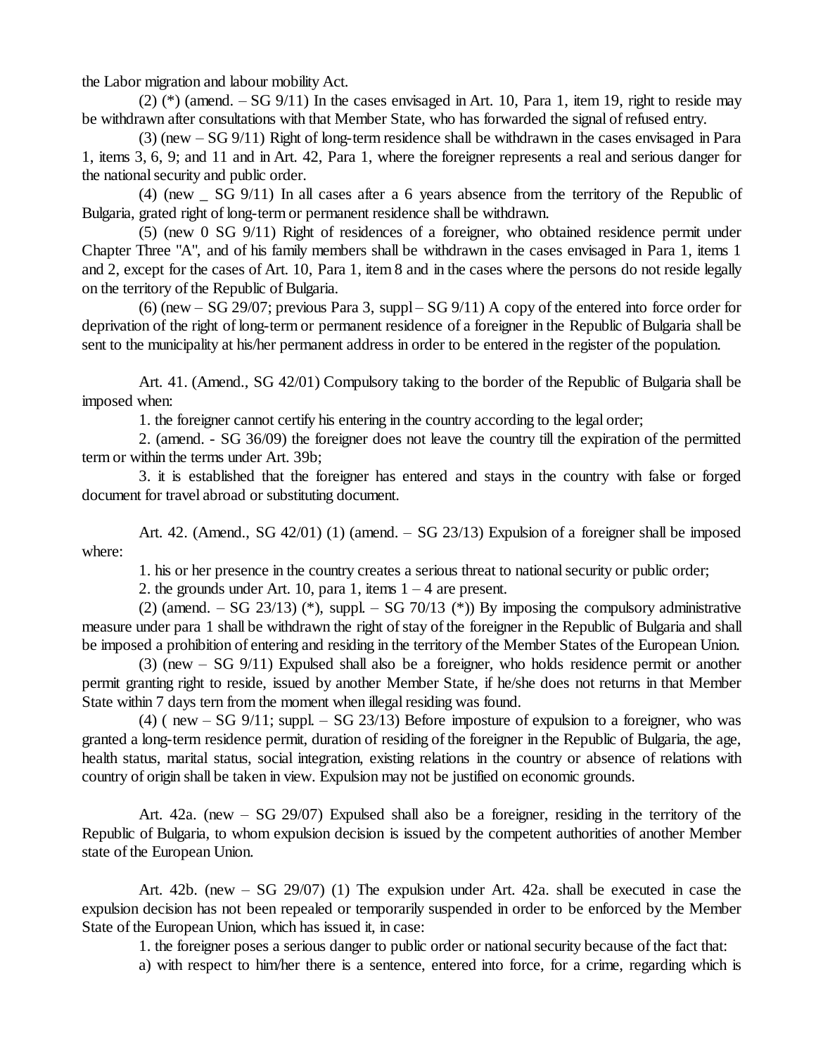the Labor migration and labour mobility Act.

(2) (*) (amend. – SG 9/11) In the cases envisaged in Art. 10, Para 1, item 19, right to reside may be withdrawn after consultations with that Member State, who has forwarded the signal of refused entry.

(3) (new – SG 9/11) Right of long-term residence shall be withdrawn in the cases envisaged in Para 1, items 3, 6, 9; and 11 and in Art. 42, Para 1, where the foreigner represents a real and serious danger for the national security and public order.

(4) (new _ SG 9/11) In all cases after a 6 years absence from the territory of the Republic of Bulgaria, grated right of long-term or permanent residence shall be withdrawn.

(5) (new 0 SG 9/11) Right of residences of a foreigner, who obtained residence permit under Chapter Three "A", and of his family members shall be withdrawn in the cases envisaged in Para 1, items 1 and 2, except for the cases of Art. 10, Para 1, item 8 and in the cases where the persons do not reside legally on the territory of the Republic of Bulgaria.

(6) (new – SG 29/07; previous Para 3, suppl – SG 9/11) A copy of the entered into force order for deprivation of the right of long-term or permanent residence of a foreigner in the Republic of Bulgaria shall be sent to the municipality at his/her permanent address in order to be entered in the register of the population.

Art. 41. (Amend., SG 42/01) Compulsory taking to the border of the Republic of Bulgaria shall be imposed when:

1. the foreigner cannot certify his entering in the country according to the legal order;

2. (amend. - SG 36/09) the foreigner does not leave the country till the expiration of the permitted term or within the terms under Art. 39b;

3. it is established that the foreigner has entered and stays in the country with false or forged document for travel abroad or substituting document.

Art. 42. (Amend., SG 42/01) (1) (amend. – SG 23/13) Expulsion of a foreigner shall be imposed where:

1. his or her presence in the country creates a serious threat to national security or public order;

2. the grounds under Art. 10, para 1, items 1 – 4 are present.

(2) (amend. – SG 23/13) (*), suppl. – SG 70/13 (*)) By imposing the compulsory administrative measure under para 1 shall be withdrawn the right of stay of the foreigner in the Republic of Bulgaria and shall be imposed a prohibition of entering and residing in the territory of the Member States of the European Union.

(3) (new – SG 9/11) Expulsed shall also be a foreigner, who holds residence permit or another permit granting right to reside, issued by another Member State, if he/she does not returns in that Member State within 7 days tern from the moment when illegal residing was found.

(4) ( new – SG 9/11; suppl. – SG 23/13) Before imposture of expulsion to a foreigner, who was granted a long-term residence permit, duration of residing of the foreigner in the Republic of Bulgaria, the age, health status, marital status, social integration, existing relations in the country or absence of relations with country of origin shall be taken in view. Expulsion may not be justified on economic grounds.

Art. 42a. (new – SG 29/07) Expulsed shall also be a foreigner, residing in the territory of the Republic of Bulgaria, to whom expulsion decision is issued by the competent authorities of another Member state of the European Union.

Art. 42b. (new – SG 29/07) (1) The expulsion under Art. 42a. shall be executed in case the expulsion decision has not been repealed or temporarily suspended in order to be enforced by the Member State of the European Union, which has issued it, in case:

1. the foreigner poses a serious danger to public order or national security because of the fact that:

a) with respect to him/her there is a sentence, entered into force, for a crime, regarding which is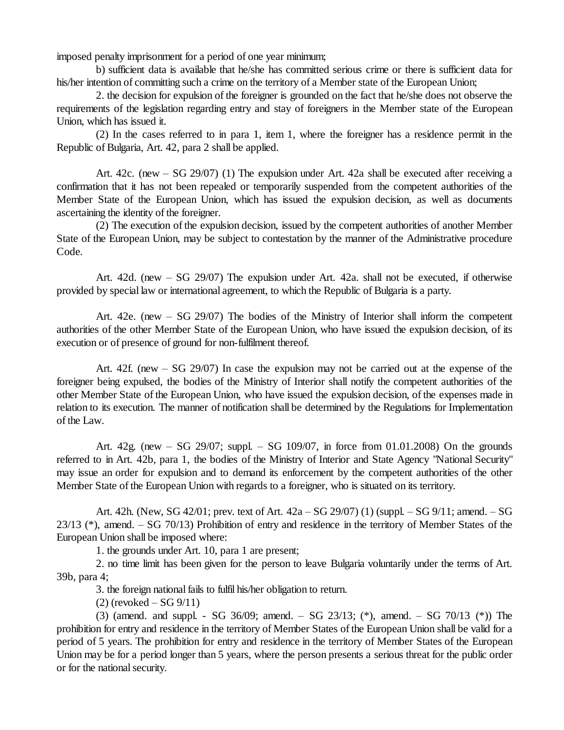imposed penalty imprisonment for a period of one year minimum;

b) sufficient data is available that he/she has committed serious crime or there is sufficient data for his/her intention of committing such a crime on the territory of a Member state of the European Union;

2. the decision for expulsion of the foreigner is grounded on the fact that he/she does not observe the requirements of the legislation regarding entry and stay of foreigners in the Member state of the European Union, which has issued it.

(2) In the cases referred to in para 1, item 1, where the foreigner has a residence permit in the Republic of Bulgaria, Art. 42, para 2 shall be applied.

Art. 42c. (new – SG 29/07) (1) The expulsion under Art. 42a shall be executed after receiving a confirmation that it has not been repealed or temporarily suspended from the competent authorities of the Member State of the European Union, which has issued the expulsion decision, as well as documents ascertaining the identity of the foreigner.

(2) The execution of the expulsion decision, issued by the competent authorities of another Member State of the European Union, may be subject to contestation by the manner of the Administrative procedure Code.

Art. 42d. (new – SG 29/07) The expulsion under Art. 42a. shall not be executed, if otherwise provided by special law or international agreement, to which the Republic of Bulgaria is a party.

Art. 42e. (new – SG 29/07) The bodies of the Ministry of Interior shall inform the competent authorities of the other Member State of the European Union, who have issued the expulsion decision, of its execution or of presence of ground for non-fulfilment thereof.

Art. 42f. (new – SG 29/07) In case the expulsion may not be carried out at the expense of the foreigner being expulsed, the bodies of the Ministry of Interior shall notify the competent authorities of the other Member State of the European Union, who have issued the expulsion decision, of the expenses made in relation to its execution. The manner of notification shall be determined by the Regulations for Implementation of the Law.

Art. 42g. (new – SG 29/07; suppl. – SG 109/07, in force from 01.01.2008) On the grounds referred to in Art. 42b, para 1, the bodies of the Ministry of Interior and State Agency "National Security" may issue an order for expulsion and to demand its enforcement by the competent authorities of the other Member State of the European Union with regards to a foreigner, who is situated on its territory.

Art. 42h. (New, SG 42/01; prev. text of Art. 42a – SG 29/07) (1) (suppl. – SG 9/11; amend. – SG 23/13 (*), amend. – SG 70/13) Prohibition of entry and residence in the territory of Member States of the European Union shall be imposed where:

1. the grounds under Art. 10, para 1 are present;

2. no time limit has been given for the person to leave Bulgaria voluntarily under the terms of Art. 39b, para 4;

3. the foreign national fails to fulfil his/her obligation to return.

(2) (revoked – SG 9/11)

(3) (amend. and suppl. - SG 36/09; amend. – SG 23/13; (*), amend. – SG 70/13 (*)) The prohibition for entry and residence in the territory of Member States of the European Union shall be valid for a period of 5 years. The prohibition for entry and residence in the territory of Member States of the European Union may be for a period longer than 5 years, where the person presents a serious threat for the public order or for the national security.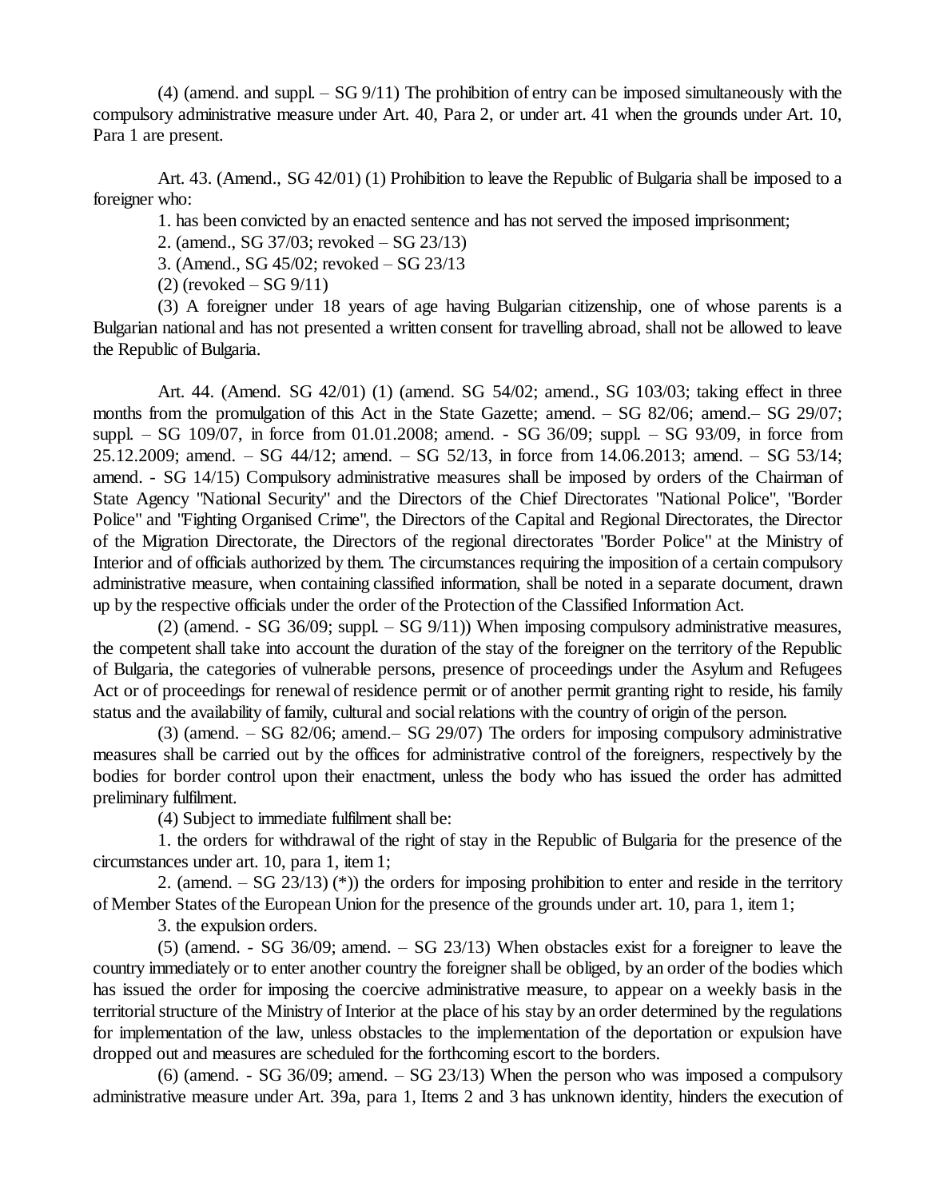(4) (amend. and suppl. – SG 9/11) The prohibition of entry can be imposed simultaneously with the compulsory administrative measure under Art. 40, Para 2, or under art. 41 when the grounds under Art. 10, Para 1 are present.

Art. 43. (Amend., SG 42/01) (1) Prohibition to leave the Republic of Bulgaria shall be imposed to a foreigner who:

1. has been convicted by an enacted sentence and has not served the imposed imprisonment;

2. (amend., SG 37/03; revoked – SG 23/13)

3. (Amend., SG 45/02; revoked – SG 23/13

(2) (revoked – SG 9/11)

(3) A foreigner under 18 years of age having Bulgarian citizenship, one of whose parents is a Bulgarian national and has not presented a written consent for travelling abroad, shall not be allowed to leave the Republic of Bulgaria.

Art. 44. (Amend. SG 42/01) (1) (amend. SG 54/02; amend., SG 103/03; taking effect in three months from the promulgation of this Act in the State Gazette; amend. – SG 82/06; amend.– SG 29/07; suppl. – SG 109/07, in force from 01.01.2008; amend. - SG 36/09; suppl. – SG 93/09, in force from 25.12.2009; amend. – SG 44/12; amend. – SG 52/13, in force from 14.06.2013; amend. – SG 53/14; amend. - SG 14/15) Compulsory administrative measures shall be imposed by orders of the Chairman of State Agency "National Security" and the Directors of the Chief Directorates "National Police", "Border Police" and "Fighting Organised Crime", the Directors of the Capital and Regional Directorates, the Director of the Migration Directorate, the Directors of the regional directorates "Border Police" at the Ministry of Interior and of officials authorized by them. The circumstances requiring the imposition of a certain compulsory administrative measure, when containing classified information, shall be noted in a separate document, drawn up by the respective officials under the order of the Protection of the Classified Information Act.

(2) (amend. - SG 36/09; suppl. – SG 9/11)) When imposing compulsory administrative measures, the competent shall take into account the duration of the stay of the foreigner on the territory of the Republic of Bulgaria, the categories of vulnerable persons, presence of proceedings under the Asylum and Refugees Act or of proceedings for renewal of residence permit or of another permit granting right to reside, his family status and the availability of family, cultural and social relations with the country of origin of the person.

(3) (amend. – SG 82/06; amend.– SG 29/07) The orders for imposing compulsory administrative measures shall be carried out by the offices for administrative control of the foreigners, respectively by the bodies for border control upon their enactment, unless the body who has issued the order has admitted preliminary fulfilment.

(4) Subject to immediate fulfilment shall be:

1. the orders for withdrawal of the right of stay in the Republic of Bulgaria for the presence of the circumstances under art. 10, para 1, item 1;

2. (amend. – SG 23/13) (*)) the orders for imposing prohibition to enter and reside in the territory of Member States of the European Union for the presence of the grounds under art. 10, para 1, item 1;

3. the expulsion orders.

(5) (amend. - SG 36/09; amend. – SG 23/13) When obstacles exist for a foreigner to leave the country immediately or to enter another country the foreigner shall be obliged, by an order of the bodies which has issued the order for imposing the coercive administrative measure, to appear on a weekly basis in the territorial structure of the Ministry of Interior at the place of his stay by an order determined by the regulations for implementation of the law, unless obstacles to the implementation of the deportation or expulsion have dropped out and measures are scheduled for the forthcoming escort to the borders.

(6) (amend. - SG 36/09; amend. – SG 23/13) When the person who was imposed a compulsory administrative measure under Art. 39a, para 1, Items 2 and 3 has unknown identity, hinders the execution of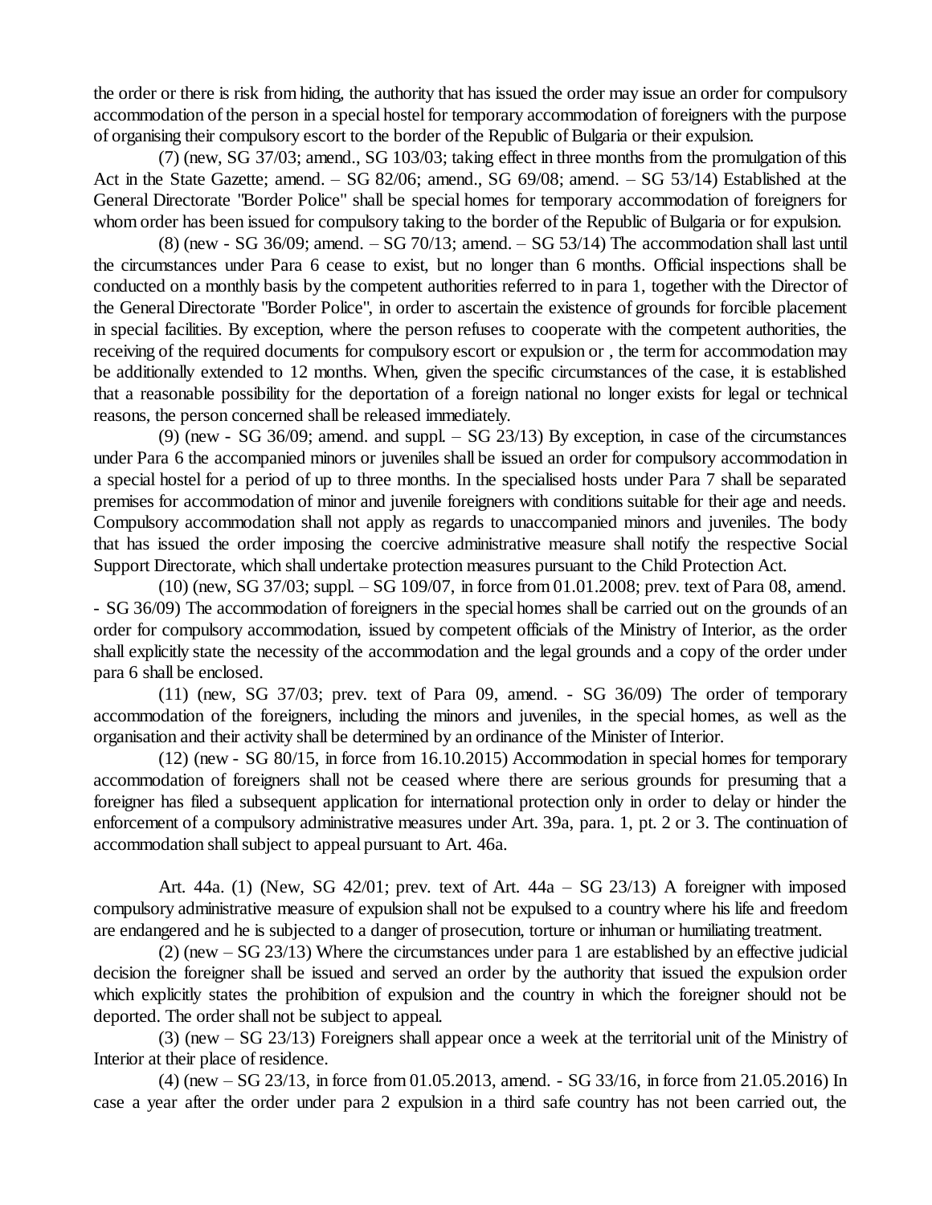the order or there is risk from hiding, the authority that has issued the order may issue an order for compulsory accommodation of the person in a special hostel for temporary accommodation of foreigners with the purpose of organising their compulsory escort to the border of the Republic of Bulgaria or their expulsion.

(7) (new, SG 37/03; amend., SG 103/03; taking effect in three months from the promulgation of this Act in the State Gazette; amend. – SG 82/06; amend., SG 69/08; amend. – SG 53/14) Established at the General Directorate "Border Police" shall be special homes for temporary accommodation of foreigners for whom order has been issued for compulsory taking to the border of the Republic of Bulgaria or for expulsion.

(8) (new - SG 36/09; amend. – SG 70/13; amend. – SG 53/14) The accommodation shall last until the circumstances under Para 6 cease to exist, but no longer than 6 months. Official inspections shall be conducted on a monthly basis by the competent authorities referred to in para 1, together with the Director of the General Directorate "Border Police", in order to ascertain the existence of grounds for forcible placement in special facilities. By exception, where the person refuses to cooperate with the competent authorities, the receiving of the required documents for compulsory escort or expulsion or , the term for accommodation may be additionally extended to 12 months. When, given the specific circumstances of the case, it is established that a reasonable possibility for the deportation of a foreign national no longer exists for legal or technical reasons, the person concerned shall be released immediately.

(9) (new - SG 36/09; amend. and suppl. – SG 23/13) By exception, in case of the circumstances under Para 6 the accompanied minors or juveniles shall be issued an order for compulsory accommodation in a special hostel for a period of up to three months. In the specialised hosts under Para 7 shall be separated premises for accommodation of minor and juvenile foreigners with conditions suitable for their age and needs. Compulsory accommodation shall not apply as regards to unaccompanied minors and juveniles. The body that has issued the order imposing the coercive administrative measure shall notify the respective Social Support Directorate, which shall undertake protection measures pursuant to the Child Protection Act.

(10) (new, SG 37/03; suppl. – SG 109/07, in force from 01.01.2008; prev. text of Para 08, amend. - SG 36/09) The accommodation of foreigners in the special homes shall be carried out on the grounds of an order for compulsory accommodation, issued by competent officials of the Ministry of Interior, as the order shall explicitly state the necessity of the accommodation and the legal grounds and a copy of the order under para 6 shall be enclosed.

(11) (new, SG 37/03; prev. text of Para 09, amend. - SG 36/09) The order of temporary accommodation of the foreigners, including the minors and juveniles, in the special homes, as well as the organisation and their activity shall be determined by an ordinance of the Minister of Interior.

(12) (new - SG 80/15, in force from 16.10.2015) Accommodation in special homes for temporary accommodation of foreigners shall not be ceased where there are serious grounds for presuming that a foreigner has filed a subsequent application for international protection only in order to delay or hinder the enforcement of a compulsory administrative measures under Art. 39a, para. 1, pt. 2 or 3. The continuation of accommodation shall subject to appeal pursuant to Art. 46a.

Art. 44a. (1) (New, SG 42/01; prev. text of Art. 44a – SG 23/13) A foreigner with imposed compulsory administrative measure of expulsion shall not be expulsed to a country where his life and freedom are endangered and he is subjected to a danger of prosecution, torture or inhuman or humiliating treatment.

(2) (new – SG 23/13) Where the circumstances under para 1 are established by an effective judicial decision the foreigner shall be issued and served an order by the authority that issued the expulsion order which explicitly states the prohibition of expulsion and the country in which the foreigner should not be deported. The order shall not be subject to appeal.

(3) (new – SG 23/13) Foreigners shall appear once a week at the territorial unit of the Ministry of Interior at their place of residence.

(4) (new – SG 23/13, in force from 01.05.2013, amend. - SG 33/16, in force from 21.05.2016) In case a year after the order under para 2 expulsion in a third safe country has not been carried out, the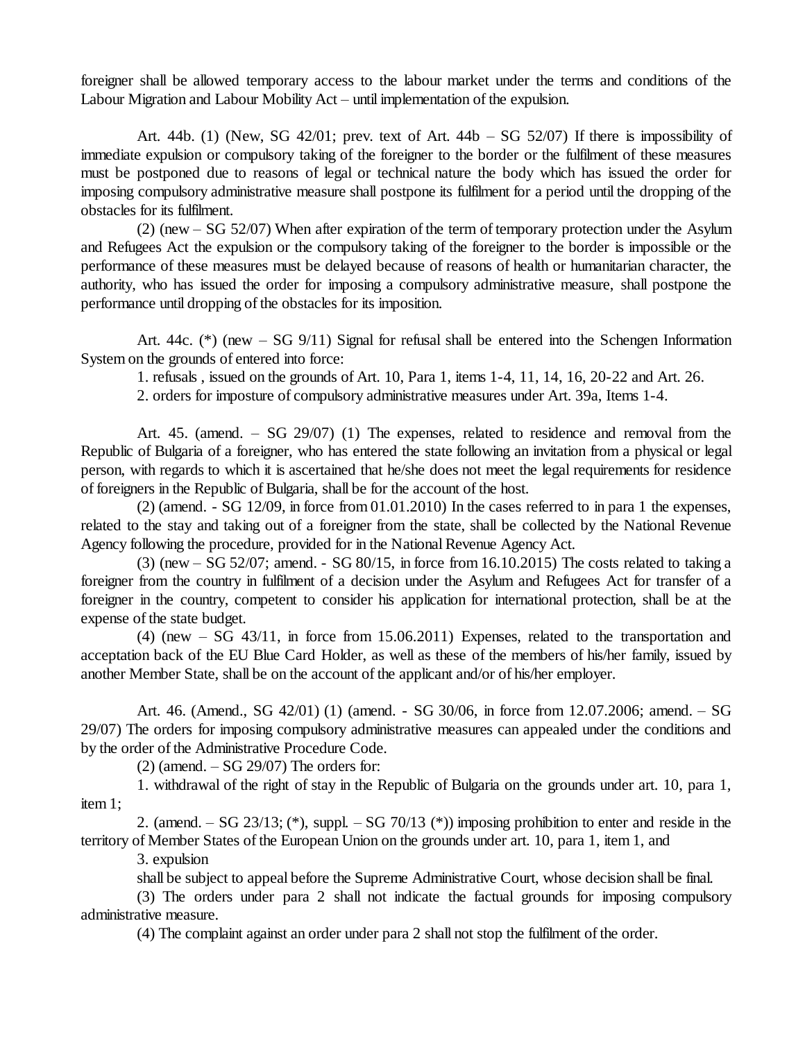foreigner shall be allowed temporary access to the labour market under the terms and conditions of the Labour Migration and Labour Mobility Act – until implementation of the expulsion.

Art. 44b. (1) (New, SG 42/01; prev. text of Art. 44b – SG 52/07) If there is impossibility of immediate expulsion or compulsory taking of the foreigner to the border or the fulfilment of these measures must be postponed due to reasons of legal or technical nature the body which has issued the order for imposing compulsory administrative measure shall postpone its fulfilment for a period until the dropping of the obstacles for its fulfilment.

(2) (new – SG 52/07) When after expiration of the term of temporary protection under the Asylum and Refugees Act the expulsion or the compulsory taking of the foreigner to the border is impossible or the performance of these measures must be delayed because of reasons of health or humanitarian character, the authority, who has issued the order for imposing a compulsory administrative measure, shall postpone the performance until dropping of the obstacles for its imposition.

Art. 44c. (*) (new – SG 9/11) Signal for refusal shall be entered into the Schengen Information System on the grounds of entered into force:

1. refusals , issued on the grounds of Art. 10, Para 1, items 1-4, 11, 14, 16, 20-22 and Art. 26.

2. orders for imposture of compulsory administrative measures under Art. 39a, Items 1-4.

Art. 45. (amend. – SG 29/07) (1) The expenses, related to residence and removal from the Republic of Bulgaria of a foreigner, who has entered the state following an invitation from a physical or legal person, with regards to which it is ascertained that he/she does not meet the legal requirements for residence of foreigners in the Republic of Bulgaria, shall be for the account of the host.

(2) (amend. - SG 12/09, in force from 01.01.2010) In the cases referred to in para 1 the expenses, related to the stay and taking out of a foreigner from the state, shall be collected by the National Revenue Agency following the procedure, provided for in the National Revenue Agency Act.

(3) (new – SG 52/07; amend. - SG 80/15, in force from 16.10.2015) The costs related to taking a foreigner from the country in fulfilment of a decision under the Asylum and Refugees Act for transfer of a foreigner in the country, competent to consider his application for international protection, shall be at the expense of the state budget.

(4) (new – SG 43/11, in force from 15.06.2011) Expenses, related to the transportation and acceptation back of the EU Blue Card Holder, as well as these of the members of his/her family, issued by another Member State, shall be on the account of the applicant and/or of his/her employer.

Art. 46. (Amend., SG 42/01) (1) (amend. - SG 30/06, in force from 12.07.2006; amend. – SG 29/07) The orders for imposing compulsory administrative measures can appealed under the conditions and by the order of the Administrative Procedure Code.

(2) (amend. – SG 29/07) The orders for:

1. withdrawal of the right of stay in the Republic of Bulgaria on the grounds under art. 10, para 1, item 1;

2. (amend. – SG 23/13; (*), suppl. – SG 70/13 (*)) imposing prohibition to enter and reside in the territory of Member States of the European Union on the grounds under art. 10, para 1, item 1, and

3. expulsion

shall be subject to appeal before the Supreme Administrative Court, whose decision shall be final.

(3) The orders under para 2 shall not indicate the factual grounds for imposing compulsory administrative measure.

(4) The complaint against an order under para 2 shall not stop the fulfilment of the order.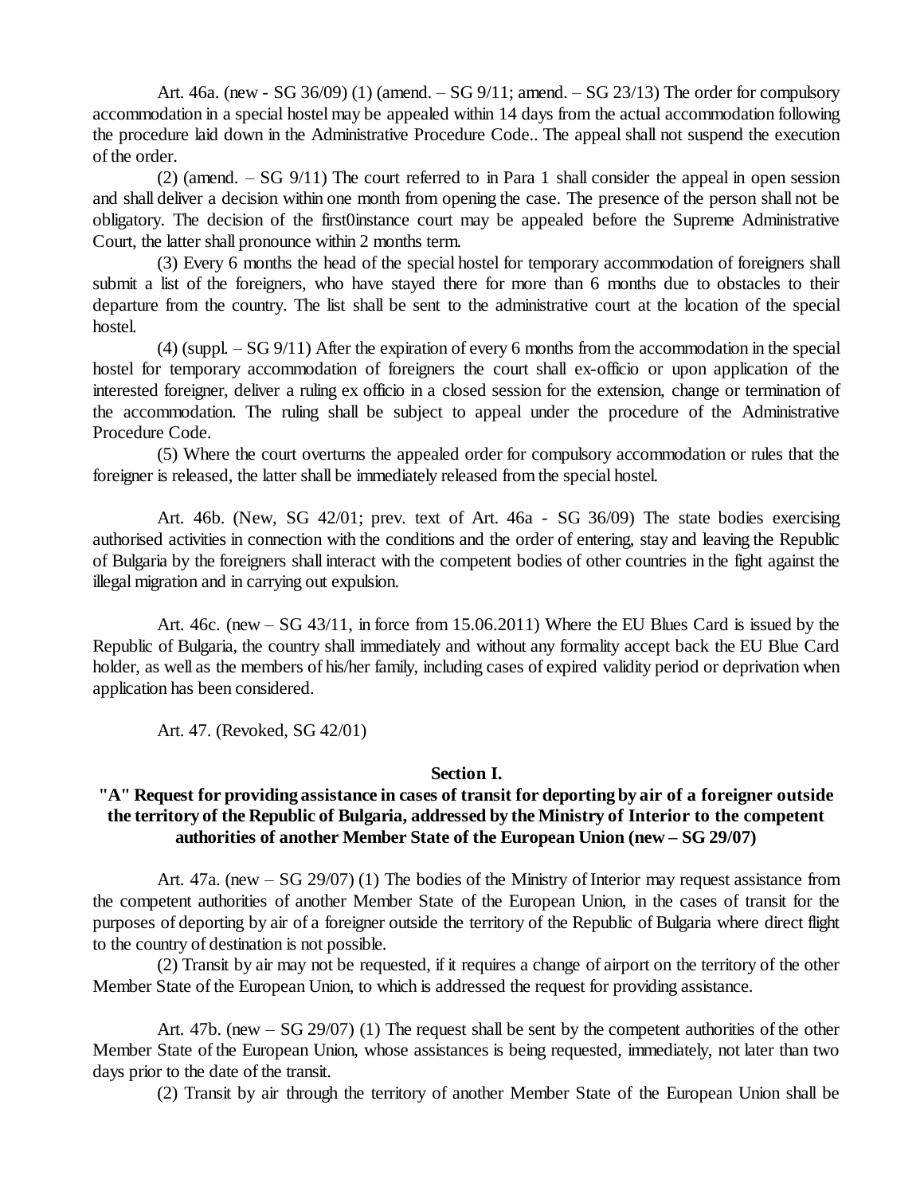Art. 46a. (new - SG 36/09) (1) (amend. – SG 9/11; amend. – SG 23/13) The order for compulsory accommodation in a special hostel may be appealed within 14 days from the actual accommodation following the procedure laid down in the Administrative Procedure Code.. The appeal shall not suspend the execution of the order.

(2) (amend. – SG 9/11) The court referred to in Para 1 shall consider the appeal in open session and shall deliver a decision within one month from opening the case. The presence of the person shall not be obligatory. The decision of the first0instance court may be appealed before the Supreme Administrative Court, the latter shall pronounce within 2 months term.

(3) Every 6 months the head of the special hostel for temporary accommodation of foreigners shall submit a list of the foreigners, who have stayed there for more than 6 months due to obstacles to their departure from the country. The list shall be sent to the administrative court at the location of the special hostel.

(4) (suppl. – SG 9/11) After the expiration of every 6 months from the accommodation in the special hostel for temporary accommodation of foreigners the court shall ex-officio or upon application of the interested foreigner, deliver a ruling ex officio in a closed session for the extension, change or termination of the accommodation. The ruling shall be subject to appeal under the procedure of the Administrative Procedure Code.

(5) Where the court overturns the appealed order for compulsory accommodation or rules that the foreigner is released, the latter shall be immediately released from the special hostel.

Art. 46b. (New, SG 42/01; prev. text of Art. 46a - SG 36/09) The state bodies exercising authorised activities in connection with the conditions and the order of entering, stay and leaving the Republic of Bulgaria by the foreigners shall interact with the competent bodies of other countries in the fight against the illegal migration and in carrying out expulsion.

Art. 46c. (new – SG 43/11, in force from 15.06.2011) Where the EU Blues Card is issued by the Republic of Bulgaria, the country shall immediately and without any formality accept back the EU Blue Card holder, as well as the members of his/her family, including cases of expired validity period or deprivation when application has been considered.

Art. 47. (Revoked, SG 42/01)

**Section I.**

**"A" Request for providing assistance in cases of transit for deporting by air of a foreigner outside the territory of the Republic of Bulgaria, addressed by the Ministry of Interior to the competent authorities of another Member State of the European Union (new – SG 29/07)**

Art. 47a. (new – SG 29/07) (1) The bodies of the Ministry of Interior may request assistance from the competent authorities of another Member State of the European Union, in the cases of transit for the purposes of deporting by air of a foreigner outside the territory of the Republic of Bulgaria where direct flight to the country of destination is not possible.

(2) Transit by air may not be requested, if it requires a change of airport on the territory of the other Member State of the European Union, to which is addressed the request for providing assistance.

Art. 47b. (new – SG 29/07) (1) The request shall be sent by the competent authorities of the other Member State of the European Union, whose assistances is being requested, immediately, not later than two days prior to the date of the transit.

(2) Transit by air through the territory of another Member State of the European Union shall be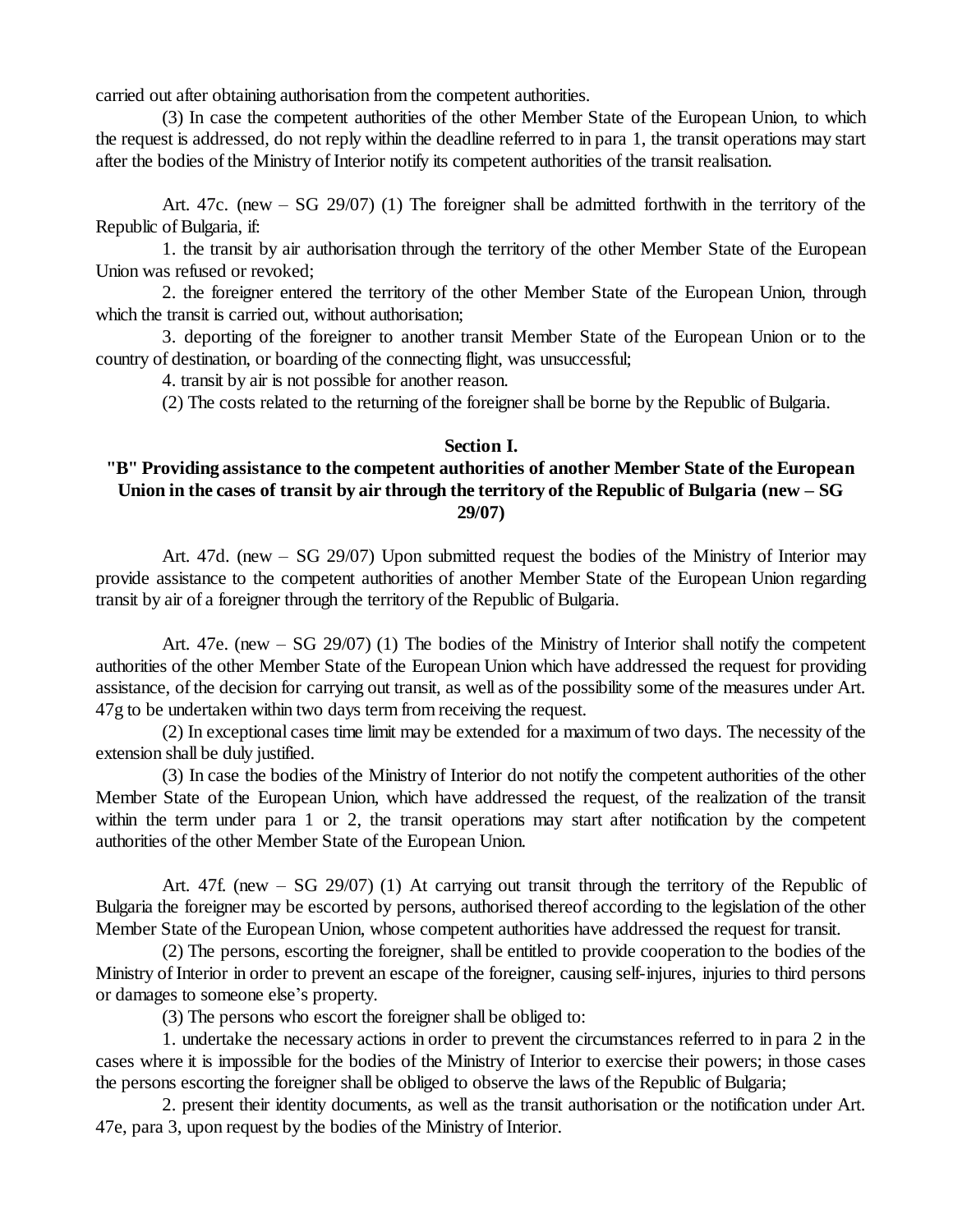carried out after obtaining authorisation from the competent authorities.

(3) In case the competent authorities of the other Member State of the European Union, to which the request is addressed, do not reply within the deadline referred to in para 1, the transit operations may start after the bodies of the Ministry of Interior notify its competent authorities of the transit realisation.

Art. 47c. (new – SG 29/07) (1) The foreigner shall be admitted forthwith in the territory of the Republic of Bulgaria, if:

1. the transit by air authorisation through the territory of the other Member State of the European Union was refused or revoked;

2. the foreigner entered the territory of the other Member State of the European Union, through which the transit is carried out, without authorisation;

3. deporting of the foreigner to another transit Member State of the European Union or to the country of destination, or boarding of the connecting flight, was unsuccessful;

4. transit by air is not possible for another reason.

(2) The costs related to the returning of the foreigner shall be borne by the Republic of Bulgaria.

**Section I.**

**"B" Providing assistance to the competent authorities of another Member State of the European Union in the cases of transit by air through the territory of the Republic of Bulgaria (new – SG 29/07)**

Art. 47d. (new – SG 29/07) Upon submitted request the bodies of the Ministry of Interior may provide assistance to the competent authorities of another Member State of the European Union regarding transit by air of a foreigner through the territory of the Republic of Bulgaria.

Art. 47e. (new – SG 29/07) (1) The bodies of the Ministry of Interior shall notify the competent authorities of the other Member State of the European Union which have addressed the request for providing assistance, of the decision for carrying out transit, as well as of the possibility some of the measures under Art. 47g to be undertaken within two days term from receiving the request.

(2) In exceptional cases time limit may be extended for a maximum of two days. The necessity of the extension shall be duly justified.

(3) In case the bodies of the Ministry of Interior do not notify the competent authorities of the other Member State of the European Union, which have addressed the request, of the realization of the transit within the term under para 1 or 2, the transit operations may start after notification by the competent authorities of the other Member State of the European Union.

Art. 47f. (new – SG 29/07) (1) At carrying out transit through the territory of the Republic of Bulgaria the foreigner may be escorted by persons, authorised thereof according to the legislation of the other Member State of the European Union, whose competent authorities have addressed the request for transit.

(2) The persons, escorting the foreigner, shall be entitled to provide cooperation to the bodies of the Ministry of Interior in order to prevent an escape of the foreigner, causing self-injures, injuries to third persons or damages to someone else's property.

(3) The persons who escort the foreigner shall be obliged to:

1. undertake the necessary actions in order to prevent the circumstances referred to in para 2 in the cases where it is impossible for the bodies of the Ministry of Interior to exercise their powers; in those cases the persons escorting the foreigner shall be obliged to observe the laws of the Republic of Bulgaria;

2. present their identity documents, as well as the transit authorisation or the notification under Art. 47e, para 3, upon request by the bodies of the Ministry of Interior.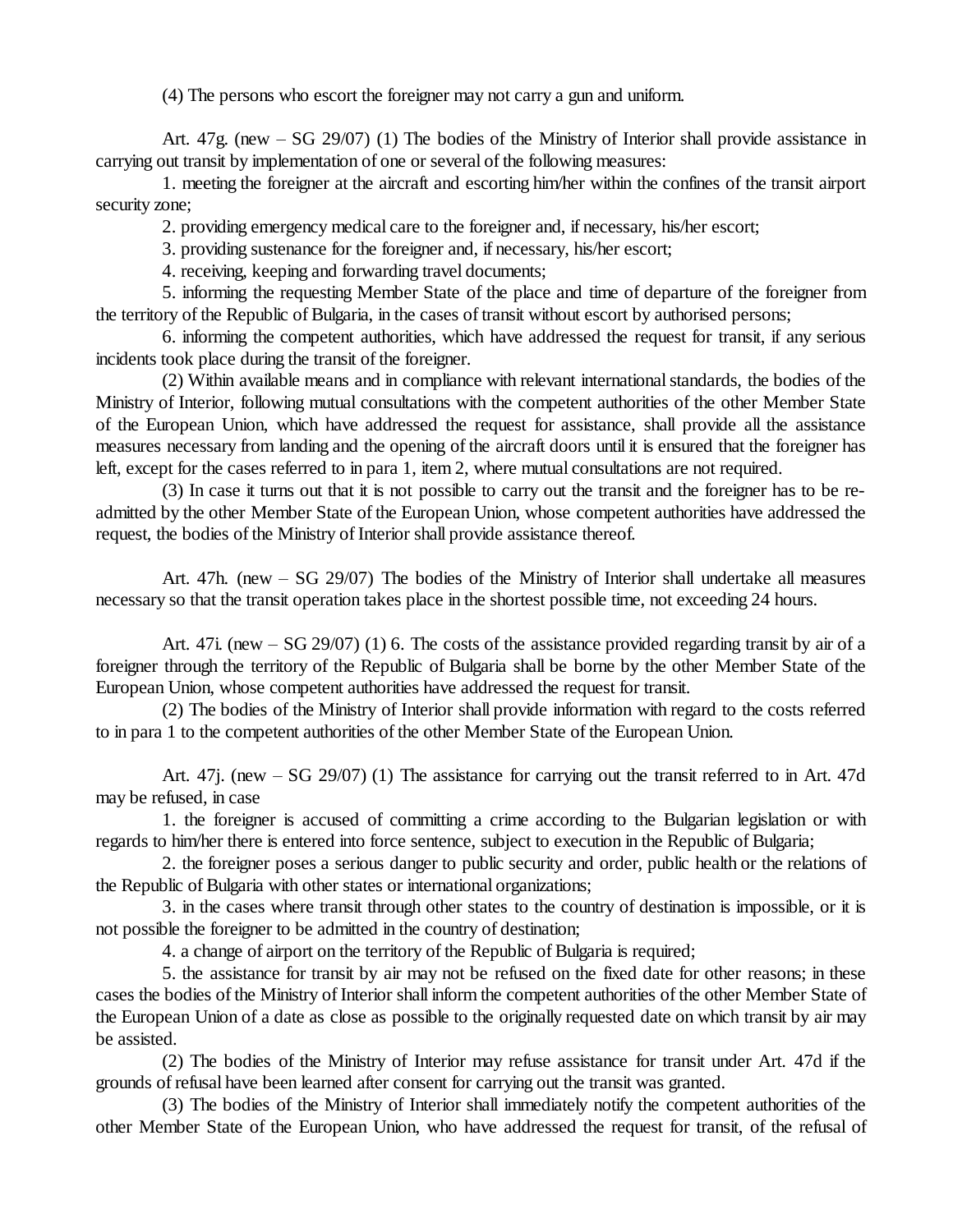(4) The persons who escort the foreigner may not carry a gun and uniform.

Art. 47g. (new – SG 29/07) (1) The bodies of the Ministry of Interior shall provide assistance in carrying out transit by implementation of one or several of the following measures:

1. meeting the foreigner at the aircraft and escorting him/her within the confines of the transit airport security zone;

2. providing emergency medical care to the foreigner and, if necessary, his/her escort;

3. providing sustenance for the foreigner and, if necessary, his/her escort;

4. receiving, keeping and forwarding travel documents;

5. informing the requesting Member State of the place and time of departure of the foreigner from the territory of the Republic of Bulgaria, in the cases of transit without escort by authorised persons;

6. informing the competent authorities, which have addressed the request for transit, if any serious incidents took place during the transit of the foreigner.

(2) Within available means and in compliance with relevant international standards, the bodies of the Ministry of Interior, following mutual consultations with the competent authorities of the other Member State of the European Union, which have addressed the request for assistance, shall provide all the assistance measures necessary from landing and the opening of the aircraft doors until it is ensured that the foreigner has left, except for the cases referred to in para 1, item 2, where mutual consultations are not required.

(3) In case it turns out that it is not possible to carry out the transit and the foreigner has to be re-admitted by the other Member State of the European Union, whose competent authorities have addressed the request, the bodies of the Ministry of Interior shall provide assistance thereof.

Art. 47h. (new – SG 29/07) The bodies of the Ministry of Interior shall undertake all measures necessary so that the transit operation takes place in the shortest possible time, not exceeding 24 hours.

Art. 47i. (new – SG 29/07) (1) 6. The costs of the assistance provided regarding transit by air of a foreigner through the territory of the Republic of Bulgaria shall be borne by the other Member State of the European Union, whose competent authorities have addressed the request for transit.

(2) The bodies of the Ministry of Interior shall provide information with regard to the costs referred to in para 1 to the competent authorities of the other Member State of the European Union.

Art. 47j. (new – SG 29/07) (1) The assistance for carrying out the transit referred to in Art. 47d may be refused, in case

1. the foreigner is accused of committing a crime according to the Bulgarian legislation or with regards to him/her there is entered into force sentence, subject to execution in the Republic of Bulgaria;

2. the foreigner poses a serious danger to public security and order, public health or the relations of the Republic of Bulgaria with other states or international organizations;

3. in the cases where transit through other states to the country of destination is impossible, or it is not possible the foreigner to be admitted in the country of destination;

4. a change of airport on the territory of the Republic of Bulgaria is required;

5. the assistance for transit by air may not be refused on the fixed date for other reasons; in these cases the bodies of the Ministry of Interior shall inform the competent authorities of the other Member State of the European Union of a date as close as possible to the originally requested date on which transit by air may be assisted.

(2) The bodies of the Ministry of Interior may refuse assistance for transit under Art. 47d if the grounds of refusal have been learned after consent for carrying out the transit was granted.

(3) The bodies of the Ministry of Interior shall immediately notify the competent authorities of the other Member State of the European Union, who have addressed the request for transit, of the refusal of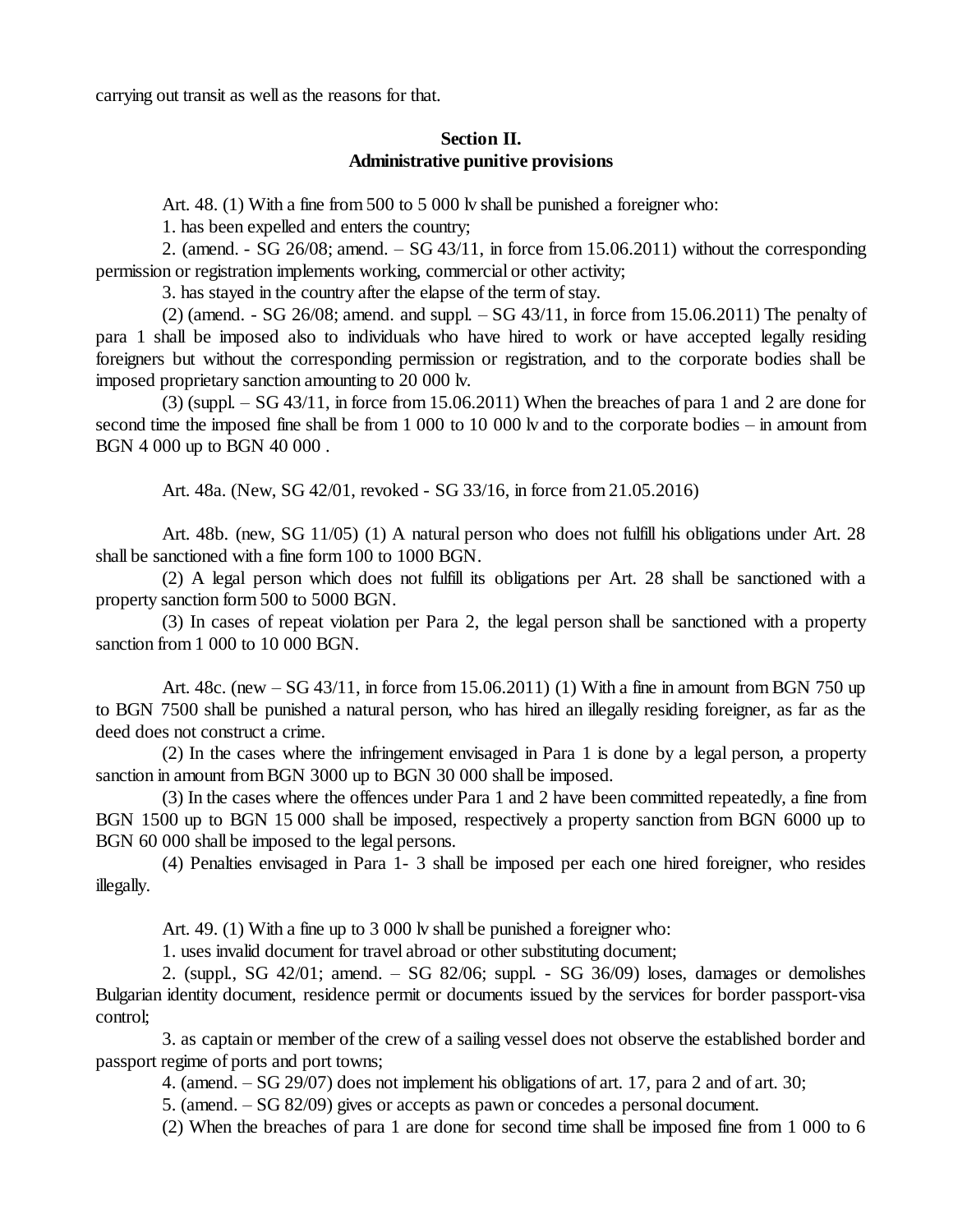carrying out transit as well as the reasons for that.

## Section II.
## Administrative punitive provisions

Art. 48. (1) With a fine from 500 to 5 000 lv shall be punished a foreigner who:

1. has been expelled and enters the country;

2. (amend. - SG 26/08; amend. – SG 43/11, in force from 15.06.2011) without the corresponding permission or registration implements working, commercial or other activity;

3. has stayed in the country after the elapse of the term of stay.

(2) (amend. - SG 26/08; amend. and suppl. – SG 43/11, in force from 15.06.2011) The penalty of para 1 shall be imposed also to individuals who have hired to work or have accepted legally residing foreigners but without the corresponding permission or registration, and to the corporate bodies shall be imposed proprietary sanction amounting to 20 000 lv.

(3) (suppl. – SG 43/11, in force from 15.06.2011) When the breaches of para 1 and 2 are done for second time the imposed fine shall be from 1 000 to 10 000 lv and to the corporate bodies – in amount from BGN 4 000 up to BGN 40 000 .

Art. 48a. (New, SG 42/01, revoked - SG 33/16, in force from 21.05.2016)

Art. 48b. (new, SG 11/05) (1) A natural person who does not fulfill his obligations under Art. 28 shall be sanctioned with a fine form 100 to 1000 BGN.

(2) A legal person which does not fulfill its obligations per Art. 28 shall be sanctioned with a property sanction form 500 to 5000 BGN.

(3) In cases of repeat violation per Para 2, the legal person shall be sanctioned with a property sanction from 1 000 to 10 000 BGN.

Art. 48c. (new – SG 43/11, in force from 15.06.2011) (1) With a fine in amount from BGN 750 up to BGN 7500 shall be punished a natural person, who has hired an illegally residing foreigner, as far as the deed does not construct a crime.

(2) In the cases where the infringement envisaged in Para 1 is done by a legal person, a property sanction in amount from BGN 3000 up to BGN 30 000 shall be imposed.

(3) In the cases where the offences under Para 1 and 2 have been committed repeatedly, a fine from BGN 1500 up to BGN 15 000 shall be imposed, respectively a property sanction from BGN 6000 up to BGN 60 000 shall be imposed to the legal persons.

(4) Penalties envisaged in Para 1- 3 shall be imposed per each one hired foreigner, who resides illegally.

Art. 49. (1) With a fine up to 3 000 lv shall be punished a foreigner who:

1. uses invalid document for travel abroad or other substituting document;

2. (suppl., SG 42/01; amend. – SG 82/06; suppl. - SG 36/09) loses, damages or demolishes Bulgarian identity document, residence permit or documents issued by the services for border passport-visa control;

3. as captain or member of the crew of a sailing vessel does not observe the established border and passport regime of ports and port towns;

4. (amend. – SG 29/07) does not implement his obligations of art. 17, para 2 and of art. 30;

5. (amend. – SG 82/09) gives or accepts as pawn or concedes a personal document.

(2) When the breaches of para 1 are done for second time shall be imposed fine from 1 000 to 6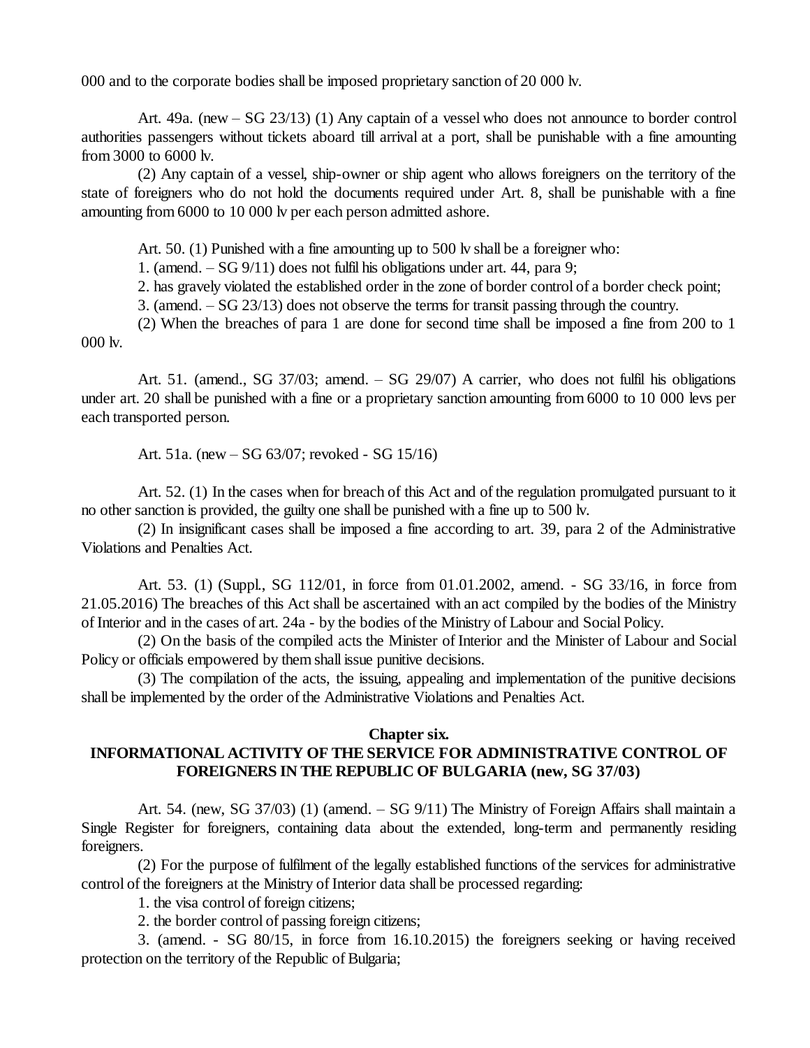000 and to the corporate bodies shall be imposed proprietary sanction of 20 000 lv.

Art. 49a. (new – SG 23/13) (1) Any captain of a vessel who does not announce to border control authorities passengers without tickets aboard till arrival at a port, shall be punishable with a fine amounting from 3000 to 6000 lv.

(2) Any captain of a vessel, ship-owner or ship agent who allows foreigners on the territory of the state of foreigners who do not hold the documents required under Art. 8, shall be punishable with a fine amounting from 6000 to 10 000 lv per each person admitted ashore.

Art. 50. (1) Punished with a fine amounting up to 500 lv shall be a foreigner who:

1. (amend. – SG 9/11) does not fulfil his obligations under art. 44, para 9;

2. has gravely violated the established order in the zone of border control of a border check point;

3. (amend. – SG 23/13) does not observe the terms for transit passing through the country.

(2) When the breaches of para 1 are done for second time shall be imposed a fine from 200 to 1 000 lv.

Art. 51. (amend., SG 37/03; amend. – SG 29/07) A carrier, who does not fulfil his obligations under art. 20 shall be punished with a fine or a proprietary sanction amounting from 6000 to 10 000 levs per each transported person.

Art. 51a. (new – SG 63/07; revoked - SG 15/16)

Art. 52. (1) In the cases when for breach of this Act and of the regulation promulgated pursuant to it no other sanction is provided, the guilty one shall be punished with a fine up to 500 lv.

(2) In insignificant cases shall be imposed a fine according to art. 39, para 2 of the Administrative Violations and Penalties Act.

Art. 53. (1) (Suppl., SG 112/01, in force from 01.01.2002, amend. - SG 33/16, in force from 21.05.2016) The breaches of this Act shall be ascertained with an act compiled by the bodies of the Ministry of Interior and in the cases of art. 24a - by the bodies of the Ministry of Labour and Social Policy.

(2) On the basis of the compiled acts the Minister of Interior and the Minister of Labour and Social Policy or officials empowered by them shall issue punitive decisions.

(3) The compilation of the acts, the issuing, appealing and implementation of the punitive decisions shall be implemented by the order of the Administrative Violations and Penalties Act.

## Chapter six.
## INFORMATIONAL ACTIVITY OF THE SERVICE FOR ADMINISTRATIVE CONTROL OF FOREIGNERS IN THE REPUBLIC OF BULGARIA (new, SG 37/03)

Art. 54. (new, SG 37/03) (1) (amend. – SG 9/11) The Ministry of Foreign Affairs shall maintain a Single Register for foreigners, containing data about the extended, long-term and permanently residing foreigners.

(2) For the purpose of fulfilment of the legally established functions of the services for administrative control of the foreigners at the Ministry of Interior data shall be processed regarding:

1. the visa control of foreign citizens;

2. the border control of passing foreign citizens;

3. (amend. - SG 80/15, in force from 16.10.2015) the foreigners seeking or having received protection on the territory of the Republic of Bulgaria;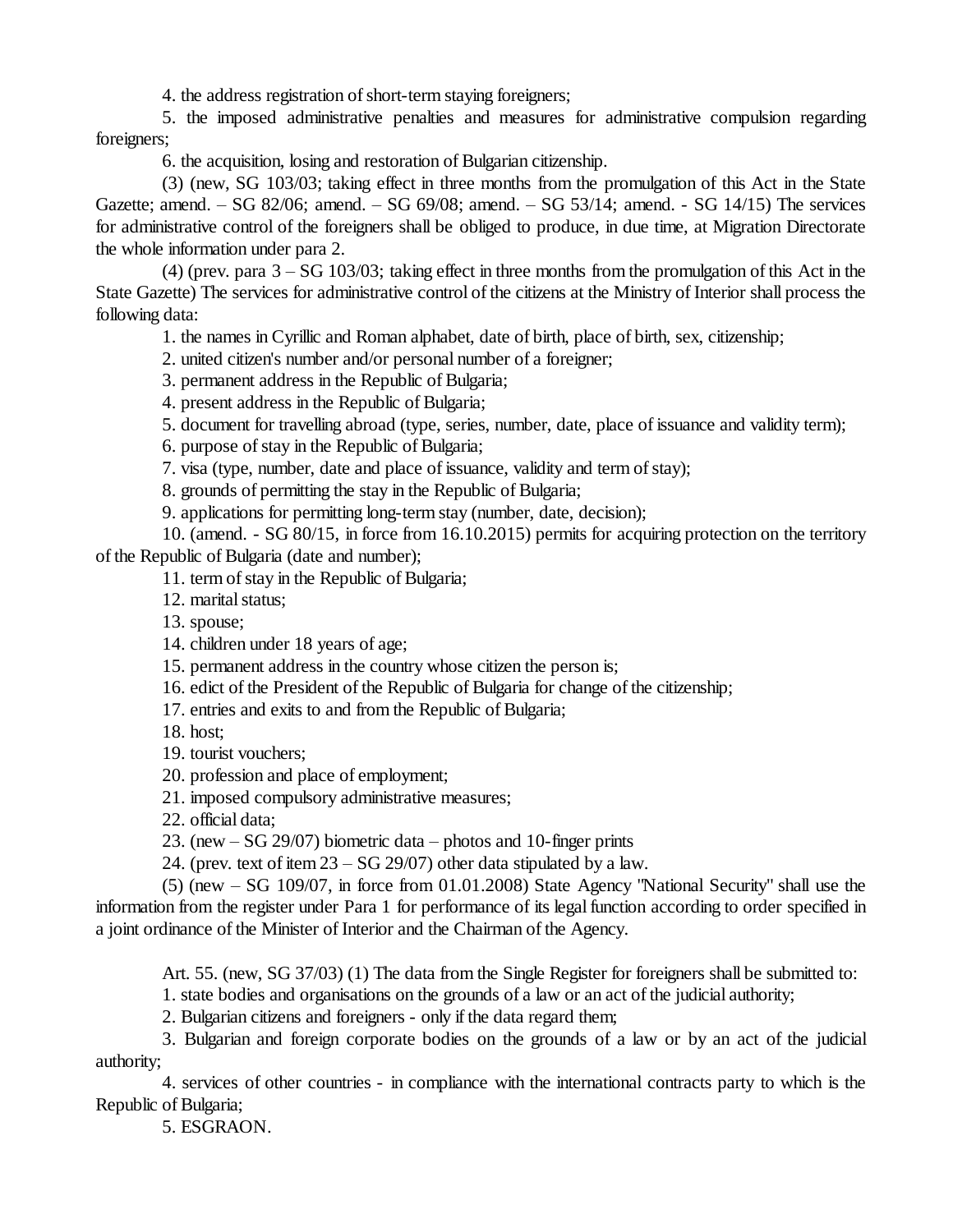4. the address registration of short-term staying foreigners;

5. the imposed administrative penalties and measures for administrative compulsion regarding foreigners;

6. the acquisition, losing and restoration of Bulgarian citizenship.

(3) (new, SG 103/03; taking effect in three months from the promulgation of this Act in the State Gazette; amend. – SG 82/06; amend. – SG 69/08; amend. – SG 53/14; amend. - SG 14/15) The services for administrative control of the foreigners shall be obliged to produce, in due time, at Migration Directorate the whole information under para 2.

(4) (prev. para 3 – SG 103/03; taking effect in three months from the promulgation of this Act in the State Gazette) The services for administrative control of the citizens at the Ministry of Interior shall process the following data:

1. the names in Cyrillic and Roman alphabet, date of birth, place of birth, sex, citizenship;

2. united citizen's number and/or personal number of a foreigner;

3. permanent address in the Republic of Bulgaria;

4. present address in the Republic of Bulgaria;

5. document for travelling abroad (type, series, number, date, place of issuance and validity term);

6. purpose of stay in the Republic of Bulgaria;

7. visa (type, number, date and place of issuance, validity and term of stay);

8. grounds of permitting the stay in the Republic of Bulgaria;

9. applications for permitting long-term stay (number, date, decision);

10. (amend. - SG 80/15, in force from 16.10.2015) permits for acquiring protection on the territory of the Republic of Bulgaria (date and number);

11. term of stay in the Republic of Bulgaria;

12. marital status;

13. spouse;

14. children under 18 years of age;

15. permanent address in the country whose citizen the person is;

16. edict of the President of the Republic of Bulgaria for change of the citizenship;

17. entries and exits to and from the Republic of Bulgaria;

18. host;

19. tourist vouchers;

20. profession and place of employment;

21. imposed compulsory administrative measures;

22. official data;

23. (new – SG 29/07) biometric data – photos and 10-finger prints

24. (prev. text of item 23 – SG 29/07) other data stipulated by a law.

(5) (new – SG 109/07, in force from 01.01.2008) State Agency "National Security" shall use the information from the register under Para 1 for performance of its legal function according to order specified in a joint ordinance of the Minister of Interior and the Chairman of the Agency.

Art. 55. (new, SG 37/03) (1) The data from the Single Register for foreigners shall be submitted to:

1. state bodies and organisations on the grounds of a law or an act of the judicial authority;

2. Bulgarian citizens and foreigners - only if the data regard them;

3. Bulgarian and foreign corporate bodies on the grounds of a law or by an act of the judicial authority;

4. services of other countries - in compliance with the international contracts party to which is the Republic of Bulgaria;

5. ESGRAON.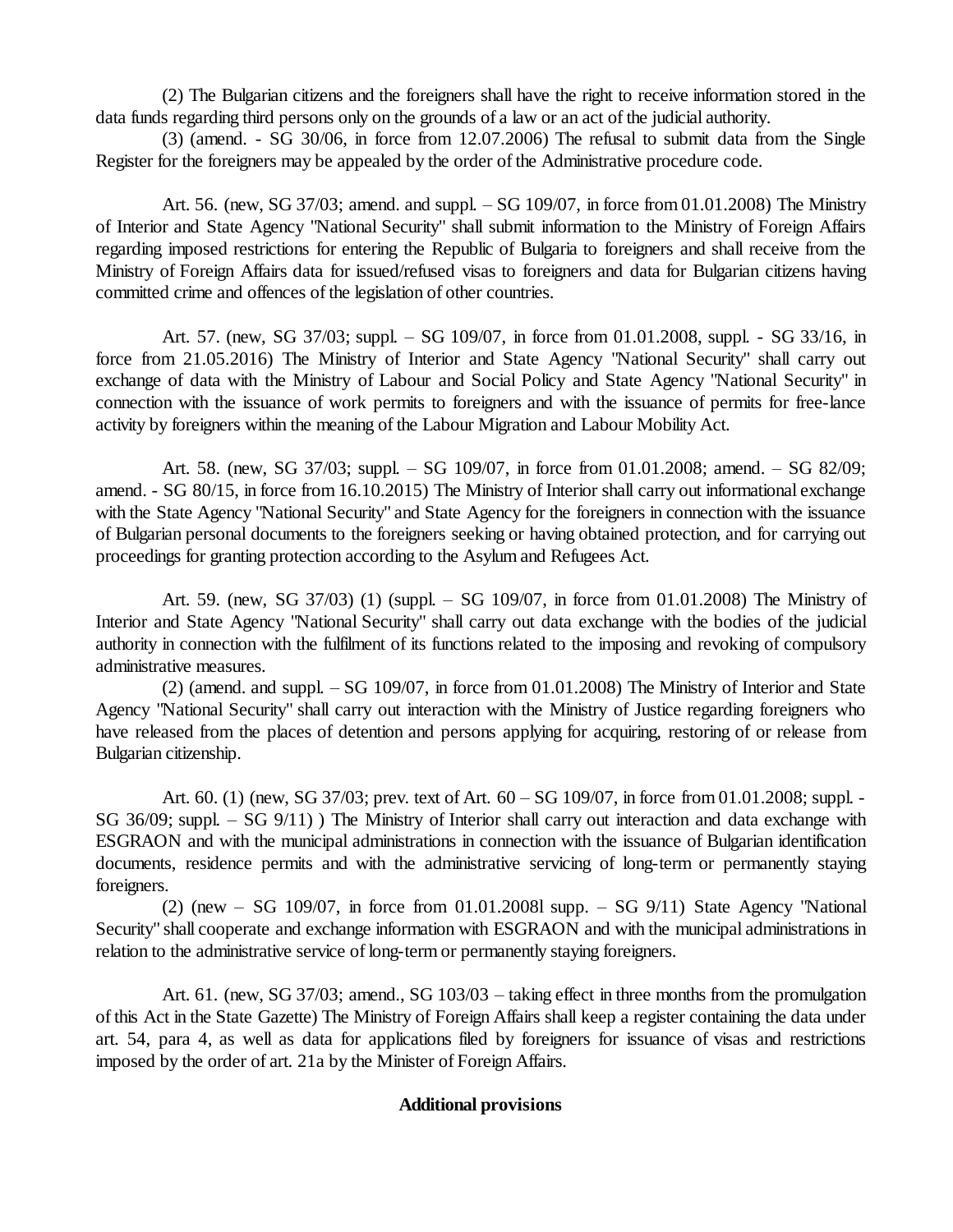(2) The Bulgarian citizens and the foreigners shall have the right to receive information stored in the data funds regarding third persons only on the grounds of a law or an act of the judicial authority.

(3) (amend. - SG 30/06, in force from 12.07.2006) The refusal to submit data from the Single Register for the foreigners may be appealed by the order of the Administrative procedure code.

Art. 56. (new, SG 37/03; amend. and suppl. – SG 109/07, in force from 01.01.2008) The Ministry of Interior and State Agency "National Security" shall submit information to the Ministry of Foreign Affairs regarding imposed restrictions for entering the Republic of Bulgaria to foreigners and shall receive from the Ministry of Foreign Affairs data for issued/refused visas to foreigners and data for Bulgarian citizens having committed crime and offences of the legislation of other countries.

Art. 57. (new, SG 37/03; suppl. – SG 109/07, in force from 01.01.2008, suppl. - SG 33/16, in force from 21.05.2016) The Ministry of Interior and State Agency "National Security" shall carry out exchange of data with the Ministry of Labour and Social Policy and State Agency "National Security" in connection with the issuance of work permits to foreigners and with the issuance of permits for free-lance activity by foreigners within the meaning of the Labour Migration and Labour Mobility Act.

Art. 58. (new, SG 37/03; suppl. – SG 109/07, in force from 01.01.2008; amend. – SG 82/09; amend. - SG 80/15, in force from 16.10.2015) The Ministry of Interior shall carry out informational exchange with the State Agency "National Security" and State Agency for the foreigners in connection with the issuance of Bulgarian personal documents to the foreigners seeking or having obtained protection, and for carrying out proceedings for granting protection according to the Asylum and Refugees Act.

Art. 59. (new, SG 37/03) (1) (suppl. – SG 109/07, in force from 01.01.2008) The Ministry of Interior and State Agency "National Security" shall carry out data exchange with the bodies of the judicial authority in connection with the fulfilment of its functions related to the imposing and revoking of compulsory administrative measures.

(2) (amend. and suppl. – SG 109/07, in force from 01.01.2008) The Ministry of Interior and State Agency "National Security" shall carry out interaction with the Ministry of Justice regarding foreigners who have released from the places of detention and persons applying for acquiring, restoring of or release from Bulgarian citizenship.

Art. 60. (1) (new, SG 37/03; prev. text of Art. 60 – SG 109/07, in force from 01.01.2008; suppl. - SG 36/09; suppl. – SG 9/11) ) The Ministry of Interior shall carry out interaction and data exchange with ESGRAON and with the municipal administrations in connection with the issuance of Bulgarian identification documents, residence permits and with the administrative servicing of long-term or permanently staying foreigners.

(2) (new – SG 109/07, in force from 01.01.2008l supp. – SG 9/11) State Agency "National Security" shall cooperate and exchange information with ESGRAON and with the municipal administrations in relation to the administrative service of long-term or permanently staying foreigners.

Art. 61. (new, SG 37/03; amend., SG 103/03 – taking effect in three months from the promulgation of this Act in the State Gazette) The Ministry of Foreign Affairs shall keep a register containing the data under art. 54, para 4, as well as data for applications filed by foreigners for issuance of visas and restrictions imposed by the order of art. 21a by the Minister of Foreign Affairs.

**Additional provisions**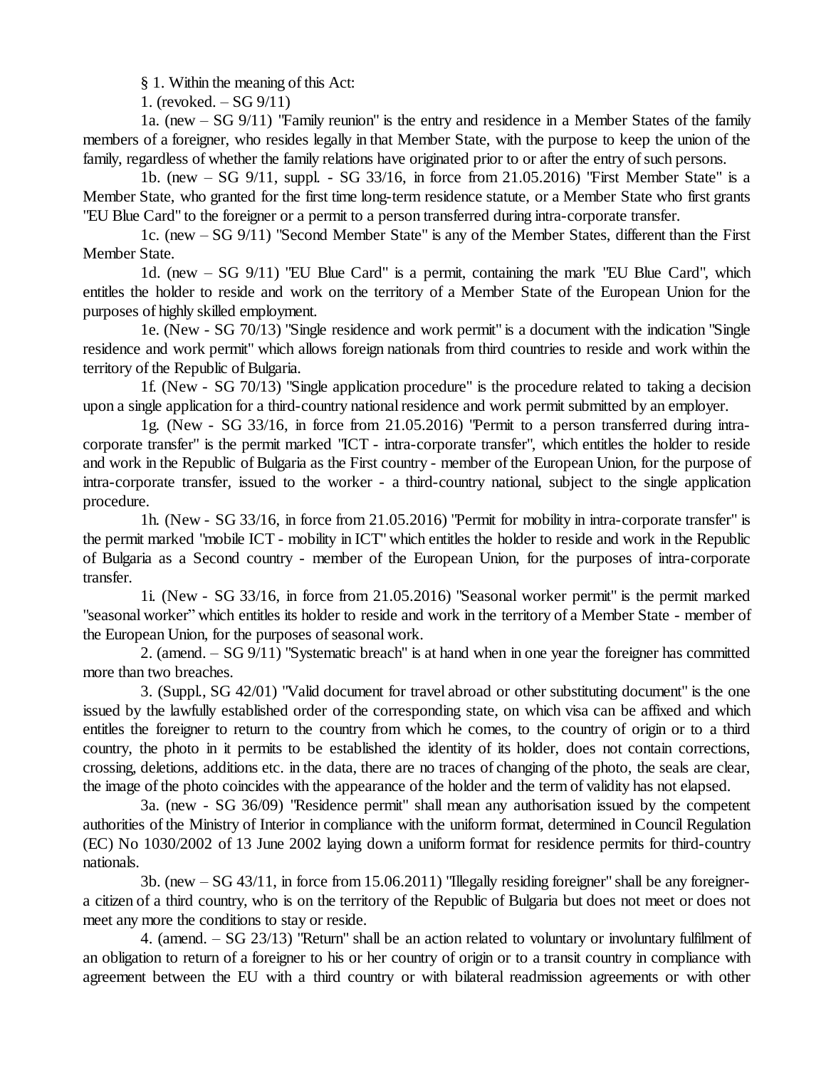§ 1. Within the meaning of this Act:

1. (revoked. – SG 9/11)

1a. (new – SG 9/11) "Family reunion" is the entry and residence in a Member States of the family members of a foreigner, who resides legally in that Member State, with the purpose to keep the union of the family, regardless of whether the family relations have originated prior to or after the entry of such persons.

1b. (new – SG 9/11, suppl. - SG 33/16, in force from 21.05.2016) "First Member State" is a Member State, who granted for the first time long-term residence statute, or a Member State who first grants "EU Blue Card" to the foreigner or a permit to a person transferred during intra-corporate transfer.

1c. (new – SG 9/11) "Second Member State" is any of the Member States, different than the First Member State.

1d. (new – SG 9/11) "EU Blue Card" is a permit, containing the mark "EU Blue Card", which entitles the holder to reside and work on the territory of a Member State of the European Union for the purposes of highly skilled employment.

1e. (New - SG 70/13) "Single residence and work permit" is a document with the indication "Single residence and work permit" which allows foreign nationals from third countries to reside and work within the territory of the Republic of Bulgaria.

1f. (New - SG 70/13) "Single application procedure" is the procedure related to taking a decision upon a single application for a third-country national residence and work permit submitted by an employer.

1g. (New - SG 33/16, in force from 21.05.2016) "Permit to a person transferred during intra-corporate transfer" is the permit marked "ICT - intra-corporate transfer", which entitles the holder to reside and work in the Republic of Bulgaria as the First country - member of the European Union, for the purpose of intra-corporate transfer, issued to the worker - a third-country national, subject to the single application procedure.

1h. (New - SG 33/16, in force from 21.05.2016) "Permit for mobility in intra-corporate transfer" is the permit marked "mobile ICT - mobility in ICT" which entitles the holder to reside and work in the Republic of Bulgaria as a Second country - member of the European Union, for the purposes of intra-corporate transfer.

1i. (New - SG 33/16, in force from 21.05.2016) "Seasonal worker permit" is the permit marked "seasonal worker" which entitles its holder to reside and work in the territory of a Member State - member of the European Union, for the purposes of seasonal work.

2. (amend. – SG 9/11) "Systematic breach" is at hand when in one year the foreigner has committed more than two breaches.

3. (Suppl., SG 42/01) "Valid document for travel abroad or other substituting document" is the one issued by the lawfully established order of the corresponding state, on which visa can be affixed and which entitles the foreigner to return to the country from which he comes, to the country of origin or to a third country, the photo in it permits to be established the identity of its holder, does not contain corrections, crossing, deletions, additions etc. in the data, there are no traces of changing of the photo, the seals are clear, the image of the photo coincides with the appearance of the holder and the term of validity has not elapsed.

3a. (new - SG 36/09) "Residence permit" shall mean any authorisation issued by the competent authorities of the Ministry of Interior in compliance with the uniform format, determined in Council Regulation (EC) No 1030/2002 of 13 June 2002 laying down a uniform format for residence permits for third-country nationals.

3b. (new – SG 43/11, in force from 15.06.2011) "Illegally residing foreigner" shall be any foreigner-a citizen of a third country, who is on the territory of the Republic of Bulgaria but does not meet or does not meet any more the conditions to stay or reside.

4. (amend. – SG 23/13) "Return" shall be an action related to voluntary or involuntary fulfilment of an obligation to return of a foreigner to his or her country of origin or to a transit country in compliance with agreement between the EU with a third country or with bilateral readmission agreements or with other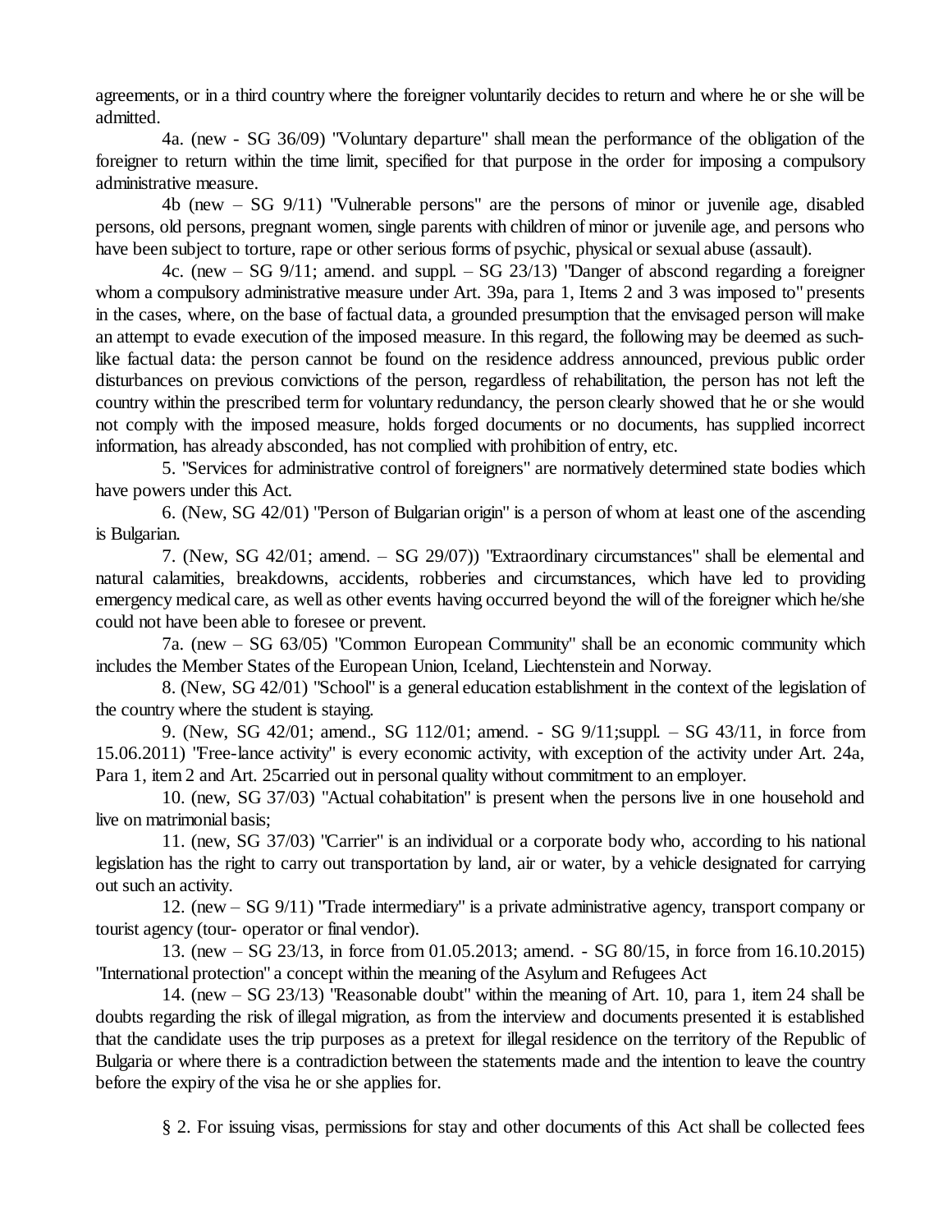agreements, or in a third country where the foreigner voluntarily decides to return and where he or she will be admitted.

4a. (new - SG 36/09) "Voluntary departure" shall mean the performance of the obligation of the foreigner to return within the time limit, specified for that purpose in the order for imposing a compulsory administrative measure.

4b (new – SG 9/11) "Vulnerable persons" are the persons of minor or juvenile age, disabled persons, old persons, pregnant women, single parents with children of minor or juvenile age, and persons who have been subject to torture, rape or other serious forms of psychic, physical or sexual abuse (assault).

4c. (new – SG 9/11; amend. and suppl. – SG 23/13) "Danger of abscond regarding a foreigner whom a compulsory administrative measure under Art. 39a, para 1, Items 2 and 3 was imposed to" presents in the cases, where, on the base of factual data, a grounded presumption that the envisaged person will make an attempt to evade execution of the imposed measure. In this regard, the following may be deemed as such-like factual data: the person cannot be found on the residence address announced, previous public order disturbances on previous convictions of the person, regardless of rehabilitation, the person has not left the country within the prescribed term for voluntary redundancy, the person clearly showed that he or she would not comply with the imposed measure, holds forged documents or no documents, has supplied incorrect information, has already absconded, has not complied with prohibition of entry, etc.

5. "Services for administrative control of foreigners" are normatively determined state bodies which have powers under this Act.

6. (New, SG 42/01) "Person of Bulgarian origin" is a person of whom at least one of the ascending is Bulgarian.

7. (New, SG 42/01; amend. – SG 29/07)) "Extraordinary circumstances" shall be elemental and natural calamities, breakdowns, accidents, robberies and circumstances, which have led to providing emergency medical care, as well as other events having occurred beyond the will of the foreigner which he/she could not have been able to foresee or prevent.

7a. (new – SG 63/05) "Common European Community" shall be an economic community which includes the Member States of the European Union, Iceland, Liechtenstein and Norway.

8. (New, SG 42/01) "School" is a general education establishment in the context of the legislation of the country where the student is staying.

9. (New, SG 42/01; amend., SG 112/01; amend. - SG 9/11;suppl. – SG 43/11, in force from 15.06.2011) "Free-lance activity" is every economic activity, with exception of the activity under Art. 24a, Para 1, item 2 and Art. 25carried out in personal quality without commitment to an employer.

10. (new, SG 37/03) "Actual cohabitation" is present when the persons live in one household and live on matrimonial basis;

11. (new, SG 37/03) "Carrier" is an individual or a corporate body who, according to his national legislation has the right to carry out transportation by land, air or water, by a vehicle designated for carrying out such an activity.

12. (new – SG 9/11) "Trade intermediary" is a private administrative agency, transport company or tourist agency (tour- operator or final vendor).

13. (new – SG 23/13, in force from 01.05.2013; amend. - SG 80/15, in force from 16.10.2015) "International protection" a concept within the meaning of the Asylum and Refugees Act

14. (new – SG 23/13) "Reasonable doubt" within the meaning of Art. 10, para 1, item 24 shall be doubts regarding the risk of illegal migration, as from the interview and documents presented it is established that the candidate uses the trip purposes as a pretext for illegal residence on the territory of the Republic of Bulgaria or where there is a contradiction between the statements made and the intention to leave the country before the expiry of the visa he or she applies for.

§ 2. For issuing visas, permissions for stay and other documents of this Act shall be collected fees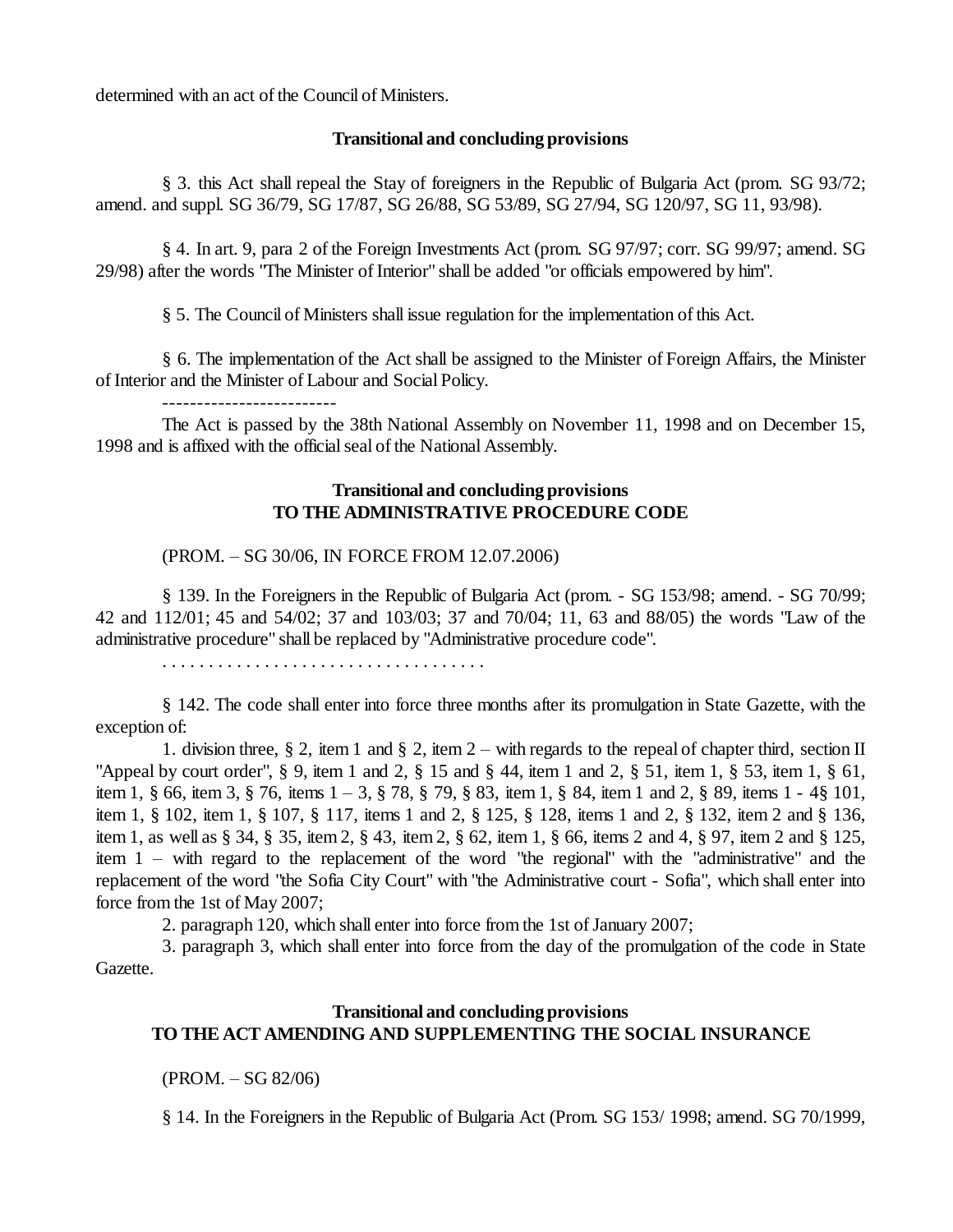determined with an act of the Council of Ministers.

### Transitional and concluding provisions

§ 3. this Act shall repeal the Stay of foreigners in the Republic of Bulgaria Act (prom. SG 93/72; amend. and suppl. SG 36/79, SG 17/87, SG 26/88, SG 53/89, SG 27/94, SG 120/97, SG 11, 93/98).

§ 4. In art. 9, para 2 of the Foreign Investments Act (prom. SG 97/97; corr. SG 99/97; amend. SG 29/98) after the words "The Minister of Interior" shall be added "or officials empowered by him".

§ 5. The Council of Ministers shall issue regulation for the implementation of this Act.

§ 6. The implementation of the Act shall be assigned to the Minister of Foreign Affairs, the Minister of Interior and the Minister of Labour and Social Policy.

-------------------------

The Act is passed by the 38th National Assembly on November 11, 1998 and on December 15, 1998 and is affixed with the official seal of the National Assembly.

### Transitional and concluding provisions TO THE ADMINISTRATIVE PROCEDURE CODE

(PROM. – SG 30/06, IN FORCE FROM 12.07.2006)

§ 139. In the Foreigners in the Republic of Bulgaria Act (prom. - SG 153/98; amend. - SG 70/99; 42 and 112/01; 45 and 54/02; 37 and 103/03; 37 and 70/04; 11, 63 and 88/05) the words "Law of the administrative procedure" shall be replaced by "Administrative procedure code".

. . . . . . . . . . . . . . . . . . . . . . . . . . . . . . . . . . .

§ 142. The code shall enter into force three months after its promulgation in State Gazette, with the exception of:

1. division three, § 2, item 1 and § 2, item 2 – with regards to the repeal of chapter third, section II "Appeal by court order", § 9, item 1 and 2, § 15 and § 44, item 1 and 2, § 51, item 1, § 53, item 1, § 61, item 1, § 66, item 3, § 76, items 1 – 3, § 78, § 79, § 83, item 1, § 84, item 1 and 2, § 89, items 1 - 4§ 101, item 1, § 102, item 1, § 107, § 117, items 1 and 2, § 125, § 128, items 1 and 2, § 132, item 2 and § 136, item 1, as well as § 34, § 35, item 2, § 43, item 2, § 62, item 1, § 66, items 2 and 4, § 97, item 2 and § 125, item 1 – with regard to the replacement of the word "the regional" with the "administrative" and the replacement of the word "the Sofia City Court" with "the Administrative court - Sofia", which shall enter into force from the 1st of May 2007;

2. paragraph 120, which shall enter into force from the 1st of January 2007;

3. paragraph 3, which shall enter into force from the day of the promulgation of the code in State Gazette.

### Transitional and concluding provisions TO THE ACT AMENDING AND SUPPLEMENTING THE SOCIAL INSURANCE

(PROM. – SG 82/06)

§ 14. In the Foreigners in the Republic of Bulgaria Act (Prom. SG 153/ 1998; amend. SG 70/1999,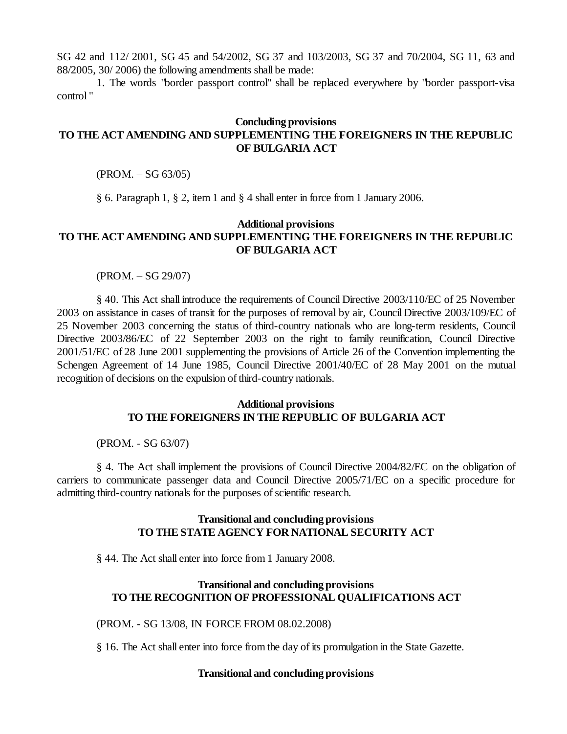SG 42 and 112/ 2001, SG 45 and 54/2002, SG 37 and 103/2003, SG 37 and 70/2004, SG 11, 63 and 88/2005, 30/ 2006) the following amendments shall be made:

1. The words "border passport control" shall be replaced everywhere by "border passport-visa control "

**Concluding provisions**
**TO THE ACT AMENDING AND SUPPLEMENTING THE FOREIGNERS IN THE REPUBLIC OF BULGARIA ACT**

(PROM. – SG 63/05)

§ 6. Paragraph 1, § 2, item 1 and § 4 shall enter in force from 1 January 2006.

**Additional provisions**
**TO THE ACT AMENDING AND SUPPLEMENTING THE FOREIGNERS IN THE REPUBLIC OF BULGARIA ACT**

(PROM. – SG 29/07)

§ 40. This Act shall introduce the requirements of Council Directive 2003/110/EC of 25 November 2003 on assistance in cases of transit for the purposes of removal by air, Council Directive 2003/109/EC of 25 November 2003 concerning the status of third-country nationals who are long-term residents, Council Directive 2003/86/EC of 22 September 2003 on the right to family reunification, Council Directive 2001/51/EC of 28 June 2001 supplementing the provisions of Article 26 of the Convention implementing the Schengen Agreement of 14 June 1985, Council Directive 2001/40/EC of 28 May 2001 on the mutual recognition of decisions on the expulsion of third-country nationals.

**Additional provisions**
**TO THE FOREIGNERS IN THE REPUBLIC OF BULGARIA ACT**

(PROM. - SG 63/07)

§ 4. The Act shall implement the provisions of Council Directive 2004/82/EC on the obligation of carriers to communicate passenger data and Council Directive 2005/71/EC on a specific procedure for admitting third-country nationals for the purposes of scientific research.

**Transitional and concluding provisions**
**TO THE STATE AGENCY FOR NATIONAL SECURITY ACT**

§ 44. The Act shall enter into force from 1 January 2008.

**Transitional and concluding provisions**
**TO THE RECOGNITION OF PROFESSIONAL QUALIFICATIONS ACT**

(PROM. - SG 13/08, IN FORCE FROM 08.02.2008)

§ 16. The Act shall enter into force from the day of its promulgation in the State Gazette.

**Transitional and concluding provisions**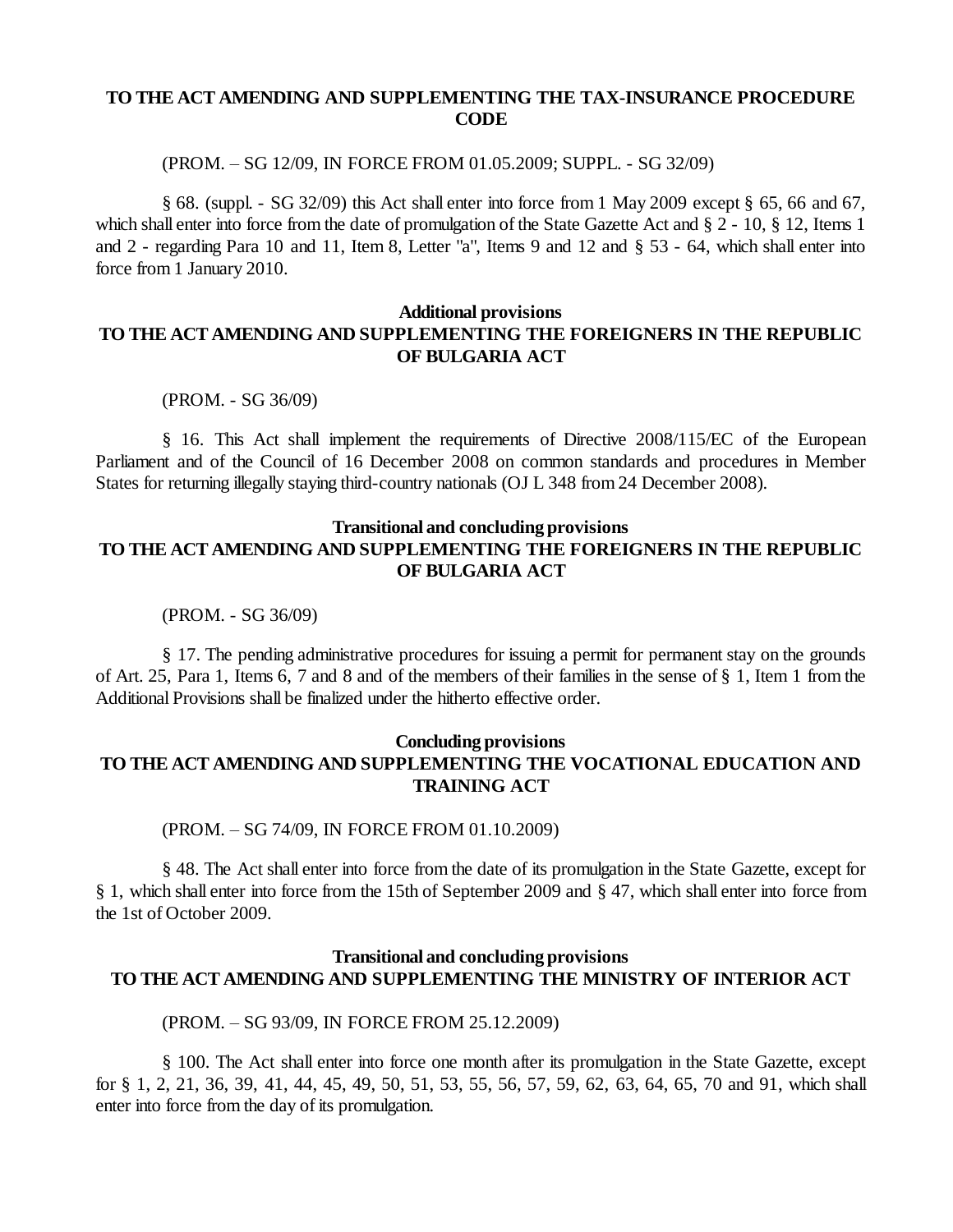**TO THE ACT AMENDING AND SUPPLEMENTING THE TAX-INSURANCE PROCEDURE CODE**

(PROM. – SG 12/09, IN FORCE FROM 01.05.2009; SUPPL. - SG 32/09)

§ 68. (suppl. - SG 32/09) this Act shall enter into force from 1 May 2009 except § 65, 66 and 67, which shall enter into force from the date of promulgation of the State Gazette Act and § 2 - 10, § 12, Items 1 and 2 - regarding Para 10 and 11, Item 8, Letter "a", Items 9 and 12 and § 53 - 64, which shall enter into force from 1 January 2010.

**Additional provisions**
**TO THE ACT AMENDING AND SUPPLEMENTING THE FOREIGNERS IN THE REPUBLIC OF BULGARIA ACT**

(PROM. - SG 36/09)

§ 16. This Act shall implement the requirements of Directive 2008/115/EC of the European Parliament and of the Council of 16 December 2008 on common standards and procedures in Member States for returning illegally staying third-country nationals (OJ L 348 from 24 December 2008).

**Transitional and concluding provisions**
**TO THE ACT AMENDING AND SUPPLEMENTING THE FOREIGNERS IN THE REPUBLIC OF BULGARIA ACT**

(PROM. - SG 36/09)

§ 17. The pending administrative procedures for issuing a permit for permanent stay on the grounds of Art. 25, Para 1, Items 6, 7 and 8 and of the members of their families in the sense of § 1, Item 1 from the Additional Provisions shall be finalized under the hitherto effective order.

**Concluding provisions**
**TO THE ACT AMENDING AND SUPPLEMENTING THE VOCATIONAL EDUCATION AND TRAINING ACT**

(PROM. – SG 74/09, IN FORCE FROM 01.10.2009)

§ 48. The Act shall enter into force from the date of its promulgation in the State Gazette, except for § 1, which shall enter into force from the 15th of September 2009 and § 47, which shall enter into force from the 1st of October 2009.

**Transitional and concluding provisions**
**TO THE ACT AMENDING AND SUPPLEMENTING THE MINISTRY OF INTERIOR ACT**

(PROM. – SG 93/09, IN FORCE FROM 25.12.2009)

§ 100. The Act shall enter into force one month after its promulgation in the State Gazette, except for § 1, 2, 21, 36, 39, 41, 44, 45, 49, 50, 51, 53, 55, 56, 57, 59, 62, 63, 64, 65, 70 and 91, which shall enter into force from the day of its promulgation.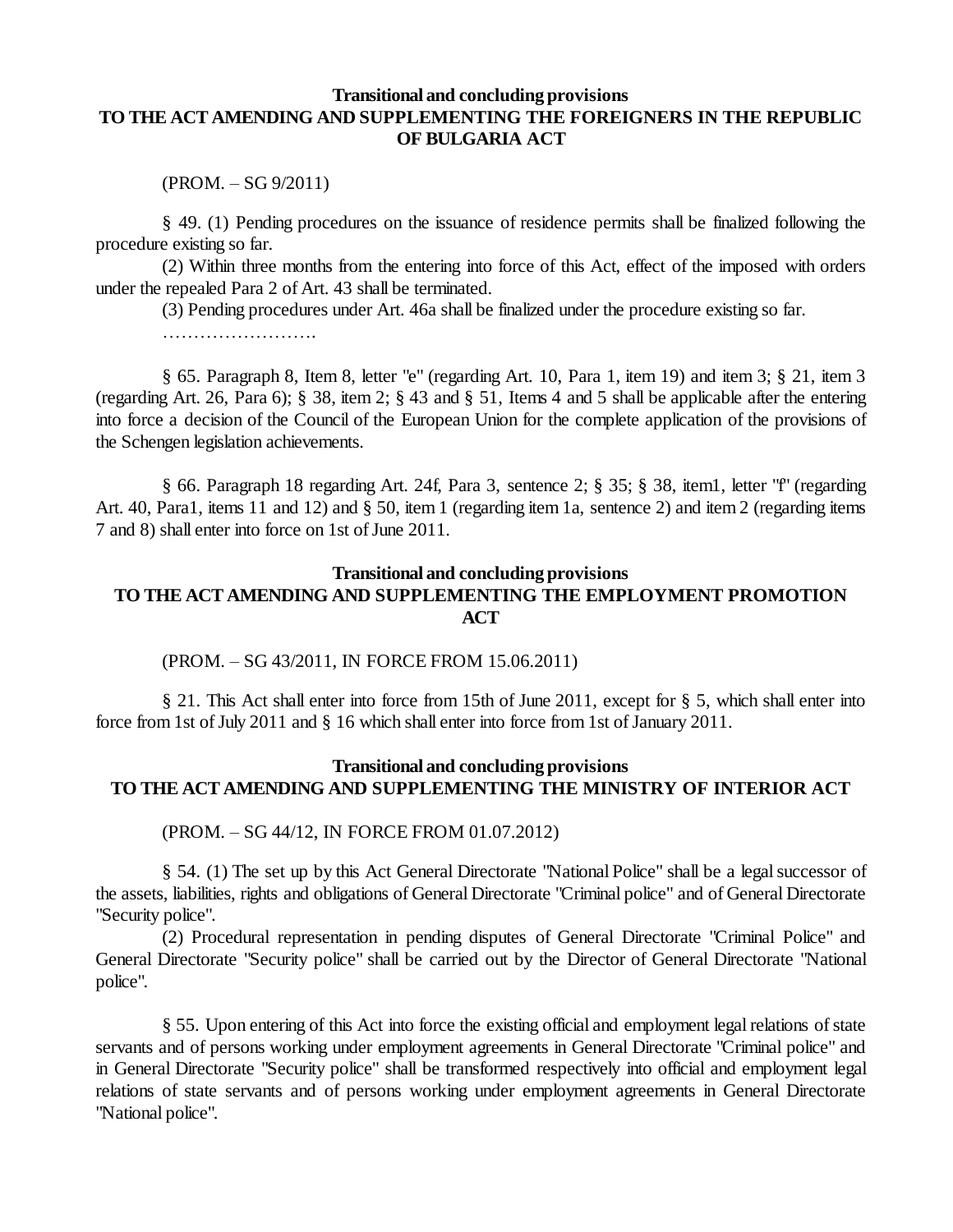**Transitional and concluding provisions**
**TO THE ACT AMENDING AND SUPPLEMENTING THE FOREIGNERS IN THE REPUBLIC OF BULGARIA ACT**

(PROM. – SG 9/2011)

§ 49. (1) Pending procedures on the issuance of residence permits shall be finalized following the procedure existing so far.

(2) Within three months from the entering into force of this Act, effect of the imposed with orders under the repealed Para 2 of Art. 43 shall be terminated.

(3) Pending procedures under Art. 46a shall be finalized under the procedure existing so far.

…………………….

§ 65. Paragraph 8, Item 8, letter "e" (regarding Art. 10, Para 1, item 19) and item 3; § 21, item 3 (regarding Art. 26, Para 6); § 38, item 2; § 43 and § 51, Items 4 and 5 shall be applicable after the entering into force a decision of the Council of the European Union for the complete application of the provisions of the Schengen legislation achievements.

§ 66. Paragraph 18 regarding Art. 24f, Para 3, sentence 2; § 35; § 38, item1, letter "f" (regarding Art. 40, Para1, items 11 and 12) and § 50, item 1 (regarding item 1a, sentence 2) and item 2 (regarding items 7 and 8) shall enter into force on 1st of June 2011.

**Transitional and concluding provisions**
**TO THE ACT AMENDING AND SUPPLEMENTING THE EMPLOYMENT PROMOTION ACT**

(PROM. – SG 43/2011, IN FORCE FROM 15.06.2011)

§ 21. This Act shall enter into force from 15th of June 2011, except for § 5, which shall enter into force from 1st of July 2011 and § 16 which shall enter into force from 1st of January 2011.

**Transitional and concluding provisions**
**TO THE ACT AMENDING AND SUPPLEMENTING THE MINISTRY OF INTERIOR ACT**

(PROM. – SG 44/12, IN FORCE FROM 01.07.2012)

§ 54. (1) The set up by this Act General Directorate "National Police" shall be a legal successor of the assets, liabilities, rights and obligations of General Directorate "Criminal police" and of General Directorate "Security police".

(2) Procedural representation in pending disputes of General Directorate "Criminal Police" and General Directorate "Security police" shall be carried out by the Director of General Directorate "National police".

§ 55. Upon entering of this Act into force the existing official and employment legal relations of state servants and of persons working under employment agreements in General Directorate "Criminal police" and in General Directorate "Security police" shall be transformed respectively into official and employment legal relations of state servants and of persons working under employment agreements in General Directorate "National police".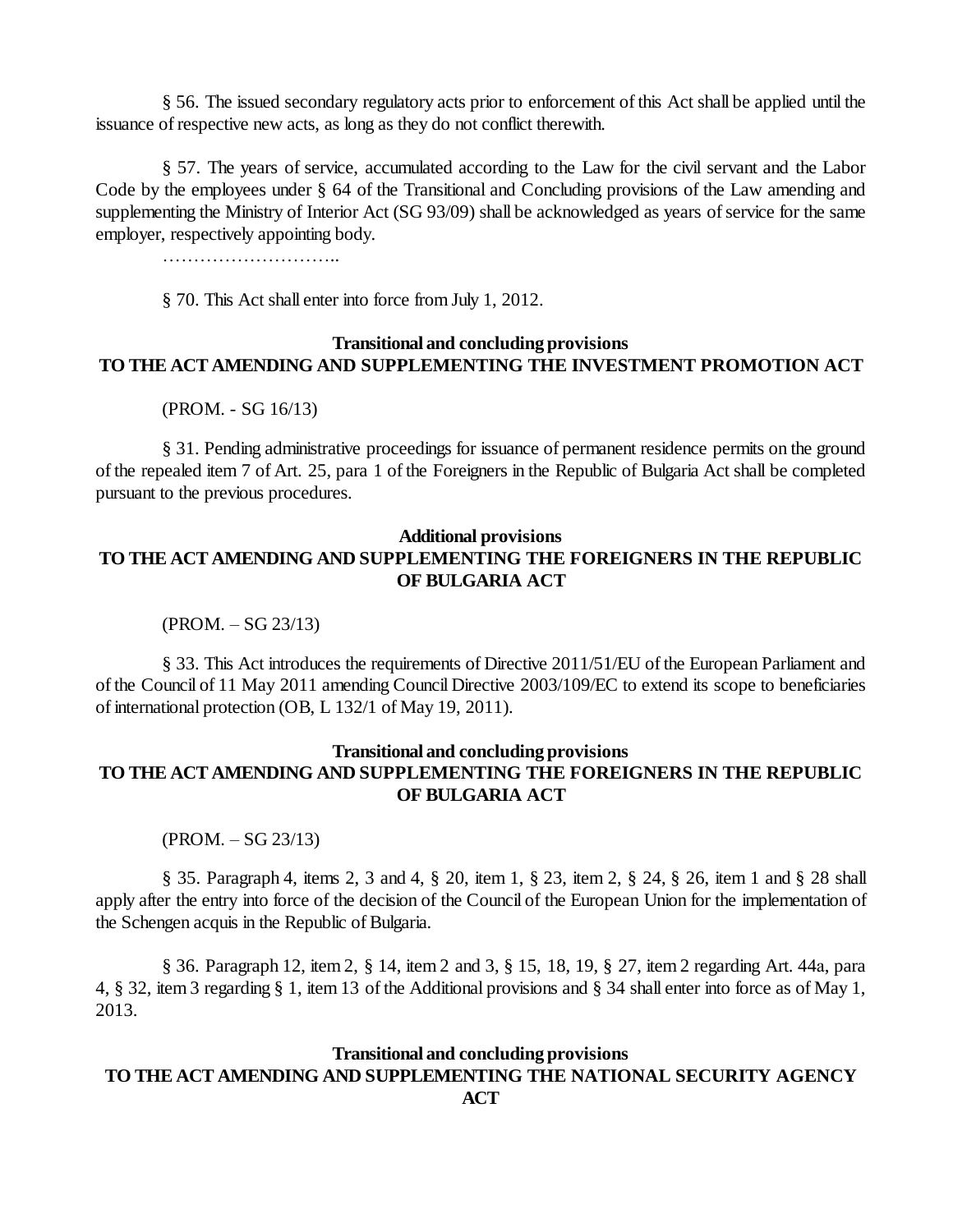§ 56. The issued secondary regulatory acts prior to enforcement of this Act shall be applied until the issuance of respective new acts, as long as they do not conflict therewith.

§ 57. The years of service, accumulated according to the Law for the civil servant and the Labor Code by the employees under § 64 of the Transitional and Concluding provisions of the Law amending and supplementing the Ministry of Interior Act (SG 93/09) shall be acknowledged as years of service for the same employer, respectively appointing body.

………………………..

§ 70. This Act shall enter into force from July 1, 2012.

**Transitional and concluding provisions**
**TO THE ACT AMENDING AND SUPPLEMENTING THE INVESTMENT PROMOTION ACT**

(PROM. - SG 16/13)

§ 31. Pending administrative proceedings for issuance of permanent residence permits on the ground of the repealed item 7 of Art. 25, para 1 of the Foreigners in the Republic of Bulgaria Act shall be completed pursuant to the previous procedures.

**Additional provisions**
**TO THE ACT AMENDING AND SUPPLEMENTING THE FOREIGNERS IN THE REPUBLIC OF BULGARIA ACT**

(PROM. – SG 23/13)

§ 33. This Act introduces the requirements of Directive 2011/51/EU of the European Parliament and of the Council of 11 May 2011 amending Council Directive 2003/109/EC to extend its scope to beneficiaries of international protection (OB, L 132/1 of May 19, 2011).

**Transitional and concluding provisions**
**TO THE ACT AMENDING AND SUPPLEMENTING THE FOREIGNERS IN THE REPUBLIC OF BULGARIA ACT**

(PROM. – SG 23/13)

§ 35. Paragraph 4, items 2, 3 and 4, § 20, item 1, § 23, item 2, § 24, § 26, item 1 and § 28 shall apply after the entry into force of the decision of the Council of the European Union for the implementation of the Schengen acquis in the Republic of Bulgaria.

§ 36. Paragraph 12, item 2, § 14, item 2 and 3, § 15, 18, 19, § 27, item 2 regarding Art. 44a, para 4, § 32, item 3 regarding § 1, item 13 of the Additional provisions and § 34 shall enter into force as of May 1, 2013.

**Transitional and concluding provisions**
**TO THE ACT AMENDING AND SUPPLEMENTING THE NATIONAL SECURITY AGENCY ACT**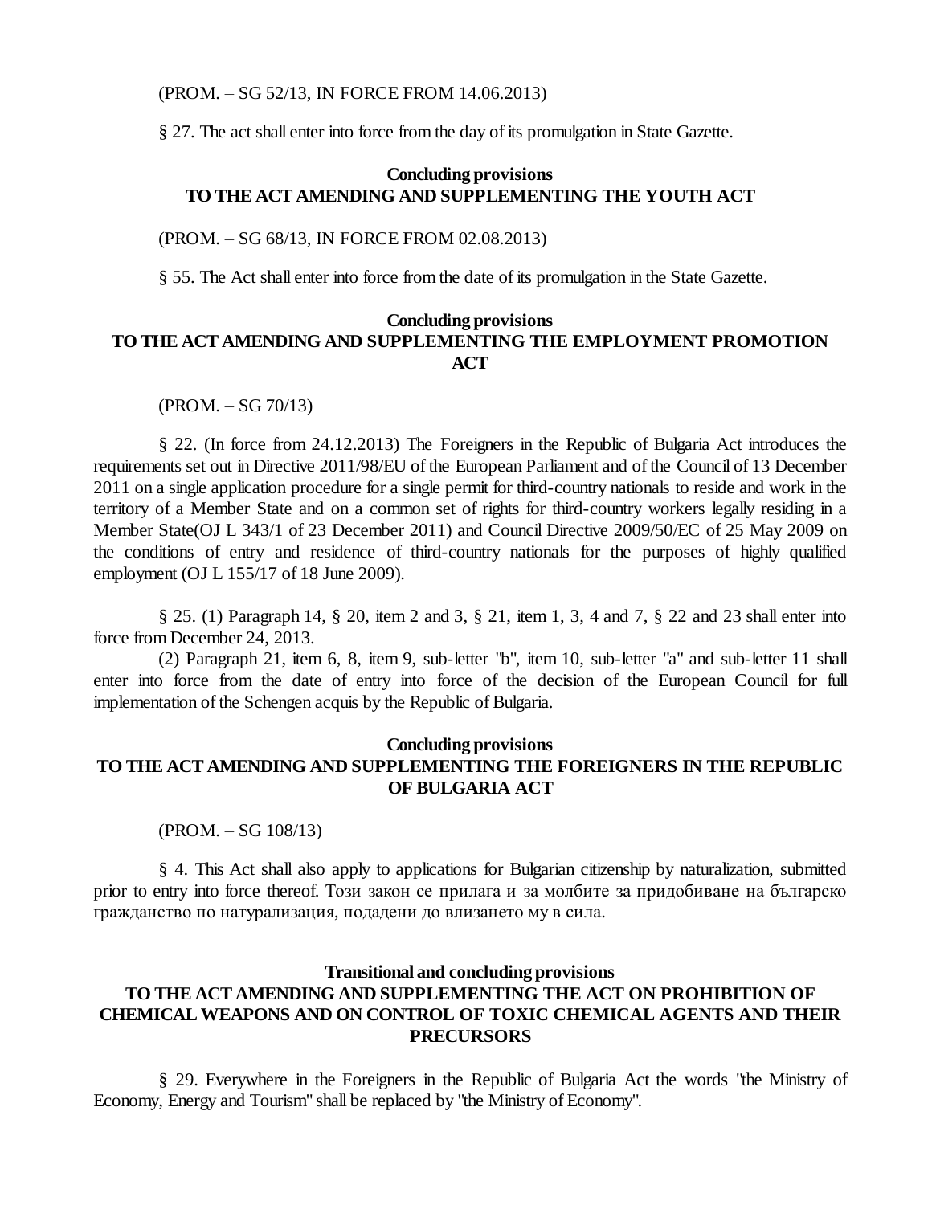(PROM. – SG 52/13, IN FORCE FROM 14.06.2013)

§ 27. The act shall enter into force from the day of its promulgation in State Gazette.

**Concluding provisions**
**TO THE ACT AMENDING AND SUPPLEMENTING THE YOUTH ACT**

(PROM. – SG 68/13, IN FORCE FROM 02.08.2013)

§ 55. The Act shall enter into force from the date of its promulgation in the State Gazette.

**Concluding provisions**
**TO THE ACT AMENDING AND SUPPLEMENTING THE EMPLOYMENT PROMOTION ACT**

(PROM. – SG 70/13)

§ 22. (In force from 24.12.2013) The Foreigners in the Republic of Bulgaria Act introduces the requirements set out in Directive 2011/98/EU of the European Parliament and of the Council of 13 December 2011 on a single application procedure for a single permit for third-country nationals to reside and work in the territory of a Member State and on a common set of rights for third-country workers legally residing in a Member State(OJ L 343/1 of 23 December 2011) and Council Directive 2009/50/EC of 25 May 2009 on the conditions of entry and residence of third-country nationals for the purposes of highly qualified employment (OJ L 155/17 of 18 June 2009).

§ 25. (1) Paragraph 14, § 20, item 2 and 3, § 21, item 1, 3, 4 and 7, § 22 and 23 shall enter into force from December 24, 2013.

(2) Paragraph 21, item 6, 8, item 9, sub-letter "b", item 10, sub-letter "a" and sub-letter 11 shall enter into force from the date of entry into force of the decision of the European Council for full implementation of the Schengen acquis by the Republic of Bulgaria.

**Concluding provisions**
**TO THE ACT AMENDING AND SUPPLEMENTING THE FOREIGNERS IN THE REPUBLIC OF BULGARIA ACT**

(PROM. – SG 108/13)

§ 4. This Act shall also apply to applications for Bulgarian citizenship by naturalization, submitted prior to entry into force thereof. Този закон се прилага и за молбите за придобиване на българско гражданство по натурализация, подадени до влизането му в сила.

**Transitional and concluding provisions**
**TO THE ACT AMENDING AND SUPPLEMENTING THE ACT ON PROHIBITION OF CHEMICAL WEAPONS AND ON CONTROL OF TOXIC CHEMICAL AGENTS AND THEIR PRECURSORS**

§ 29. Everywhere in the Foreigners in the Republic of Bulgaria Act the words "the Ministry of Economy, Energy and Tourism" shall be replaced by "the Ministry of Economy".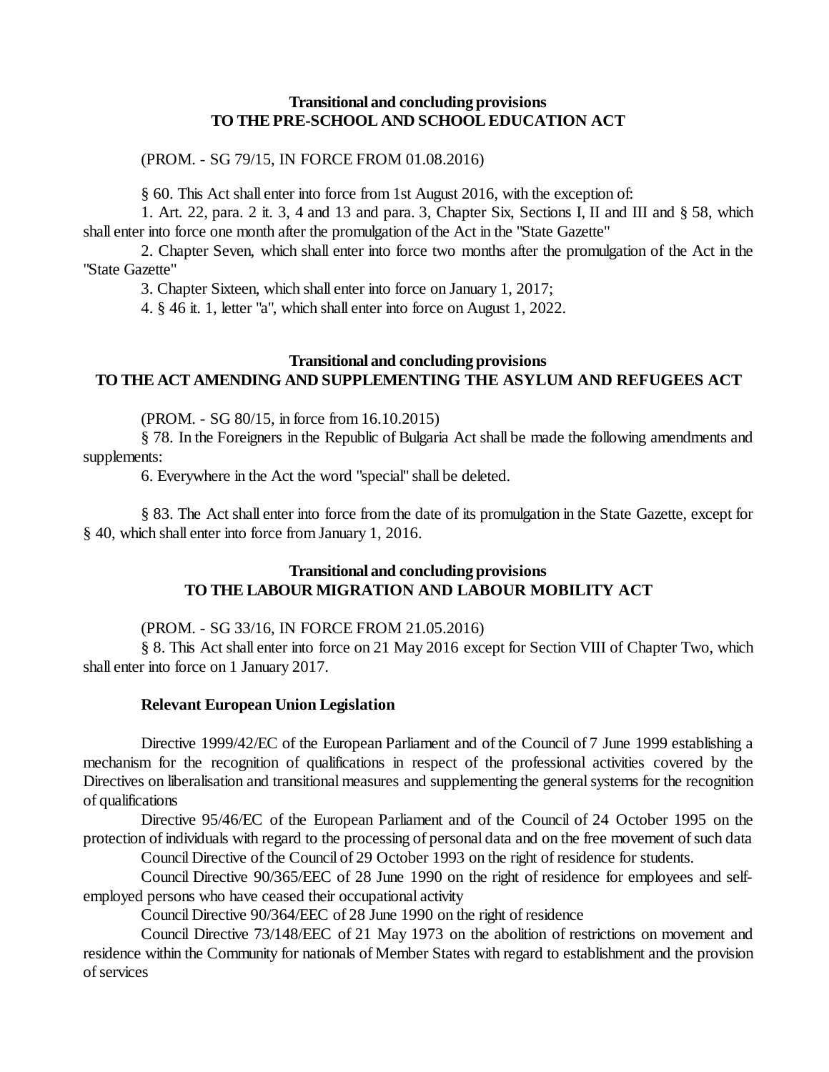**Transitional and concluding provisions**
**TO THE PRE-SCHOOL AND SCHOOL EDUCATION ACT**

(PROM. - SG 79/15, IN FORCE FROM 01.08.2016)

§ 60. This Act shall enter into force from 1st August 2016, with the exception of:

1. Art. 22, para. 2 it. 3, 4 and 13 and para. 3, Chapter Six, Sections I, II and III and § 58, which shall enter into force one month after the promulgation of the Act in the "State Gazette"

2. Chapter Seven, which shall enter into force two months after the promulgation of the Act in the "State Gazette"

3. Chapter Sixteen, which shall enter into force on January 1, 2017;

4. § 46 it. 1, letter "a", which shall enter into force on August 1, 2022.

**Transitional and concluding provisions**
**TO THE ACT AMENDING AND SUPPLEMENTING THE ASYLUM AND REFUGEES ACT**

(PROM. - SG 80/15, in force from 16.10.2015)

§ 78. In the Foreigners in the Republic of Bulgaria Act shall be made the following amendments and supplements:

6. Everywhere in the Act the word "special" shall be deleted.

§ 83. The Act shall enter into force from the date of its promulgation in the State Gazette, except for § 40, which shall enter into force from January 1, 2016.

**Transitional and concluding provisions**
**TO THE LABOUR MIGRATION AND LABOUR MOBILITY ACT**

(PROM. - SG 33/16, IN FORCE FROM 21.05.2016)

§ 8. This Act shall enter into force on 21 May 2016 except for Section VIII of Chapter Two, which shall enter into force on 1 January 2017.

**Relevant European Union Legislation**

Directive 1999/42/EC of the European Parliament and of the Council of 7 June 1999 establishing a mechanism for the recognition of qualifications in respect of the professional activities covered by the Directives on liberalisation and transitional measures and supplementing the general systems for the recognition of qualifications

Directive 95/46/EC of the European Parliament and of the Council of 24 October 1995 on the protection of individuals with regard to the processing of personal data and on the free movement of such data

Council Directive of the Council of 29 October 1993 on the right of residence for students.

Council Directive 90/365/EEC of 28 June 1990 on the right of residence for employees and self-employed persons who have ceased their occupational activity

Council Directive 90/364/EEC of 28 June 1990 on the right of residence

Council Directive 73/148/EEC of 21 May 1973 on the abolition of restrictions on movement and residence within the Community for nationals of Member States with regard to establishment and the provision of services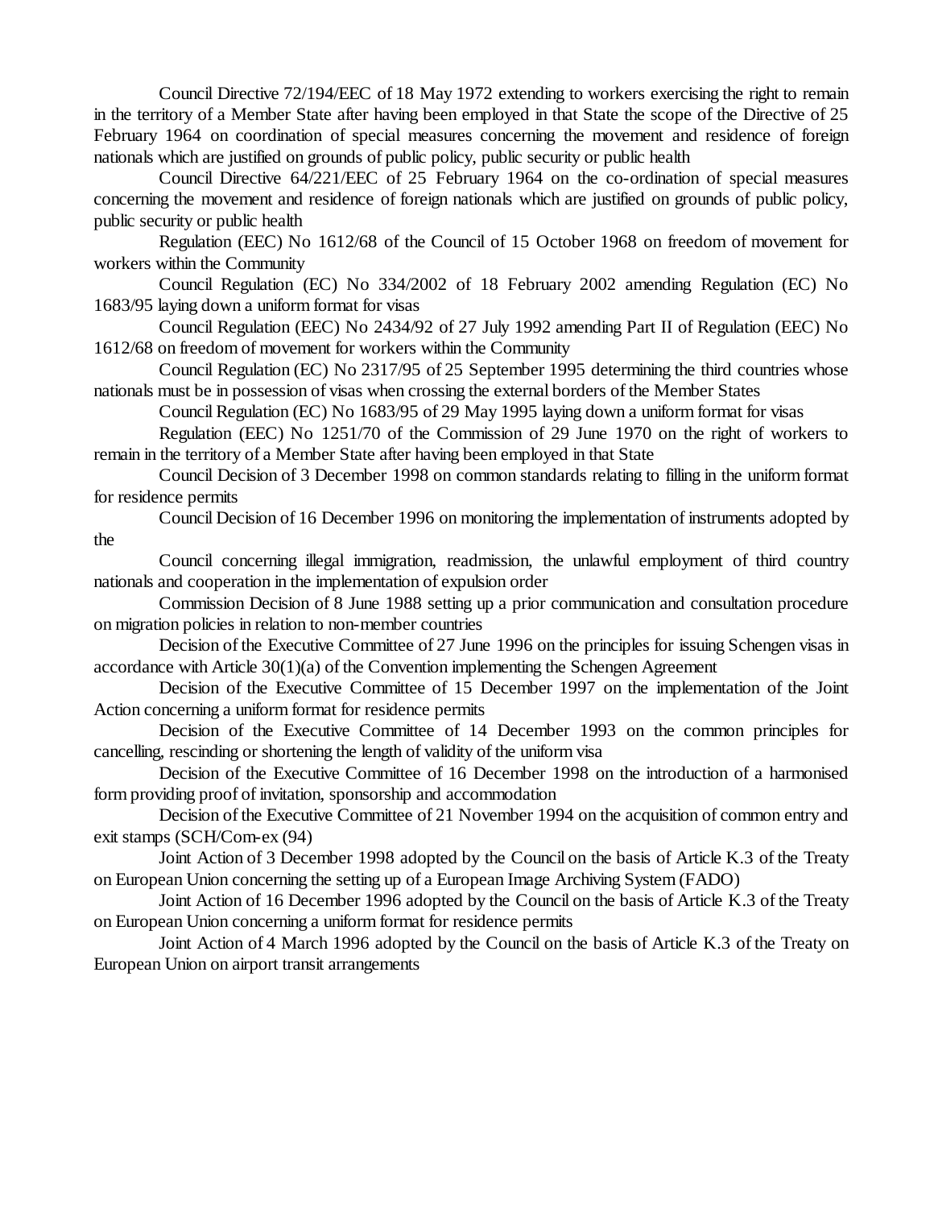Council Directive 72/194/EEC of 18 May 1972 extending to workers exercising the right to remain in the territory of a Member State after having been employed in that State the scope of the Directive of 25 February 1964 on coordination of special measures concerning the movement and residence of foreign nationals which are justified on grounds of public policy, public security or public health

Council Directive 64/221/EEC of 25 February 1964 on the co-ordination of special measures concerning the movement and residence of foreign nationals which are justified on grounds of public policy, public security or public health

Regulation (EEC) No 1612/68 of the Council of 15 October 1968 on freedom of movement for workers within the Community

Council Regulation (EC) No 334/2002 of 18 February 2002 amending Regulation (EC) No 1683/95 laying down a uniform format for visas

Council Regulation (EEC) No 2434/92 of 27 July 1992 amending Part II of Regulation (EEC) No 1612/68 on freedom of movement for workers within the Community

Council Regulation (EC) No 2317/95 of 25 September 1995 determining the third countries whose nationals must be in possession of visas when crossing the external borders of the Member States

Council Regulation (EC) No 1683/95 of 29 May 1995 laying down a uniform format for visas

Regulation (EEC) No 1251/70 of the Commission of 29 June 1970 on the right of workers to remain in the territory of a Member State after having been employed in that State

Council Decision of 3 December 1998 on common standards relating to filling in the uniform format for residence permits

Council Decision of 16 December 1996 on monitoring the implementation of instruments adopted by the

Council concerning illegal immigration, readmission, the unlawful employment of third country nationals and cooperation in the implementation of expulsion order

Commission Decision of 8 June 1988 setting up a prior communication and consultation procedure on migration policies in relation to non-member countries

Decision of the Executive Committee of 27 June 1996 on the principles for issuing Schengen visas in accordance with Article 30(1)(a) of the Convention implementing the Schengen Agreement

Decision of the Executive Committee of 15 December 1997 on the implementation of the Joint Action concerning a uniform format for residence permits

Decision of the Executive Committee of 14 December 1993 on the common principles for cancelling, rescinding or shortening the length of validity of the uniform visa

Decision of the Executive Committee of 16 December 1998 on the introduction of a harmonised form providing proof of invitation, sponsorship and accommodation

Decision of the Executive Committee of 21 November 1994 on the acquisition of common entry and exit stamps (SCH/Com-ex (94)

Joint Action of 3 December 1998 adopted by the Council on the basis of Article K.3 of the Treaty on European Union concerning the setting up of a European Image Archiving System (FADO)

Joint Action of 16 December 1996 adopted by the Council on the basis of Article K.3 of the Treaty on European Union concerning a uniform format for residence permits

Joint Action of 4 March 1996 adopted by the Council on the basis of Article K.3 of the Treaty on European Union on airport transit arrangements